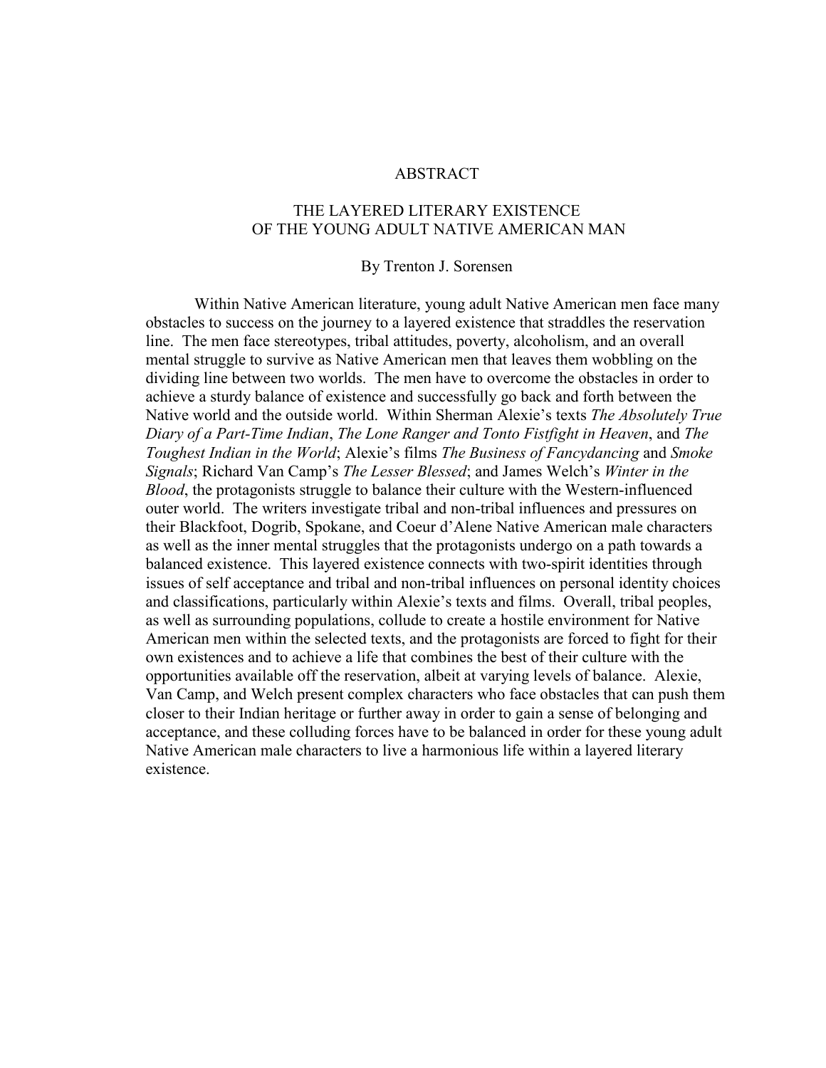# ABSTRACT

## THE LAYERED LITERARY EXISTENCE OF THE YOUNG ADULT NATIVE AMERICAN MAN

By Trenton J. Sorensen

Within Native American literature, young adult Native American men face many obstacles to success on the journey to a layered existence that straddles the reservation line. The men face stereotypes, tribal attitudes, poverty, alcoholism, and an overall mental struggle to survive as Native American men that leaves them wobbling on the dividing line between two worlds. The men have to overcome the obstacles in order to achieve a sturdy balance of existence and successfully go back and forth between the Native world and the outside world. Within Sherman Alexie's texts *The Absolutely True Diary of a Part-Time Indian*, *The Lone Ranger and Tonto Fistfight in Heaven*, and *The Toughest Indian in the World*; Alexie's films *The Business of Fancydancing* and *Smoke Signals*; Richard Van Camp's *The Lesser Blessed*; and James Welch's *Winter in the Blood*, the protagonists struggle to balance their culture with the Western-influenced outer world. The writers investigate tribal and non-tribal influences and pressures on their Blackfoot, Dogrib, Spokane, and Coeur d'Alene Native American male characters as well as the inner mental struggles that the protagonists undergo on a path towards a balanced existence. This layered existence connects with two-spirit identities through issues of self acceptance and tribal and non-tribal influences on personal identity choices and classifications, particularly within Alexie's texts and films. Overall, tribal peoples, as well as surrounding populations, collude to create a hostile environment for Native American men within the selected texts, and the protagonists are forced to fight for their own existences and to achieve a life that combines the best of their culture with the opportunities available off the reservation, albeit at varying levels of balance. Alexie, Van Camp, and Welch present complex characters who face obstacles that can push them closer to their Indian heritage or further away in order to gain a sense of belonging and acceptance, and these colluding forces have to be balanced in order for these young adult Native American male characters to live a harmonious life within a layered literary existence.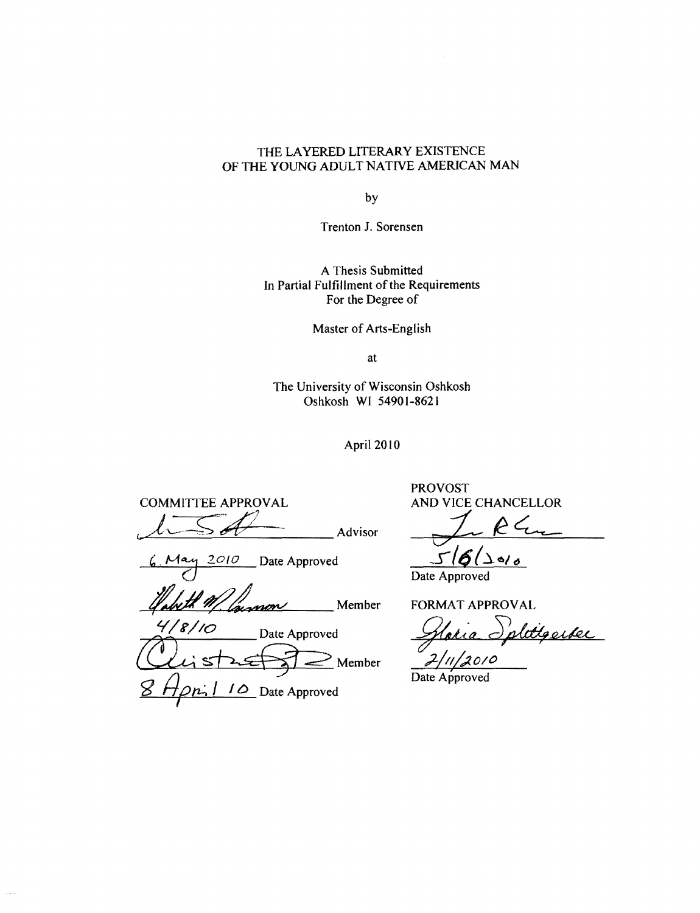THE LAYERED LITERARY EXISTENCE
OF THE YOUNG ADULT NATIVE AMERICAN MAN

by

Trenton J. Sorensen

A Thesis Submitted
In Partial Fulfillment of the Requirements
For the Degree of

Master of Arts-English

at

The University of Wisconsin Oshkosh
Oshkosh WI 54901-8621

April 2010

COMMITTEE APPROVAL

_______________ Advisor

6 May 2010 Date Approved

_______________ Member

4/8/10 Date Approved

_______________ Member

8 April 10 Date Approved

PROVOST
AND VICE CHANCELLOR

_______________

5/6/2010
Date Approved

FORMAT APPROVAL

_______________

2/11/2010
Date Approved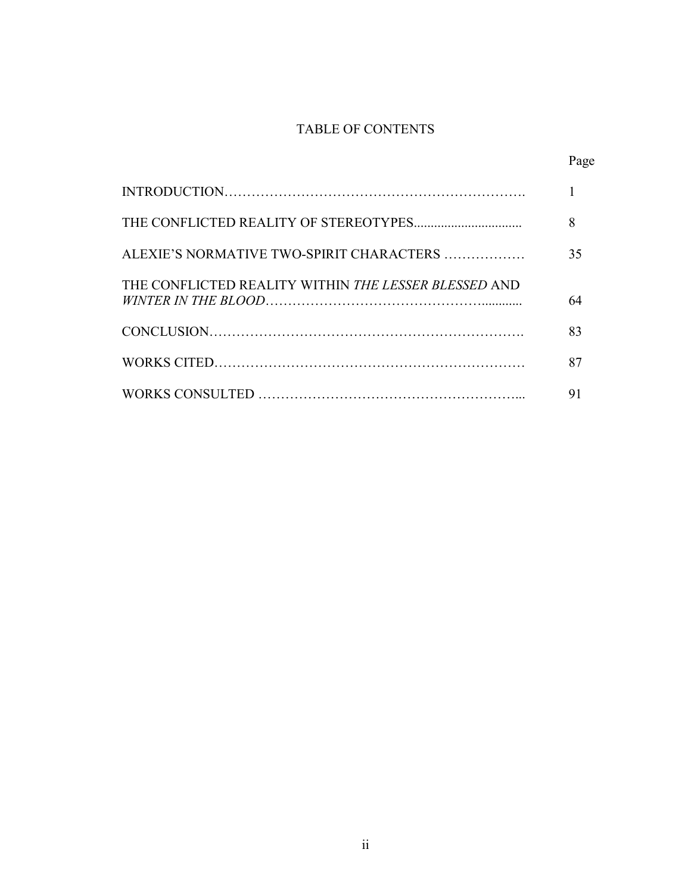# TABLE OF CONTENTS

| | Page |
|---|---|
| INTRODUCTION | 1 |
| THE CONFLICTED REALITY OF STEREOTYPES | 8 |
| ALEXIE'S NORMATIVE TWO-SPIRIT CHARACTERS | 35 |
| THE CONFLICTED REALITY WITHIN *THE LESSER BLESSED* AND *WINTER IN THE BLOOD* | 64 |
| CONCLUSION | 83 |
| WORKS CITED | 87 |
| WORKS CONSULTED | 91 |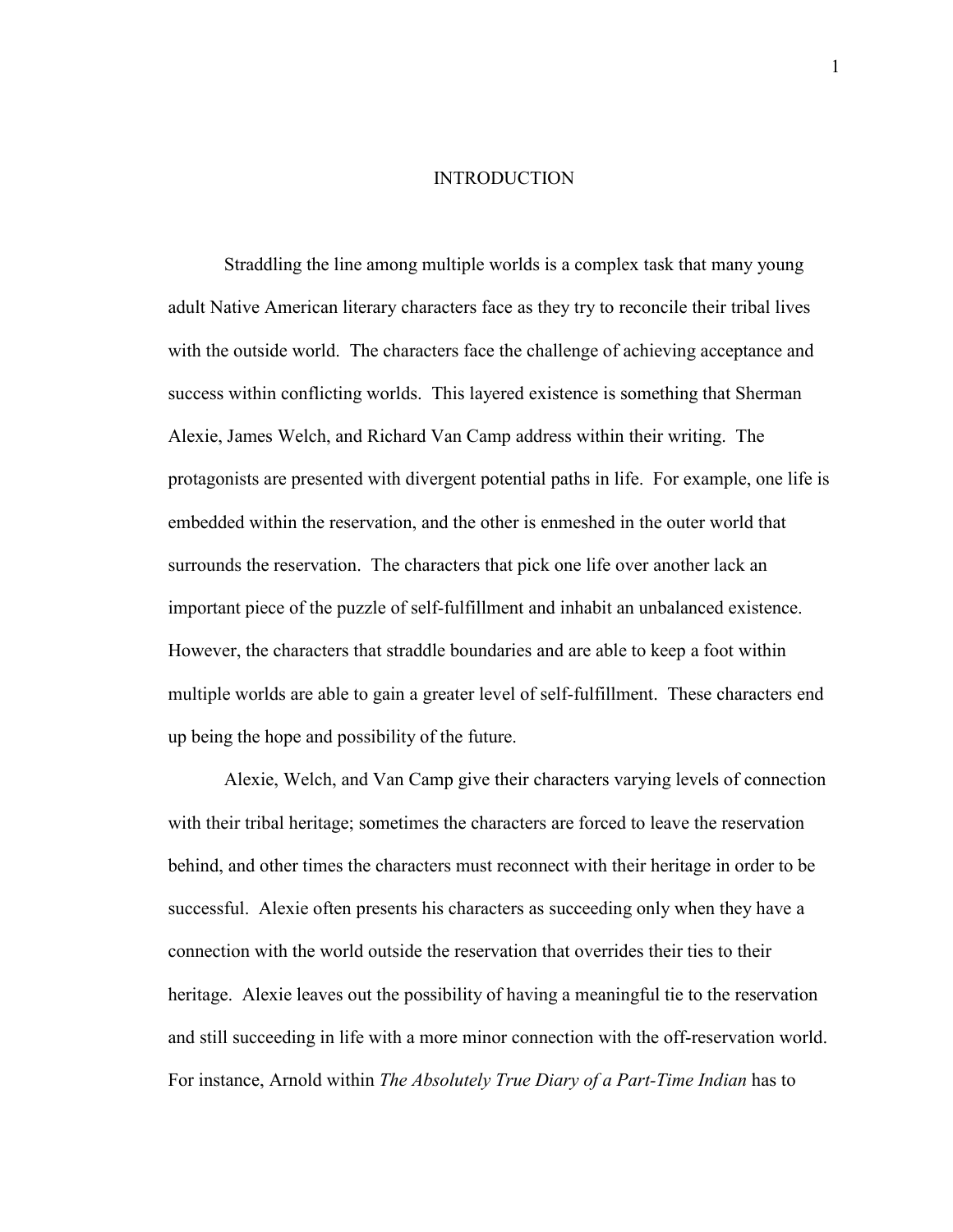# INTRODUCTION

Straddling the line among multiple worlds is a complex task that many young adult Native American literary characters face as they try to reconcile their tribal lives with the outside world. The characters face the challenge of achieving acceptance and success within conflicting worlds. This layered existence is something that Sherman Alexie, James Welch, and Richard Van Camp address within their writing. The protagonists are presented with divergent potential paths in life. For example, one life is embedded within the reservation, and the other is enmeshed in the outer world that surrounds the reservation. The characters that pick one life over another lack an important piece of the puzzle of self-fulfillment and inhabit an unbalanced existence. However, the characters that straddle boundaries and are able to keep a foot within multiple worlds are able to gain a greater level of self-fulfillment. These characters end up being the hope and possibility of the future.

Alexie, Welch, and Van Camp give their characters varying levels of connection with their tribal heritage; sometimes the characters are forced to leave the reservation behind, and other times the characters must reconnect with their heritage in order to be successful. Alexie often presents his characters as succeeding only when they have a connection with the world outside the reservation that overrides their ties to their heritage. Alexie leaves out the possibility of having a meaningful tie to the reservation and still succeeding in life with a more minor connection with the off-reservation world. For instance, Arnold within *The Absolutely True Diary of a Part-Time Indian* has to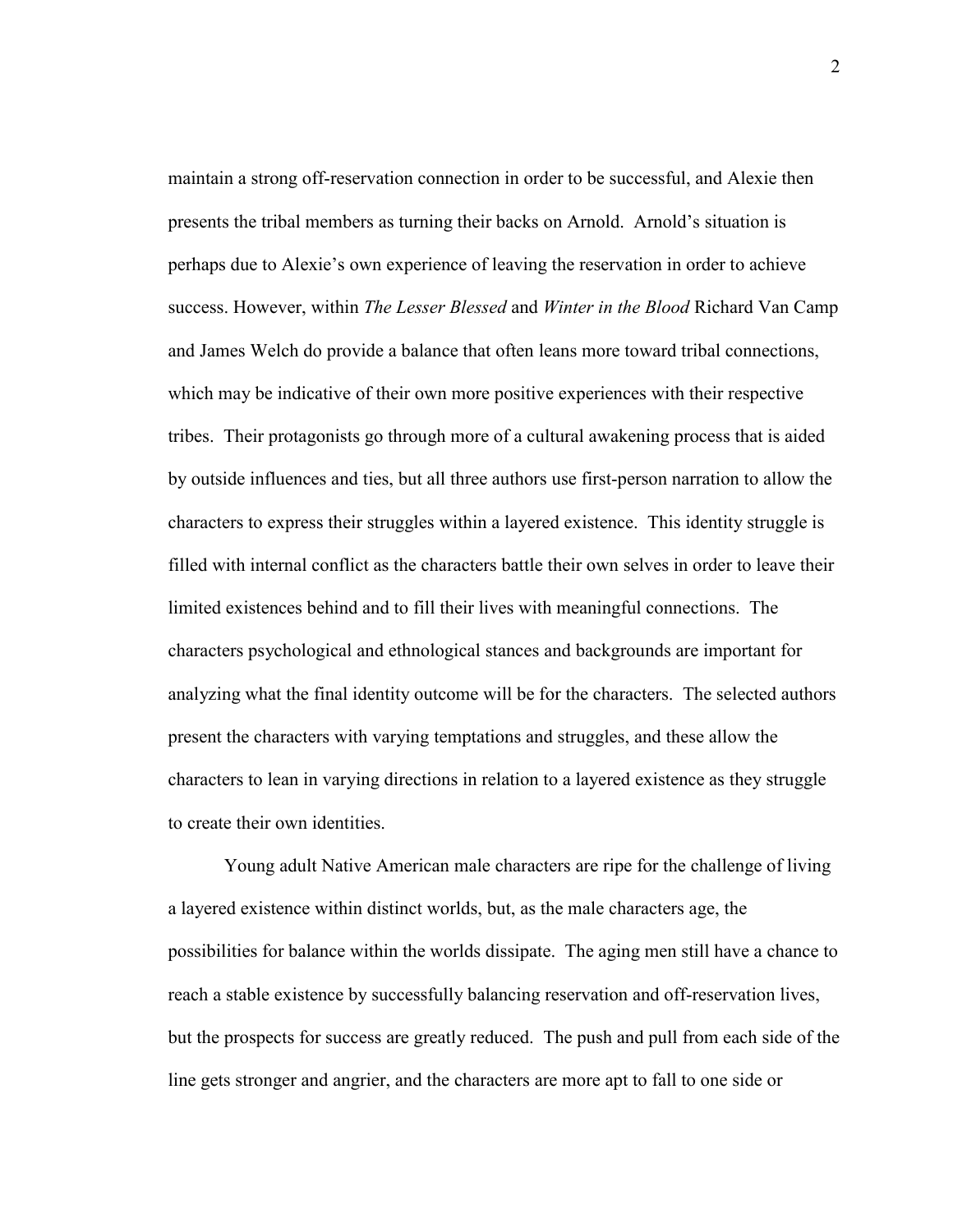maintain a strong off-reservation connection in order to be successful, and Alexie then presents the tribal members as turning their backs on Arnold. Arnold's situation is perhaps due to Alexie's own experience of leaving the reservation in order to achieve success. However, within *The Lesser Blessed* and *Winter in the Blood* Richard Van Camp and James Welch do provide a balance that often leans more toward tribal connections, which may be indicative of their own more positive experiences with their respective tribes. Their protagonists go through more of a cultural awakening process that is aided by outside influences and ties, but all three authors use first-person narration to allow the characters to express their struggles within a layered existence. This identity struggle is filled with internal conflict as the characters battle their own selves in order to leave their limited existences behind and to fill their lives with meaningful connections. The characters psychological and ethnological stances and backgrounds are important for analyzing what the final identity outcome will be for the characters. The selected authors present the characters with varying temptations and struggles, and these allow the characters to lean in varying directions in relation to a layered existence as they struggle to create their own identities.

Young adult Native American male characters are ripe for the challenge of living a layered existence within distinct worlds, but, as the male characters age, the possibilities for balance within the worlds dissipate. The aging men still have a chance to reach a stable existence by successfully balancing reservation and off-reservation lives, but the prospects for success are greatly reduced. The push and pull from each side of the line gets stronger and angrier, and the characters are more apt to fall to one side or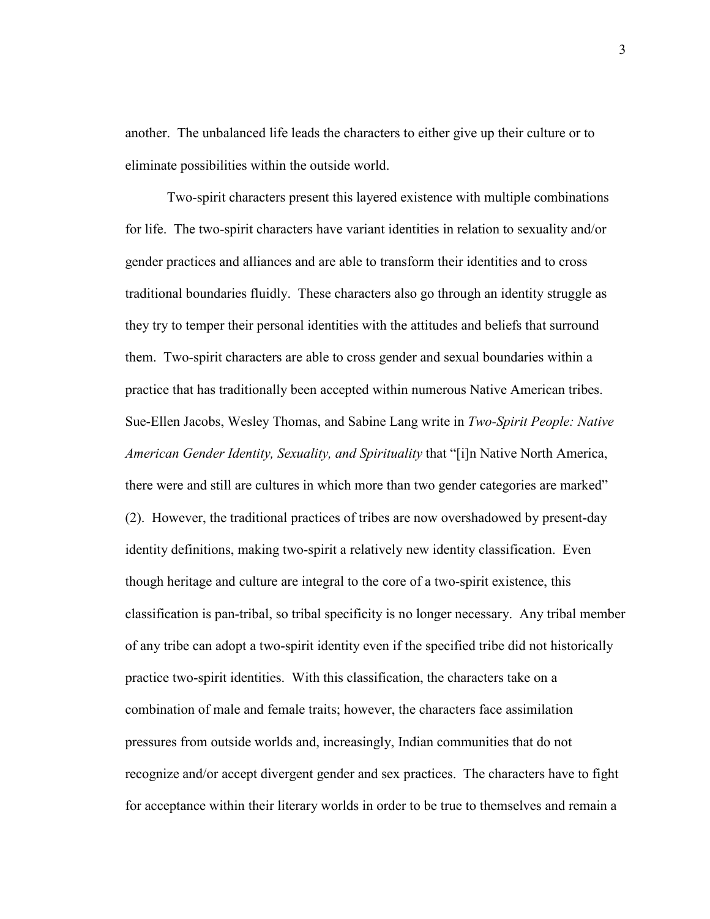another. The unbalanced life leads the characters to either give up their culture or to eliminate possibilities within the outside world.

Two-spirit characters present this layered existence with multiple combinations for life. The two-spirit characters have variant identities in relation to sexuality and/or gender practices and alliances and are able to transform their identities and to cross traditional boundaries fluidly. These characters also go through an identity struggle as they try to temper their personal identities with the attitudes and beliefs that surround them. Two-spirit characters are able to cross gender and sexual boundaries within a practice that has traditionally been accepted within numerous Native American tribes. Sue-Ellen Jacobs, Wesley Thomas, and Sabine Lang write in *Two-Spirit People: Native American Gender Identity, Sexuality, and Spirituality* that "[i]n Native North America, there were and still are cultures in which more than two gender categories are marked" (2). However, the traditional practices of tribes are now overshadowed by present-day identity definitions, making two-spirit a relatively new identity classification. Even though heritage and culture are integral to the core of a two-spirit existence, this classification is pan-tribal, so tribal specificity is no longer necessary. Any tribal member of any tribe can adopt a two-spirit identity even if the specified tribe did not historically practice two-spirit identities. With this classification, the characters take on a combination of male and female traits; however, the characters face assimilation pressures from outside worlds and, increasingly, Indian communities that do not recognize and/or accept divergent gender and sex practices. The characters have to fight for acceptance within their literary worlds in order to be true to themselves and remain a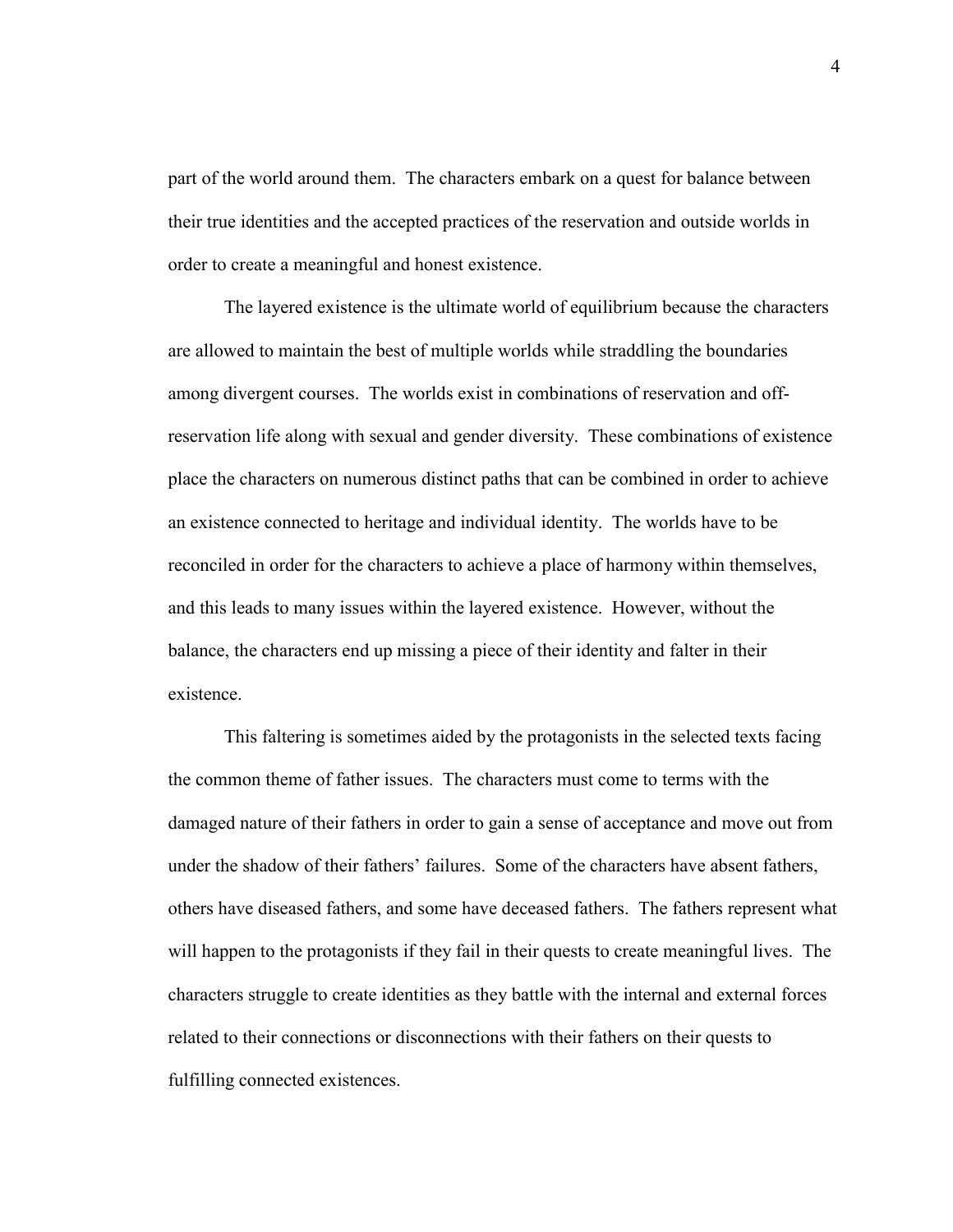part of the world around them. The characters embark on a quest for balance between their true identities and the accepted practices of the reservation and outside worlds in order to create a meaningful and honest existence.

The layered existence is the ultimate world of equilibrium because the characters are allowed to maintain the best of multiple worlds while straddling the boundaries among divergent courses. The worlds exist in combinations of reservation and off-reservation life along with sexual and gender diversity. These combinations of existence place the characters on numerous distinct paths that can be combined in order to achieve an existence connected to heritage and individual identity. The worlds have to be reconciled in order for the characters to achieve a place of harmony within themselves, and this leads to many issues within the layered existence. However, without the balance, the characters end up missing a piece of their identity and falter in their existence.

This faltering is sometimes aided by the protagonists in the selected texts facing the common theme of father issues. The characters must come to terms with the damaged nature of their fathers in order to gain a sense of acceptance and move out from under the shadow of their fathers' failures. Some of the characters have absent fathers, others have diseased fathers, and some have deceased fathers. The fathers represent what will happen to the protagonists if they fail in their quests to create meaningful lives. The characters struggle to create identities as they battle with the internal and external forces related to their connections or disconnections with their fathers on their quests to fulfilling connected existences.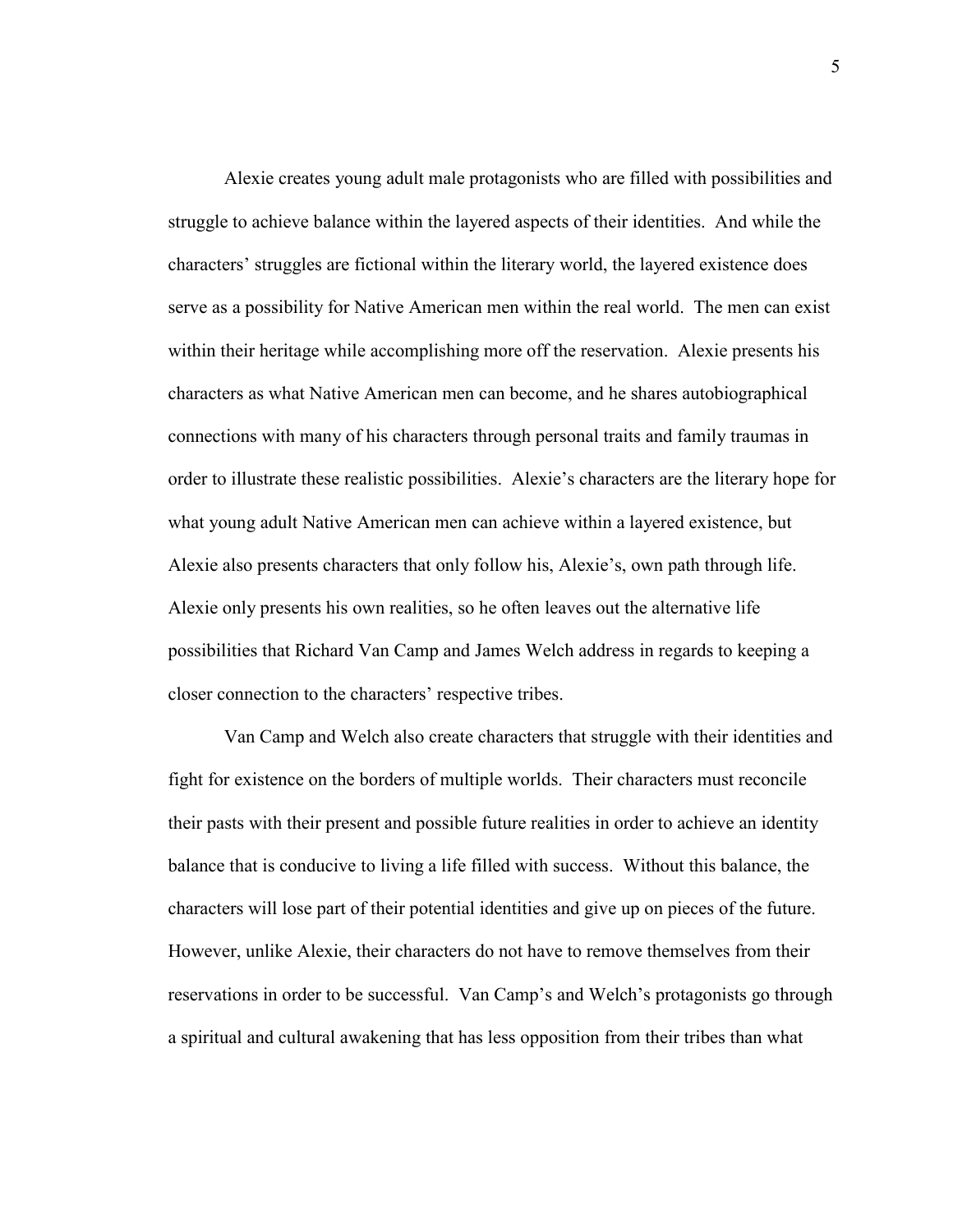Alexie creates young adult male protagonists who are filled with possibilities and struggle to achieve balance within the layered aspects of their identities. And while the characters' struggles are fictional within the literary world, the layered existence does serve as a possibility for Native American men within the real world. The men can exist within their heritage while accomplishing more off the reservation. Alexie presents his characters as what Native American men can become, and he shares autobiographical connections with many of his characters through personal traits and family traumas in order to illustrate these realistic possibilities. Alexie's characters are the literary hope for what young adult Native American men can achieve within a layered existence, but Alexie also presents characters that only follow his, Alexie's, own path through life. Alexie only presents his own realities, so he often leaves out the alternative life possibilities that Richard Van Camp and James Welch address in regards to keeping a closer connection to the characters' respective tribes.

Van Camp and Welch also create characters that struggle with their identities and fight for existence on the borders of multiple worlds. Their characters must reconcile their pasts with their present and possible future realities in order to achieve an identity balance that is conducive to living a life filled with success. Without this balance, the characters will lose part of their potential identities and give up on pieces of the future. However, unlike Alexie, their characters do not have to remove themselves from their reservations in order to be successful. Van Camp's and Welch's protagonists go through a spiritual and cultural awakening that has less opposition from their tribes than what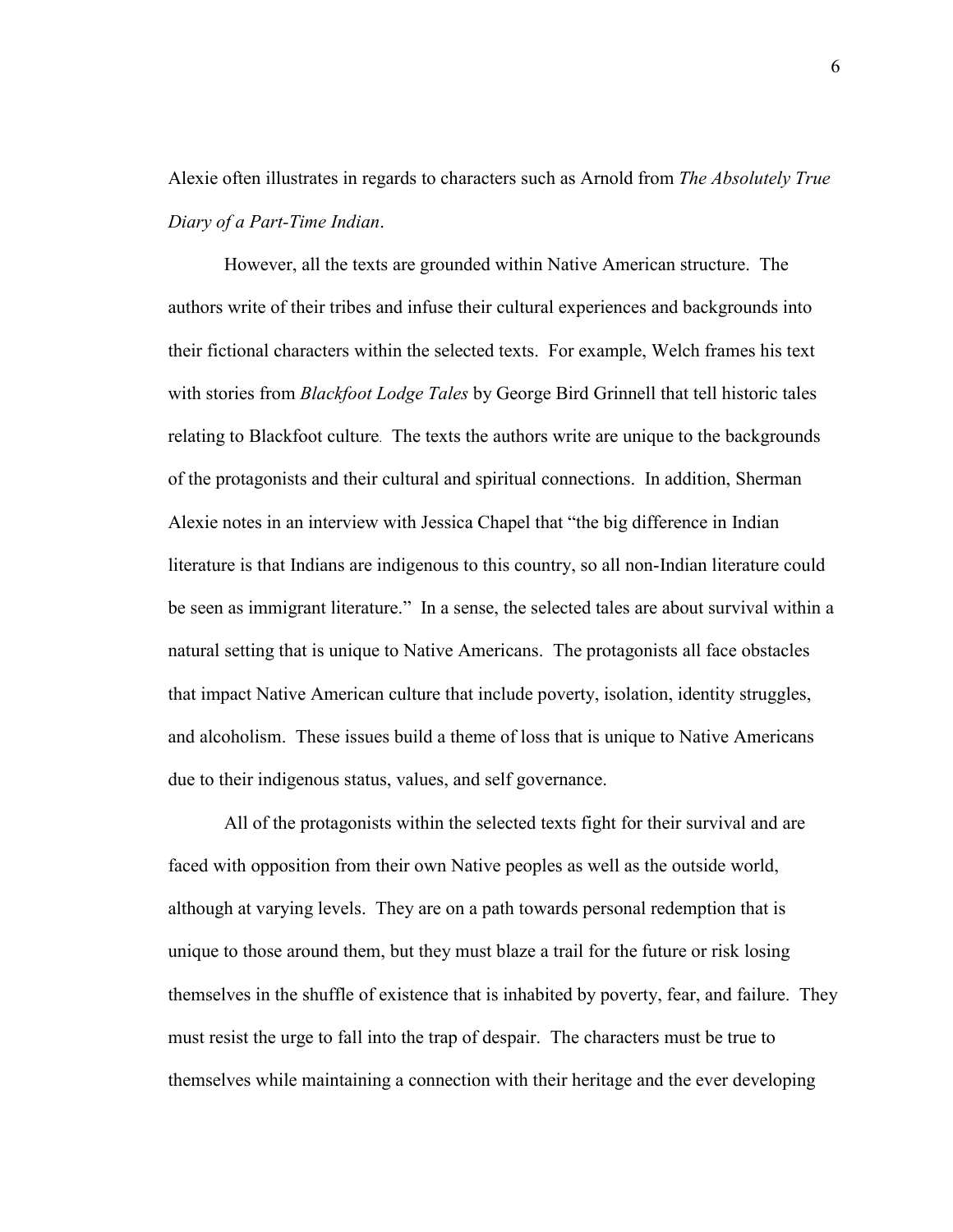Alexie often illustrates in regards to characters such as Arnold from *The Absolutely True Diary of a Part-Time Indian*.

However, all the texts are grounded within Native American structure. The authors write of their tribes and infuse their cultural experiences and backgrounds into their fictional characters within the selected texts. For example, Welch frames his text with stories from *Blackfoot Lodge Tales* by George Bird Grinnell that tell historic tales relating to Blackfoot culture. The texts the authors write are unique to the backgrounds of the protagonists and their cultural and spiritual connections. In addition, Sherman Alexie notes in an interview with Jessica Chapel that "the big difference in Indian literature is that Indians are indigenous to this country, so all non-Indian literature could be seen as immigrant literature." In a sense, the selected tales are about survival within a natural setting that is unique to Native Americans. The protagonists all face obstacles that impact Native American culture that include poverty, isolation, identity struggles, and alcoholism. These issues build a theme of loss that is unique to Native Americans due to their indigenous status, values, and self governance.

All of the protagonists within the selected texts fight for their survival and are faced with opposition from their own Native peoples as well as the outside world, although at varying levels. They are on a path towards personal redemption that is unique to those around them, but they must blaze a trail for the future or risk losing themselves in the shuffle of existence that is inhabited by poverty, fear, and failure. They must resist the urge to fall into the trap of despair. The characters must be true to themselves while maintaining a connection with their heritage and the ever developing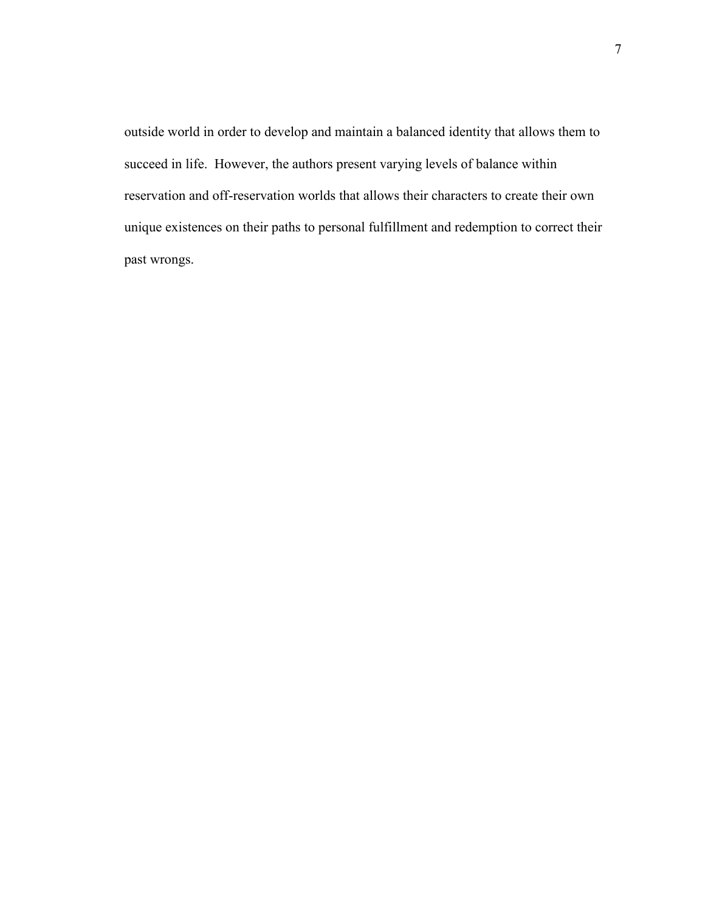outside world in order to develop and maintain a balanced identity that allows them to succeed in life.  However, the authors present varying levels of balance within reservation and off-reservation worlds that allows their characters to create their own unique existences on their paths to personal fulfillment and redemption to correct their past wrongs.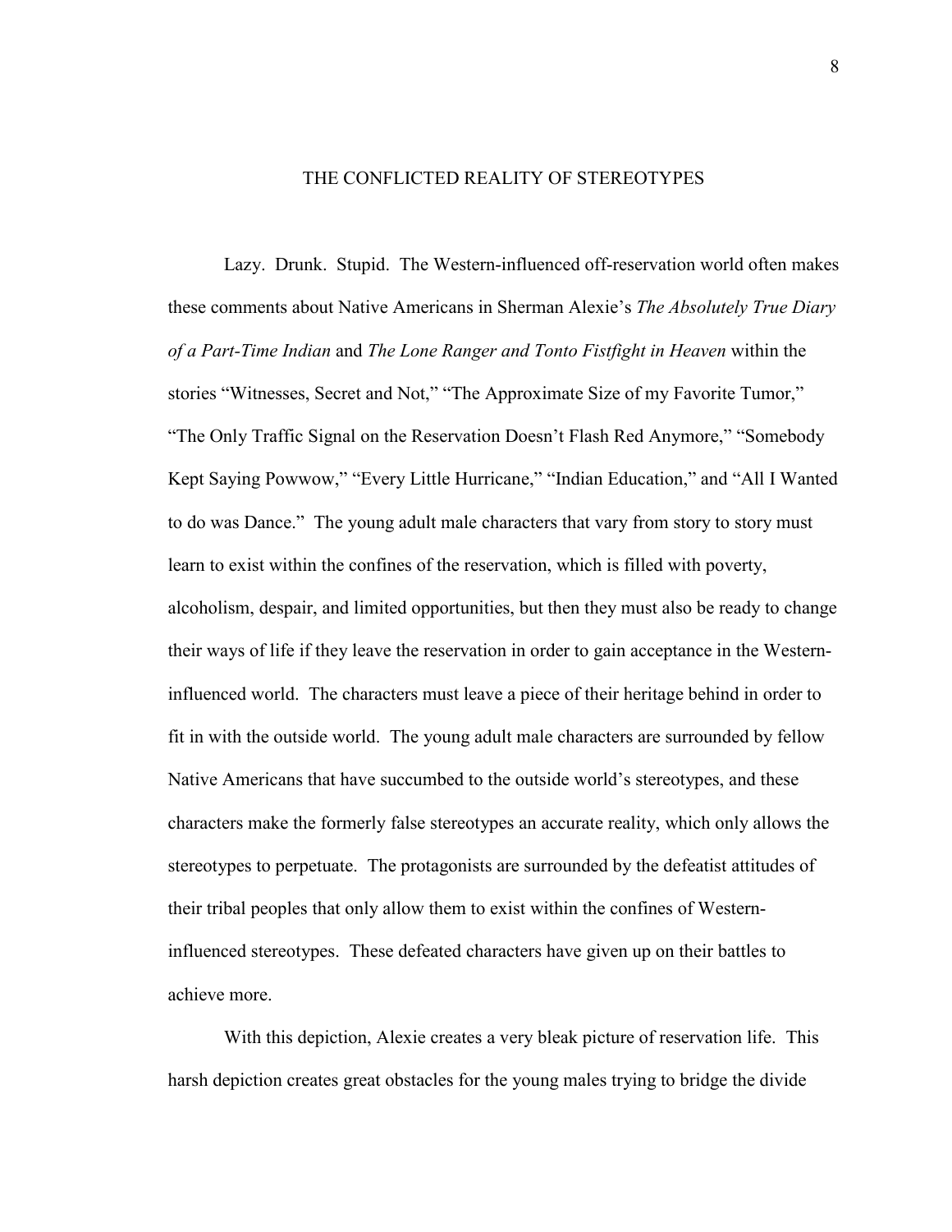# THE CONFLICTED REALITY OF STEREOTYPES

Lazy. Drunk. Stupid. The Western-influenced off-reservation world often makes these comments about Native Americans in Sherman Alexie's *The Absolutely True Diary of a Part-Time Indian* and *The Lone Ranger and Tonto Fistfight in Heaven* within the stories "Witnesses, Secret and Not," "The Approximate Size of my Favorite Tumor," "The Only Traffic Signal on the Reservation Doesn't Flash Red Anymore," "Somebody Kept Saying Powwow," "Every Little Hurricane," "Indian Education," and "All I Wanted to do was Dance." The young adult male characters that vary from story to story must learn to exist within the confines of the reservation, which is filled with poverty, alcoholism, despair, and limited opportunities, but then they must also be ready to change their ways of life if they leave the reservation in order to gain acceptance in the Western-influenced world. The characters must leave a piece of their heritage behind in order to fit in with the outside world. The young adult male characters are surrounded by fellow Native Americans that have succumbed to the outside world's stereotypes, and these characters make the formerly false stereotypes an accurate reality, which only allows the stereotypes to perpetuate. The protagonists are surrounded by the defeatist attitudes of their tribal peoples that only allow them to exist within the confines of Western-influenced stereotypes. These defeated characters have given up on their battles to achieve more.

With this depiction, Alexie creates a very bleak picture of reservation life. This harsh depiction creates great obstacles for the young males trying to bridge the divide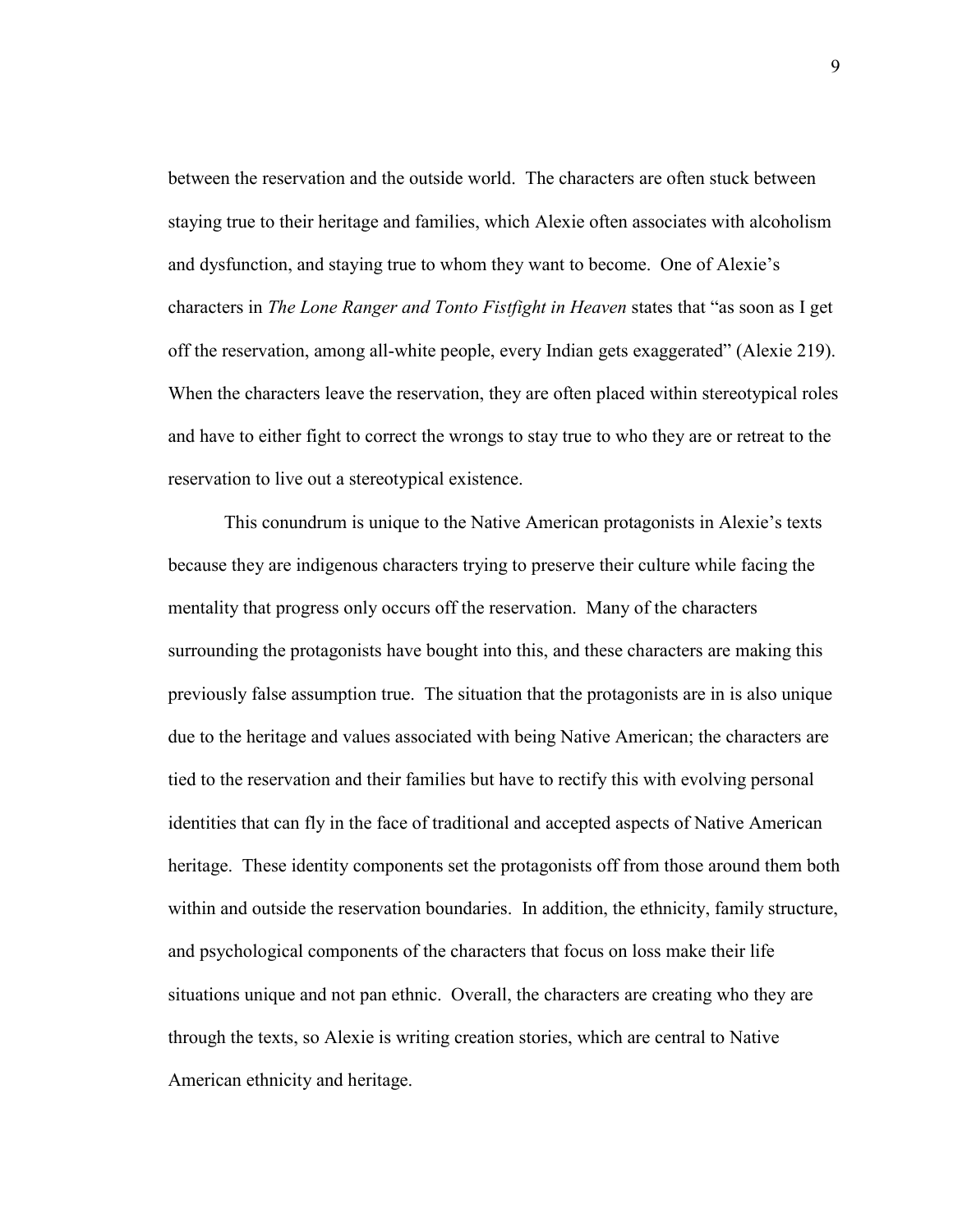between the reservation and the outside world. The characters are often stuck between staying true to their heritage and families, which Alexie often associates with alcoholism and dysfunction, and staying true to whom they want to become. One of Alexie's characters in *The Lone Ranger and Tonto Fistfight in Heaven* states that "as soon as I get off the reservation, among all-white people, every Indian gets exaggerated" (Alexie 219). When the characters leave the reservation, they are often placed within stereotypical roles and have to either fight to correct the wrongs to stay true to who they are or retreat to the reservation to live out a stereotypical existence.

This conundrum is unique to the Native American protagonists in Alexie's texts because they are indigenous characters trying to preserve their culture while facing the mentality that progress only occurs off the reservation. Many of the characters surrounding the protagonists have bought into this, and these characters are making this previously false assumption true. The situation that the protagonists are in is also unique due to the heritage and values associated with being Native American; the characters are tied to the reservation and their families but have to rectify this with evolving personal identities that can fly in the face of traditional and accepted aspects of Native American heritage. These identity components set the protagonists off from those around them both within and outside the reservation boundaries. In addition, the ethnicity, family structure, and psychological components of the characters that focus on loss make their life situations unique and not pan ethnic. Overall, the characters are creating who they are through the texts, so Alexie is writing creation stories, which are central to Native American ethnicity and heritage.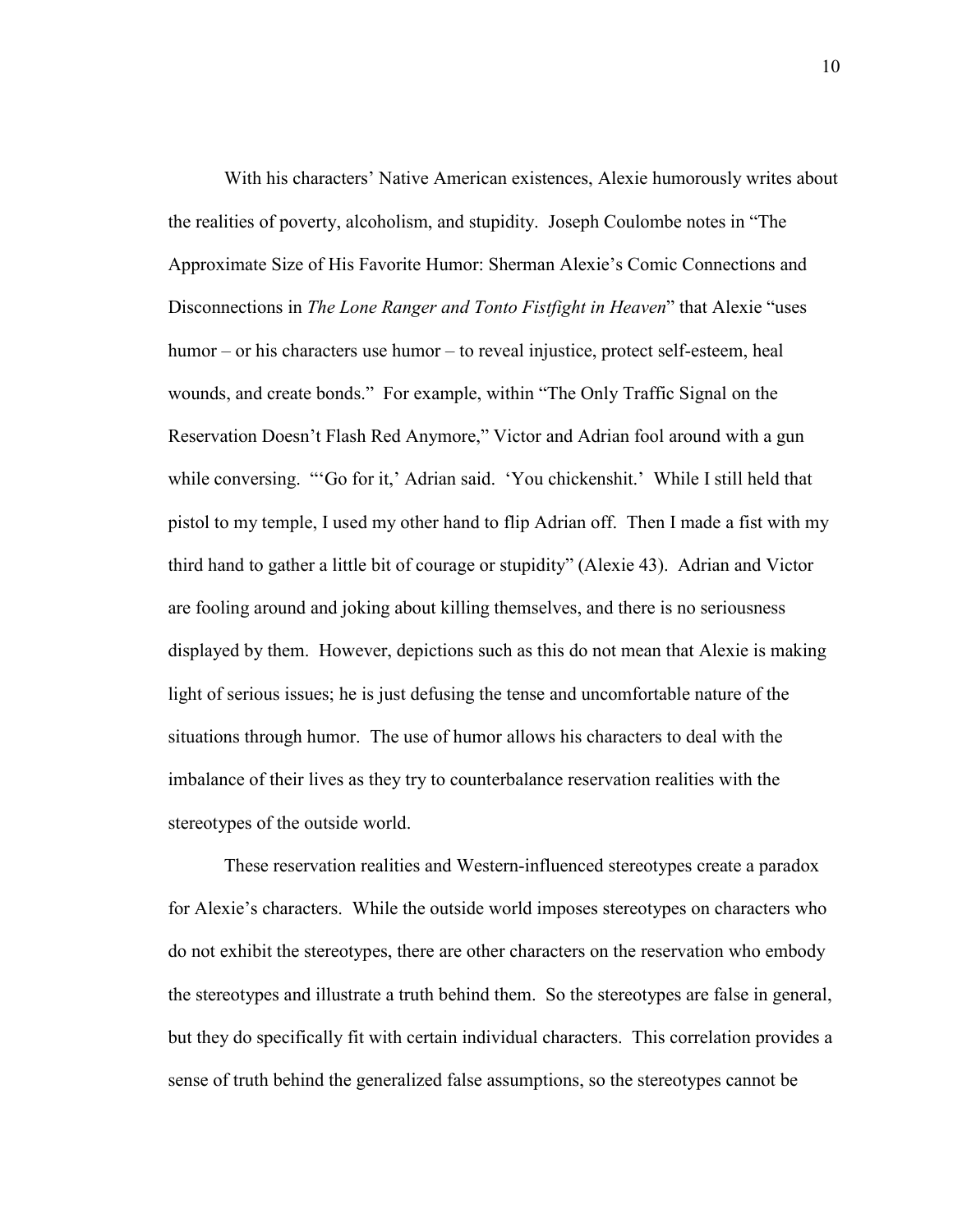With his characters' Native American existences, Alexie humorously writes about the realities of poverty, alcoholism, and stupidity. Joseph Coulombe notes in "The Approximate Size of His Favorite Humor: Sherman Alexie's Comic Connections and Disconnections in *The Lone Ranger and Tonto Fistfight in Heaven*" that Alexie "uses humor – or his characters use humor – to reveal injustice, protect self-esteem, heal wounds, and create bonds." For example, within "The Only Traffic Signal on the Reservation Doesn't Flash Red Anymore," Victor and Adrian fool around with a gun while conversing. "'Go for it,' Adrian said. 'You chickenshit.' While I still held that pistol to my temple, I used my other hand to flip Adrian off. Then I made a fist with my third hand to gather a little bit of courage or stupidity" (Alexie 43). Adrian and Victor are fooling around and joking about killing themselves, and there is no seriousness displayed by them. However, depictions such as this do not mean that Alexie is making light of serious issues; he is just defusing the tense and uncomfortable nature of the situations through humor. The use of humor allows his characters to deal with the imbalance of their lives as they try to counterbalance reservation realities with the stereotypes of the outside world.

These reservation realities and Western-influenced stereotypes create a paradox for Alexie's characters. While the outside world imposes stereotypes on characters who do not exhibit the stereotypes, there are other characters on the reservation who embody the stereotypes and illustrate a truth behind them. So the stereotypes are false in general, but they do specifically fit with certain individual characters. This correlation provides a sense of truth behind the generalized false assumptions, so the stereotypes cannot be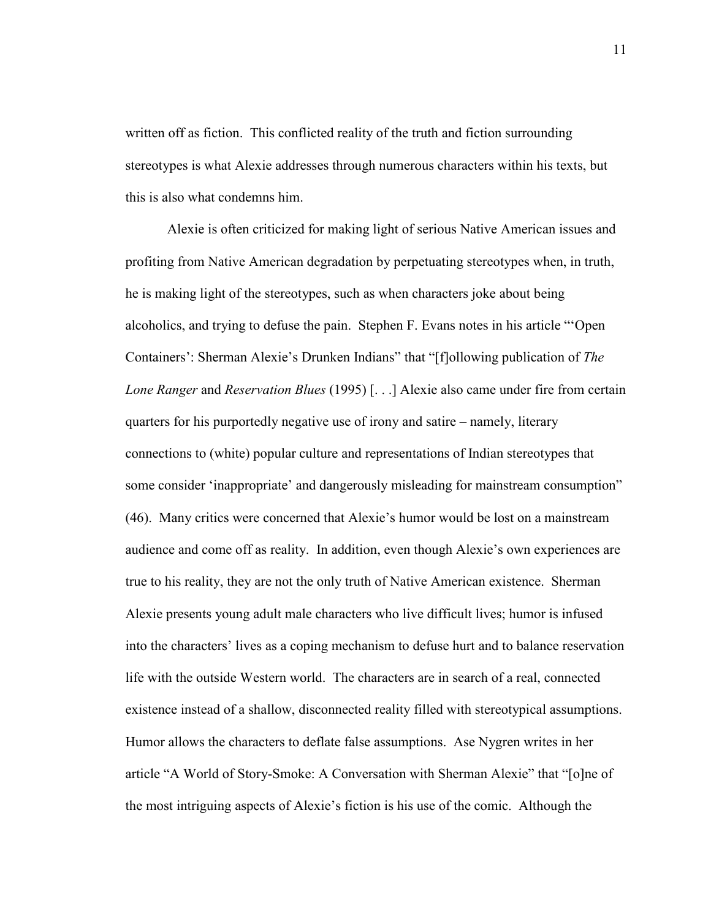written off as fiction. This conflicted reality of the truth and fiction surrounding stereotypes is what Alexie addresses through numerous characters within his texts, but this is also what condemns him.

Alexie is often criticized for making light of serious Native American issues and profiting from Native American degradation by perpetuating stereotypes when, in truth, he is making light of the stereotypes, such as when characters joke about being alcoholics, and trying to defuse the pain. Stephen F. Evans notes in his article "'Open Containers': Sherman Alexie's Drunken Indians" that "[f]ollowing publication of *The Lone Ranger* and *Reservation Blues* (1995) [. . .] Alexie also came under fire from certain quarters for his purportedly negative use of irony and satire – namely, literary connections to (white) popular culture and representations of Indian stereotypes that some consider 'inappropriate' and dangerously misleading for mainstream consumption" (46). Many critics were concerned that Alexie's humor would be lost on a mainstream audience and come off as reality. In addition, even though Alexie's own experiences are true to his reality, they are not the only truth of Native American existence. Sherman Alexie presents young adult male characters who live difficult lives; humor is infused into the characters' lives as a coping mechanism to defuse hurt and to balance reservation life with the outside Western world. The characters are in search of a real, connected existence instead of a shallow, disconnected reality filled with stereotypical assumptions. Humor allows the characters to deflate false assumptions. Ase Nygren writes in her article "A World of Story-Smoke: A Conversation with Sherman Alexie" that "[o]ne of the most intriguing aspects of Alexie's fiction is his use of the comic. Although the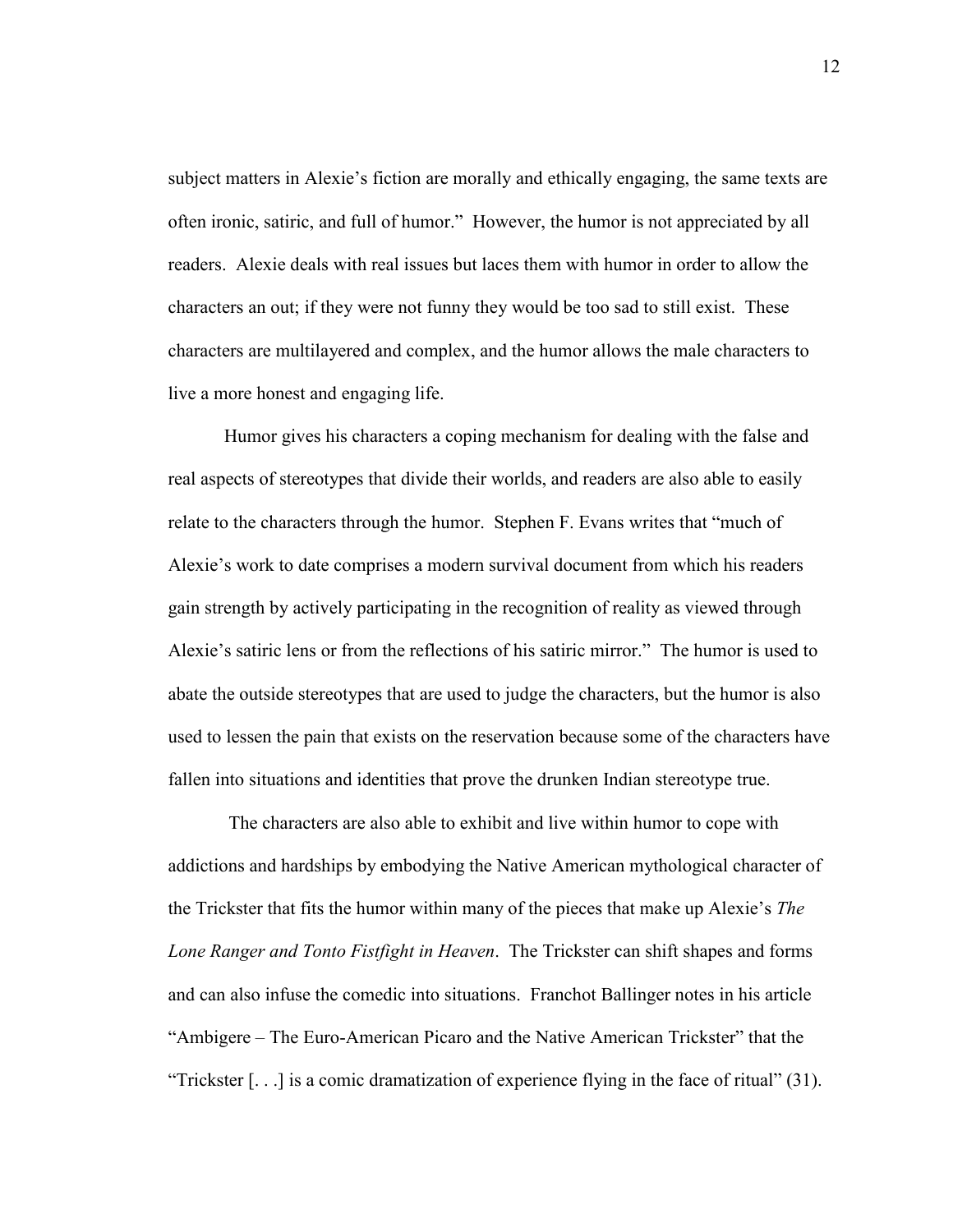subject matters in Alexie's fiction are morally and ethically engaging, the same texts are often ironic, satiric, and full of humor." However, the humor is not appreciated by all readers. Alexie deals with real issues but laces them with humor in order to allow the characters an out; if they were not funny they would be too sad to still exist. These characters are multilayered and complex, and the humor allows the male characters to live a more honest and engaging life.

Humor gives his characters a coping mechanism for dealing with the false and real aspects of stereotypes that divide their worlds, and readers are also able to easily relate to the characters through the humor. Stephen F. Evans writes that "much of Alexie's work to date comprises a modern survival document from which his readers gain strength by actively participating in the recognition of reality as viewed through Alexie's satiric lens or from the reflections of his satiric mirror." The humor is used to abate the outside stereotypes that are used to judge the characters, but the humor is also used to lessen the pain that exists on the reservation because some of the characters have fallen into situations and identities that prove the drunken Indian stereotype true.

The characters are also able to exhibit and live within humor to cope with addictions and hardships by embodying the Native American mythological character of the Trickster that fits the humor within many of the pieces that make up Alexie's *The Lone Ranger and Tonto Fistfight in Heaven*. The Trickster can shift shapes and forms and can also infuse the comedic into situations. Franchot Ballinger notes in his article "Ambigere – The Euro-American Picaro and the Native American Trickster" that the "Trickster [. . .] is a comic dramatization of experience flying in the face of ritual" (31).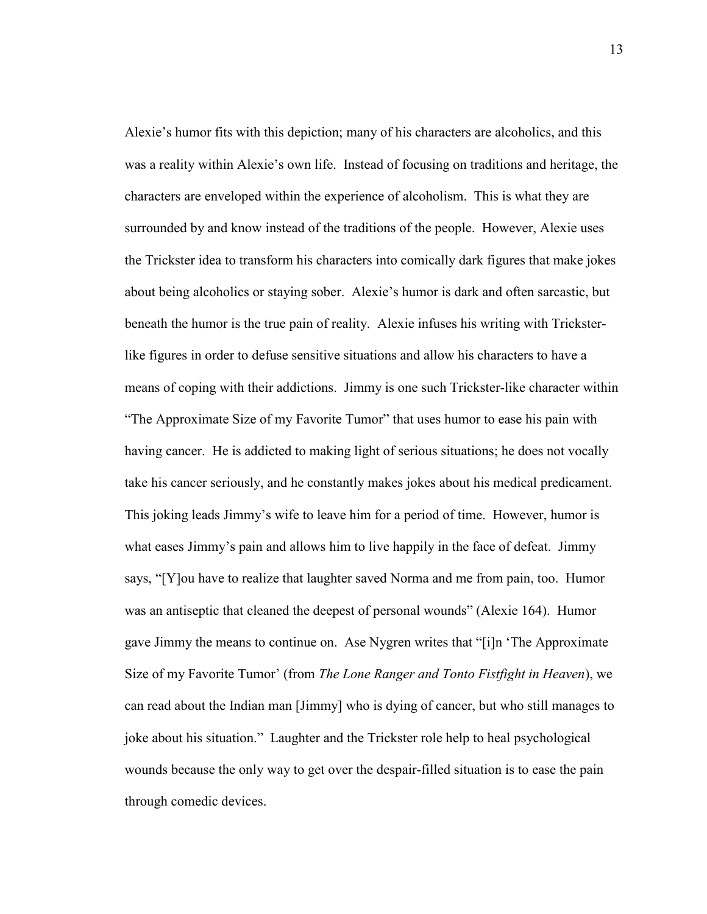Alexie's humor fits with this depiction; many of his characters are alcoholics, and this was a reality within Alexie's own life. Instead of focusing on traditions and heritage, the characters are enveloped within the experience of alcoholism. This is what they are surrounded by and know instead of the traditions of the people. However, Alexie uses the Trickster idea to transform his characters into comically dark figures that make jokes about being alcoholics or staying sober. Alexie's humor is dark and often sarcastic, but beneath the humor is the true pain of reality. Alexie infuses his writing with Trickster-like figures in order to defuse sensitive situations and allow his characters to have a means of coping with their addictions. Jimmy is one such Trickster-like character within "The Approximate Size of my Favorite Tumor" that uses humor to ease his pain with having cancer. He is addicted to making light of serious situations; he does not vocally take his cancer seriously, and he constantly makes jokes about his medical predicament. This joking leads Jimmy's wife to leave him for a period of time. However, humor is what eases Jimmy's pain and allows him to live happily in the face of defeat. Jimmy says, "[Y]ou have to realize that laughter saved Norma and me from pain, too. Humor was an antiseptic that cleaned the deepest of personal wounds" (Alexie 164). Humor gave Jimmy the means to continue on. Ase Nygren writes that "[i]n 'The Approximate Size of my Favorite Tumor' (from *The Lone Ranger and Tonto Fistfight in Heaven*), we can read about the Indian man [Jimmy] who is dying of cancer, but who still manages to joke about his situation." Laughter and the Trickster role help to heal psychological wounds because the only way to get over the despair-filled situation is to ease the pain through comedic devices.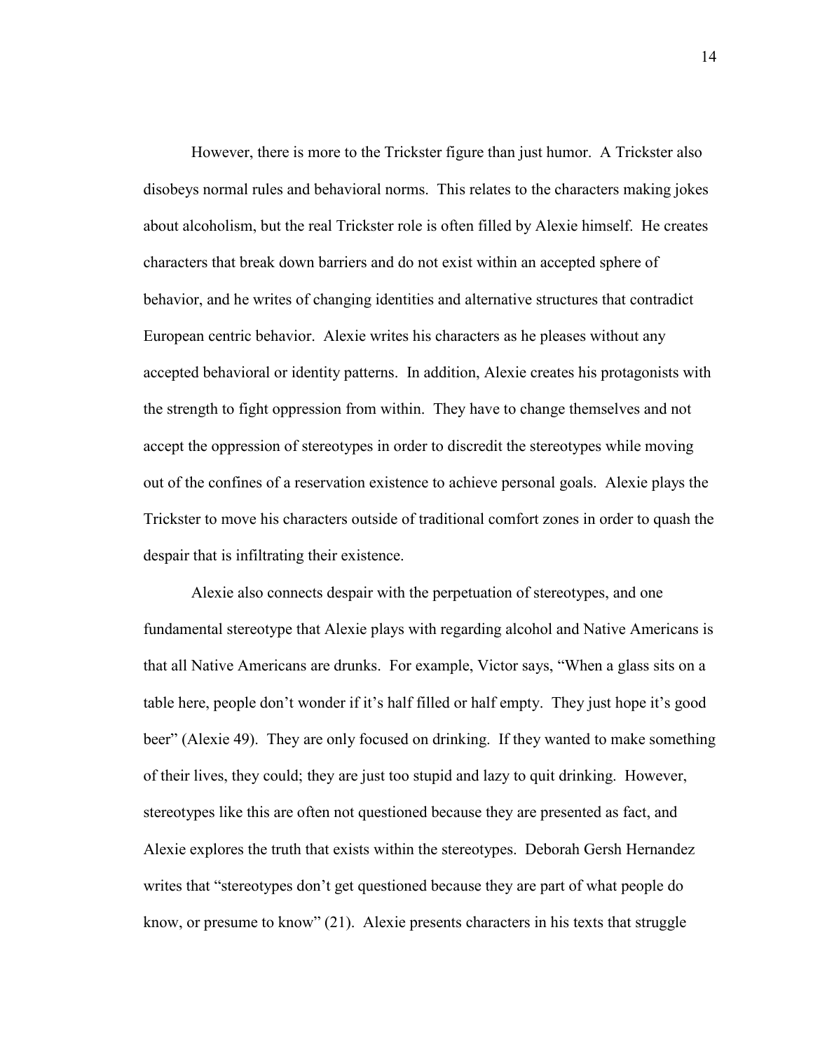However, there is more to the Trickster figure than just humor. A Trickster also disobeys normal rules and behavioral norms. This relates to the characters making jokes about alcoholism, but the real Trickster role is often filled by Alexie himself. He creates characters that break down barriers and do not exist within an accepted sphere of behavior, and he writes of changing identities and alternative structures that contradict European centric behavior. Alexie writes his characters as he pleases without any accepted behavioral or identity patterns. In addition, Alexie creates his protagonists with the strength to fight oppression from within. They have to change themselves and not accept the oppression of stereotypes in order to discredit the stereotypes while moving out of the confines of a reservation existence to achieve personal goals. Alexie plays the Trickster to move his characters outside of traditional comfort zones in order to quash the despair that is infiltrating their existence.

Alexie also connects despair with the perpetuation of stereotypes, and one fundamental stereotype that Alexie plays with regarding alcohol and Native Americans is that all Native Americans are drunks. For example, Victor says, "When a glass sits on a table here, people don't wonder if it's half filled or half empty. They just hope it's good beer" (Alexie 49). They are only focused on drinking. If they wanted to make something of their lives, they could; they are just too stupid and lazy to quit drinking. However, stereotypes like this are often not questioned because they are presented as fact, and Alexie explores the truth that exists within the stereotypes. Deborah Gersh Hernandez writes that "stereotypes don't get questioned because they are part of what people do know, or presume to know" (21). Alexie presents characters in his texts that struggle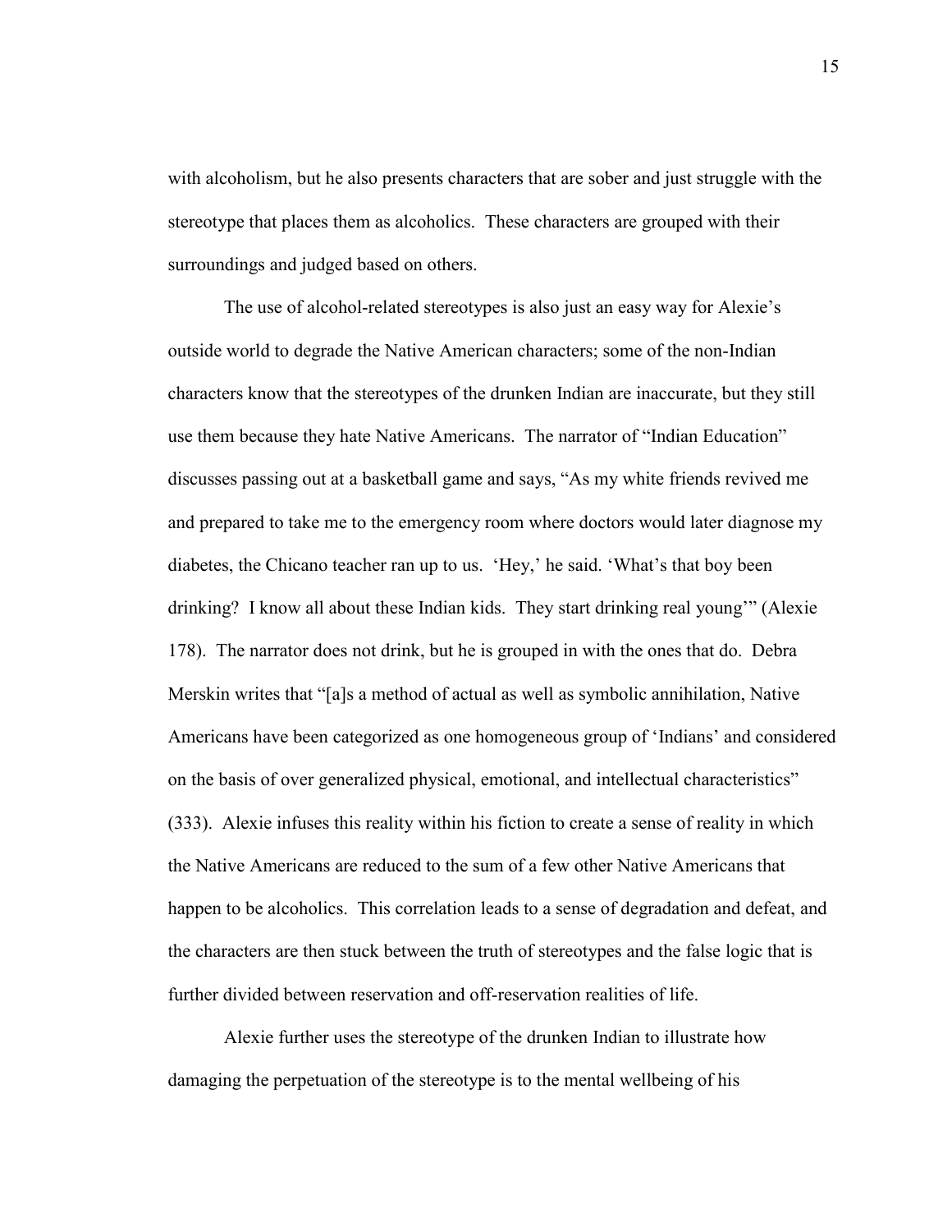with alcoholism, but he also presents characters that are sober and just struggle with the stereotype that places them as alcoholics. These characters are grouped with their surroundings and judged based on others.

The use of alcohol-related stereotypes is also just an easy way for Alexie's outside world to degrade the Native American characters; some of the non-Indian characters know that the stereotypes of the drunken Indian are inaccurate, but they still use them because they hate Native Americans. The narrator of "Indian Education" discusses passing out at a basketball game and says, "As my white friends revived me and prepared to take me to the emergency room where doctors would later diagnose my diabetes, the Chicano teacher ran up to us. 'Hey,' he said. 'What's that boy been drinking? I know all about these Indian kids. They start drinking real young'" (Alexie 178). The narrator does not drink, but he is grouped in with the ones that do. Debra Merskin writes that "[a]s a method of actual as well as symbolic annihilation, Native Americans have been categorized as one homogeneous group of 'Indians' and considered on the basis of over generalized physical, emotional, and intellectual characteristics" (333). Alexie infuses this reality within his fiction to create a sense of reality in which the Native Americans are reduced to the sum of a few other Native Americans that happen to be alcoholics. This correlation leads to a sense of degradation and defeat, and the characters are then stuck between the truth of stereotypes and the false logic that is further divided between reservation and off-reservation realities of life.

Alexie further uses the stereotype of the drunken Indian to illustrate how damaging the perpetuation of the stereotype is to the mental wellbeing of his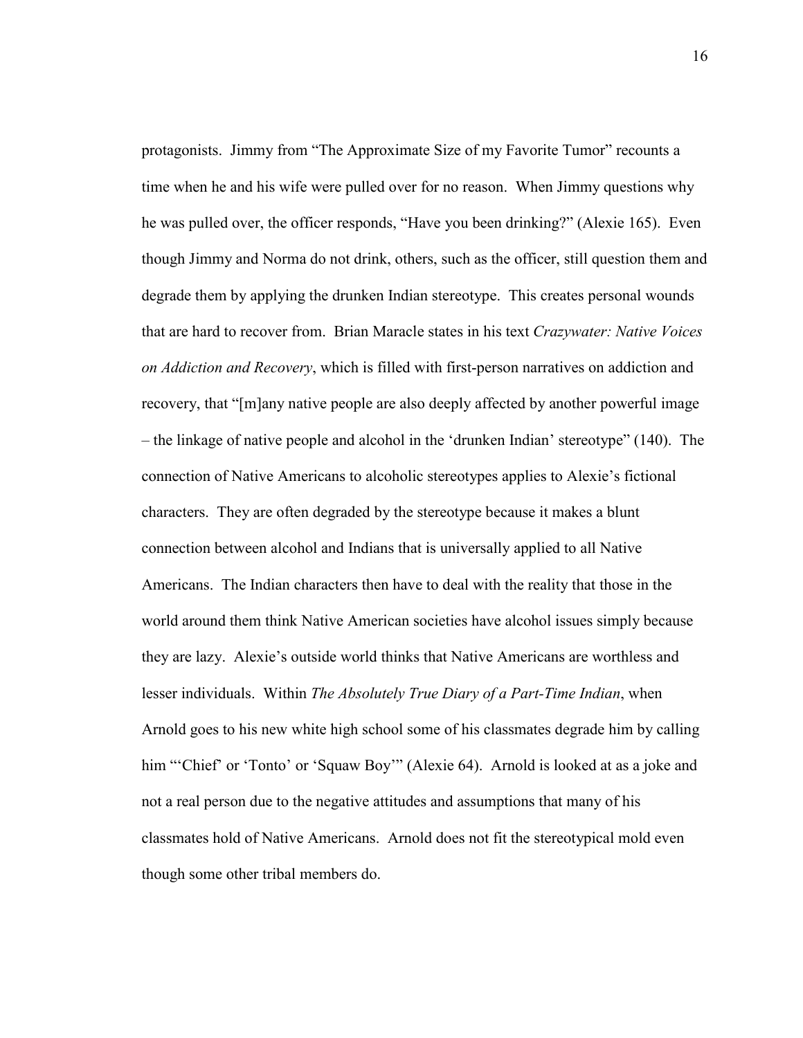protagonists. Jimmy from "The Approximate Size of my Favorite Tumor" recounts a time when he and his wife were pulled over for no reason. When Jimmy questions why he was pulled over, the officer responds, "Have you been drinking?" (Alexie 165). Even though Jimmy and Norma do not drink, others, such as the officer, still question them and degrade them by applying the drunken Indian stereotype. This creates personal wounds that are hard to recover from. Brian Maracle states in his text *Crazywater: Native Voices on Addiction and Recovery*, which is filled with first-person narratives on addiction and recovery, that "[m]any native people are also deeply affected by another powerful image – the linkage of native people and alcohol in the 'drunken Indian' stereotype" (140). The connection of Native Americans to alcoholic stereotypes applies to Alexie's fictional characters. They are often degraded by the stereotype because it makes a blunt connection between alcohol and Indians that is universally applied to all Native Americans. The Indian characters then have to deal with the reality that those in the world around them think Native American societies have alcohol issues simply because they are lazy. Alexie's outside world thinks that Native Americans are worthless and lesser individuals. Within *The Absolutely True Diary of a Part-Time Indian*, when Arnold goes to his new white high school some of his classmates degrade him by calling him "'Chief' or 'Tonto' or 'Squaw Boy'" (Alexie 64). Arnold is looked at as a joke and not a real person due to the negative attitudes and assumptions that many of his classmates hold of Native Americans. Arnold does not fit the stereotypical mold even though some other tribal members do.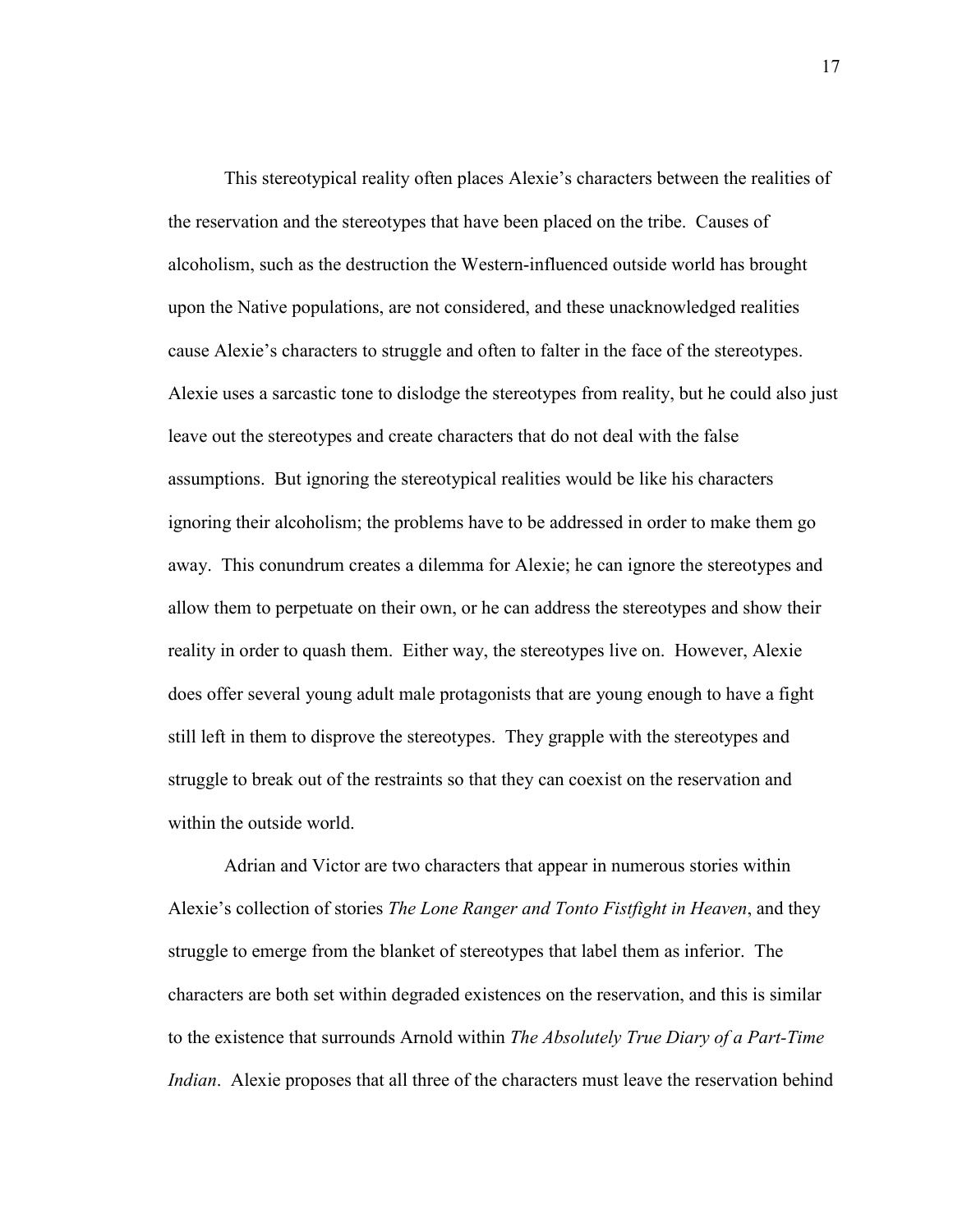This stereotypical reality often places Alexie's characters between the realities of the reservation and the stereotypes that have been placed on the tribe. Causes of alcoholism, such as the destruction the Western-influenced outside world has brought upon the Native populations, are not considered, and these unacknowledged realities cause Alexie's characters to struggle and often to falter in the face of the stereotypes. Alexie uses a sarcastic tone to dislodge the stereotypes from reality, but he could also just leave out the stereotypes and create characters that do not deal with the false assumptions. But ignoring the stereotypical realities would be like his characters ignoring their alcoholism; the problems have to be addressed in order to make them go away. This conundrum creates a dilemma for Alexie; he can ignore the stereotypes and allow them to perpetuate on their own, or he can address the stereotypes and show their reality in order to quash them. Either way, the stereotypes live on. However, Alexie does offer several young adult male protagonists that are young enough to have a fight still left in them to disprove the stereotypes. They grapple with the stereotypes and struggle to break out of the restraints so that they can coexist on the reservation and within the outside world.

Adrian and Victor are two characters that appear in numerous stories within Alexie's collection of stories *The Lone Ranger and Tonto Fistfight in Heaven*, and they struggle to emerge from the blanket of stereotypes that label them as inferior. The characters are both set within degraded existences on the reservation, and this is similar to the existence that surrounds Arnold within *The Absolutely True Diary of a Part-Time Indian*. Alexie proposes that all three of the characters must leave the reservation behind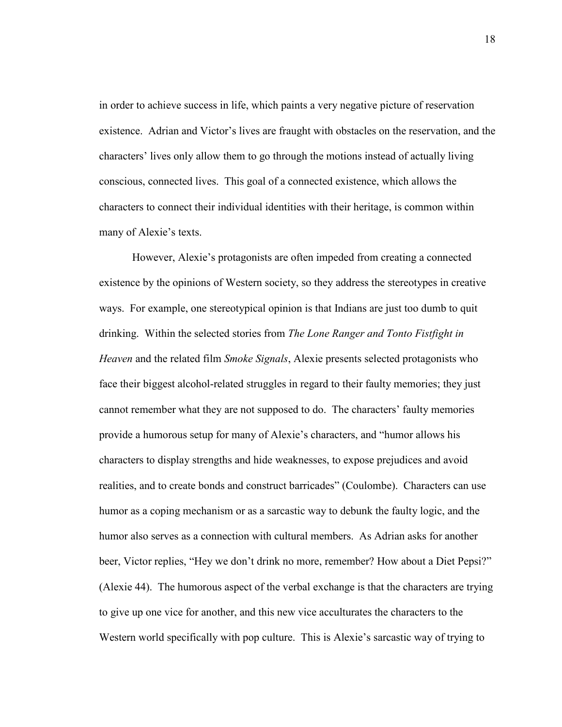in order to achieve success in life, which paints a very negative picture of reservation existence. Adrian and Victor's lives are fraught with obstacles on the reservation, and the characters' lives only allow them to go through the motions instead of actually living conscious, connected lives. This goal of a connected existence, which allows the characters to connect their individual identities with their heritage, is common within many of Alexie's texts.

However, Alexie's protagonists are often impeded from creating a connected existence by the opinions of Western society, so they address the stereotypes in creative ways. For example, one stereotypical opinion is that Indians are just too dumb to quit drinking. Within the selected stories from *The Lone Ranger and Tonto Fistfight in Heaven* and the related film *Smoke Signals*, Alexie presents selected protagonists who face their biggest alcohol-related struggles in regard to their faulty memories; they just cannot remember what they are not supposed to do. The characters' faulty memories provide a humorous setup for many of Alexie's characters, and "humor allows his characters to display strengths and hide weaknesses, to expose prejudices and avoid realities, and to create bonds and construct barricades" (Coulombe). Characters can use humor as a coping mechanism or as a sarcastic way to debunk the faulty logic, and the humor also serves as a connection with cultural members. As Adrian asks for another beer, Victor replies, "Hey we don't drink no more, remember? How about a Diet Pepsi?" (Alexie 44). The humorous aspect of the verbal exchange is that the characters are trying to give up one vice for another, and this new vice acculturates the characters to the Western world specifically with pop culture. This is Alexie's sarcastic way of trying to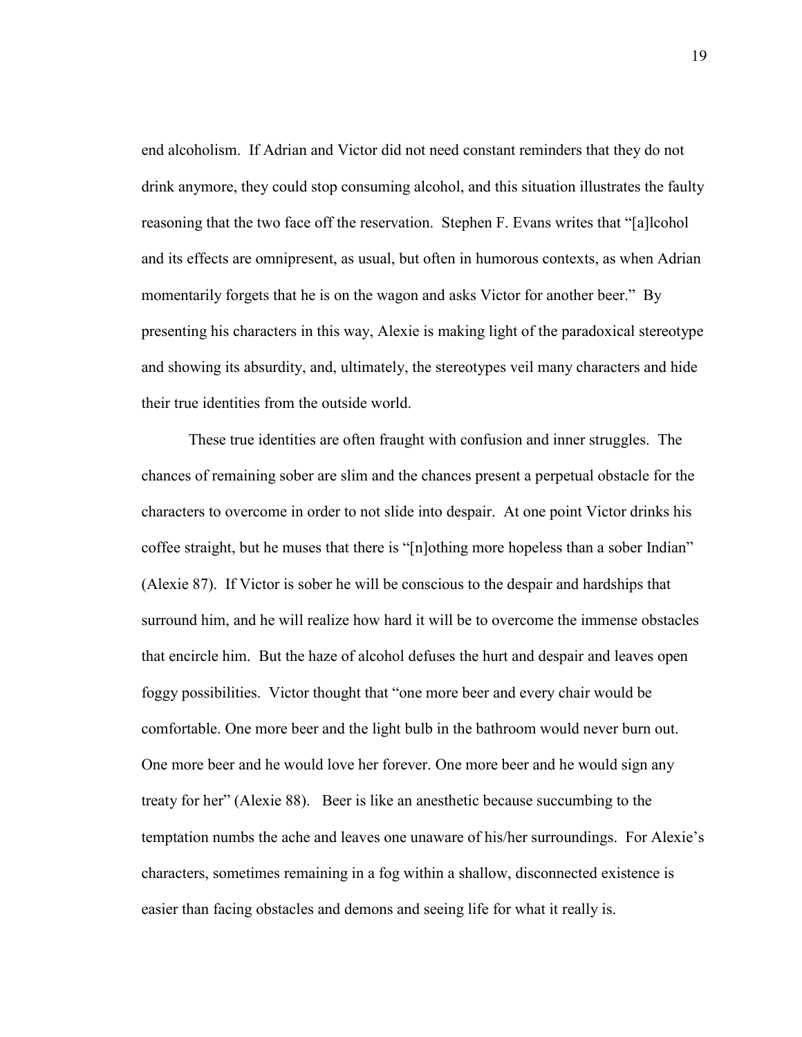end alcoholism. If Adrian and Victor did not need constant reminders that they do not drink anymore, they could stop consuming alcohol, and this situation illustrates the faulty reasoning that the two face off the reservation. Stephen F. Evans writes that "[a]lcohol and its effects are omnipresent, as usual, but often in humorous contexts, as when Adrian momentarily forgets that he is on the wagon and asks Victor for another beer." By presenting his characters in this way, Alexie is making light of the paradoxical stereotype and showing its absurdity, and, ultimately, the stereotypes veil many characters and hide their true identities from the outside world.

These true identities are often fraught with confusion and inner struggles. The chances of remaining sober are slim and the chances present a perpetual obstacle for the characters to overcome in order to not slide into despair. At one point Victor drinks his coffee straight, but he muses that there is "[n]othing more hopeless than a sober Indian" (Alexie 87). If Victor is sober he will be conscious to the despair and hardships that surround him, and he will realize how hard it will be to overcome the immense obstacles that encircle him. But the haze of alcohol defuses the hurt and despair and leaves open foggy possibilities. Victor thought that "one more beer and every chair would be comfortable. One more beer and the light bulb in the bathroom would never burn out. One more beer and he would love her forever. One more beer and he would sign any treaty for her" (Alexie 88). Beer is like an anesthetic because succumbing to the temptation numbs the ache and leaves one unaware of his/her surroundings. For Alexie's characters, sometimes remaining in a fog within a shallow, disconnected existence is easier than facing obstacles and demons and seeing life for what it really is.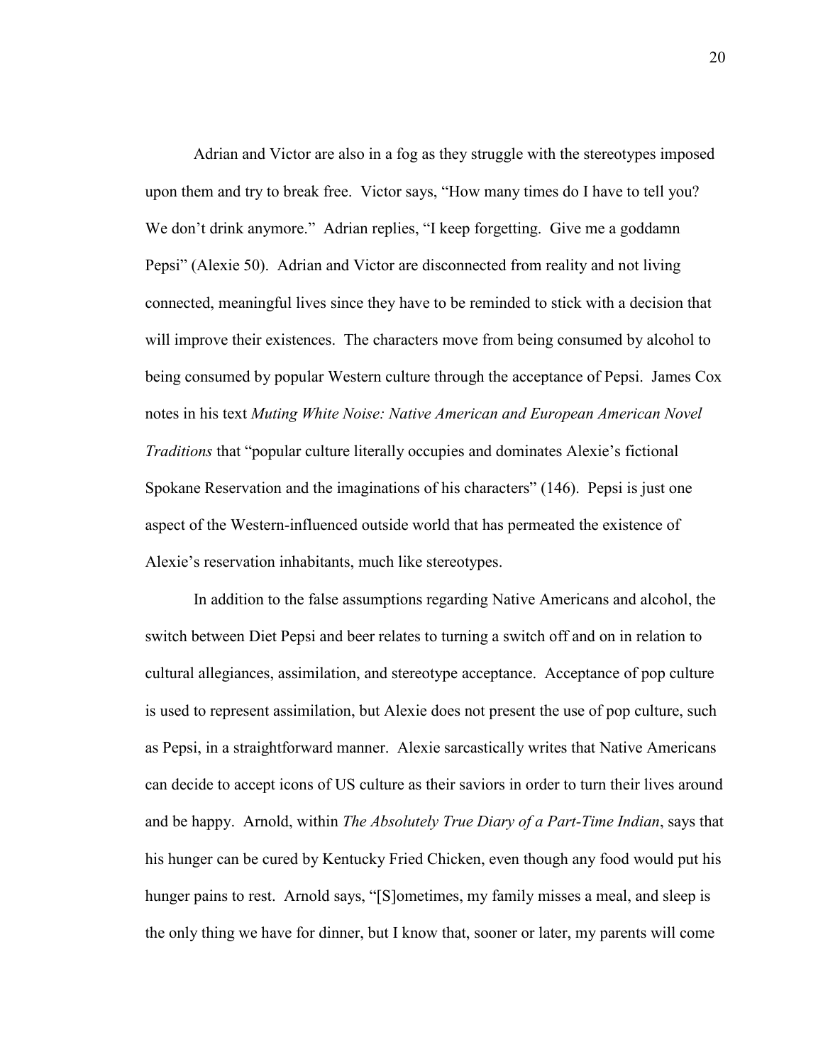Adrian and Victor are also in a fog as they struggle with the stereotypes imposed upon them and try to break free. Victor says, "How many times do I have to tell you? We don't drink anymore." Adrian replies, "I keep forgetting. Give me a goddamn Pepsi" (Alexie 50). Adrian and Victor are disconnected from reality and not living connected, meaningful lives since they have to be reminded to stick with a decision that will improve their existences. The characters move from being consumed by alcohol to being consumed by popular Western culture through the acceptance of Pepsi. James Cox notes in his text *Muting White Noise: Native American and European American Novel Traditions* that "popular culture literally occupies and dominates Alexie's fictional Spokane Reservation and the imaginations of his characters" (146). Pepsi is just one aspect of the Western-influenced outside world that has permeated the existence of Alexie's reservation inhabitants, much like stereotypes.

In addition to the false assumptions regarding Native Americans and alcohol, the switch between Diet Pepsi and beer relates to turning a switch off and on in relation to cultural allegiances, assimilation, and stereotype acceptance. Acceptance of pop culture is used to represent assimilation, but Alexie does not present the use of pop culture, such as Pepsi, in a straightforward manner. Alexie sarcastically writes that Native Americans can decide to accept icons of US culture as their saviors in order to turn their lives around and be happy. Arnold, within *The Absolutely True Diary of a Part-Time Indian*, says that his hunger can be cured by Kentucky Fried Chicken, even though any food would put his hunger pains to rest. Arnold says, "[S]ometimes, my family misses a meal, and sleep is the only thing we have for dinner, but I know that, sooner or later, my parents will come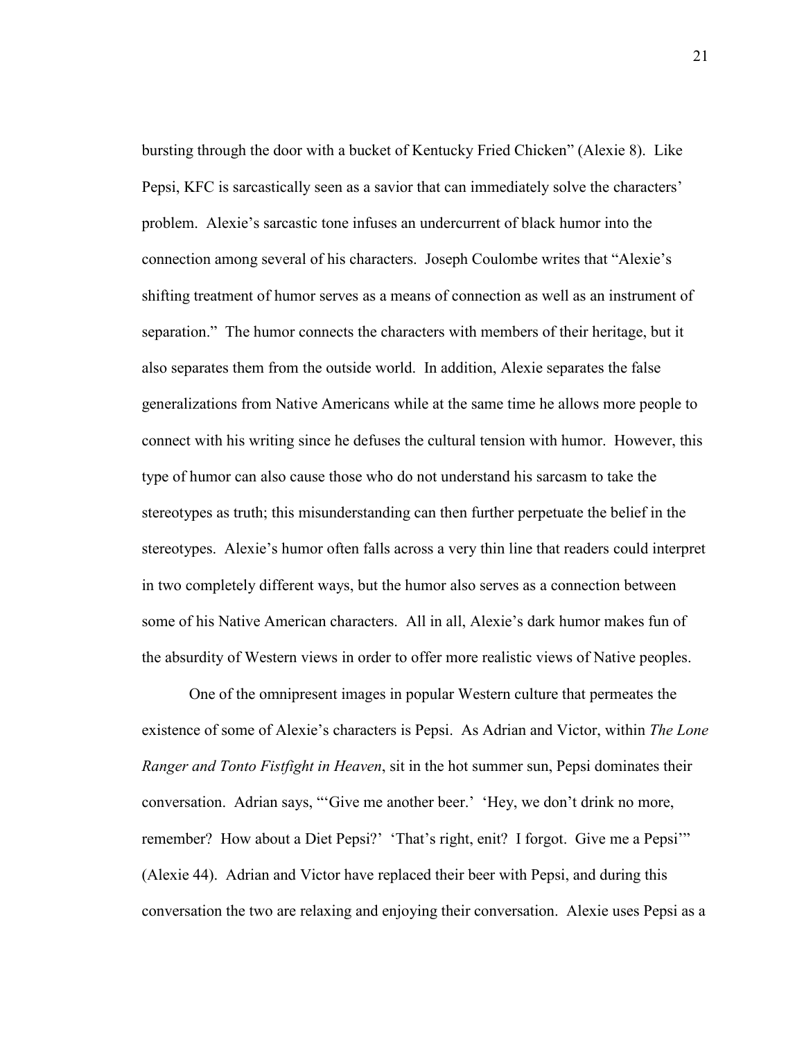bursting through the door with a bucket of Kentucky Fried Chicken" (Alexie 8). Like Pepsi, KFC is sarcastically seen as a savior that can immediately solve the characters' problem. Alexie's sarcastic tone infuses an undercurrent of black humor into the connection among several of his characters. Joseph Coulombe writes that "Alexie's shifting treatment of humor serves as a means of connection as well as an instrument of separation." The humor connects the characters with members of their heritage, but it also separates them from the outside world. In addition, Alexie separates the false generalizations from Native Americans while at the same time he allows more people to connect with his writing since he defuses the cultural tension with humor. However, this type of humor can also cause those who do not understand his sarcasm to take the stereotypes as truth; this misunderstanding can then further perpetuate the belief in the stereotypes. Alexie's humor often falls across a very thin line that readers could interpret in two completely different ways, but the humor also serves as a connection between some of his Native American characters. All in all, Alexie's dark humor makes fun of the absurdity of Western views in order to offer more realistic views of Native peoples.

One of the omnipresent images in popular Western culture that permeates the existence of some of Alexie's characters is Pepsi. As Adrian and Victor, within *The Lone Ranger and Tonto Fistfight in Heaven*, sit in the hot summer sun, Pepsi dominates their conversation. Adrian says, "'Give me another beer.' 'Hey, we don't drink no more, remember? How about a Diet Pepsi?' 'That's right, enit? I forgot. Give me a Pepsi'" (Alexie 44). Adrian and Victor have replaced their beer with Pepsi, and during this conversation the two are relaxing and enjoying their conversation. Alexie uses Pepsi as a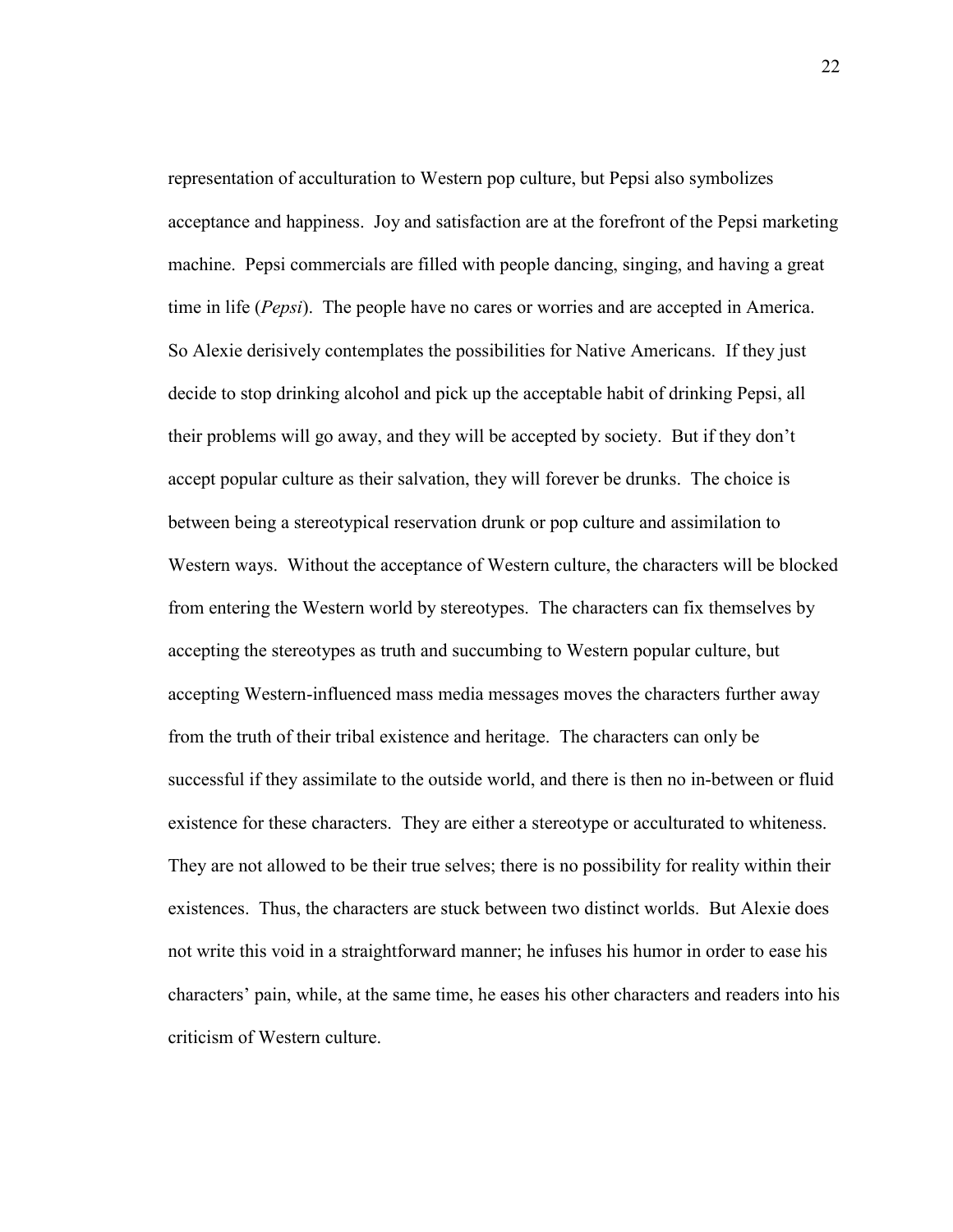representation of acculturation to Western pop culture, but Pepsi also symbolizes acceptance and happiness. Joy and satisfaction are at the forefront of the Pepsi marketing machine. Pepsi commercials are filled with people dancing, singing, and having a great time in life (*Pepsi*). The people have no cares or worries and are accepted in America. So Alexie derisively contemplates the possibilities for Native Americans. If they just decide to stop drinking alcohol and pick up the acceptable habit of drinking Pepsi, all their problems will go away, and they will be accepted by society. But if they don't accept popular culture as their salvation, they will forever be drunks. The choice is between being a stereotypical reservation drunk or pop culture and assimilation to Western ways. Without the acceptance of Western culture, the characters will be blocked from entering the Western world by stereotypes. The characters can fix themselves by accepting the stereotypes as truth and succumbing to Western popular culture, but accepting Western-influenced mass media messages moves the characters further away from the truth of their tribal existence and heritage. The characters can only be successful if they assimilate to the outside world, and there is then no in-between or fluid existence for these characters. They are either a stereotype or acculturated to whiteness. They are not allowed to be their true selves; there is no possibility for reality within their existences. Thus, the characters are stuck between two distinct worlds. But Alexie does not write this void in a straightforward manner; he infuses his humor in order to ease his characters' pain, while, at the same time, he eases his other characters and readers into his criticism of Western culture.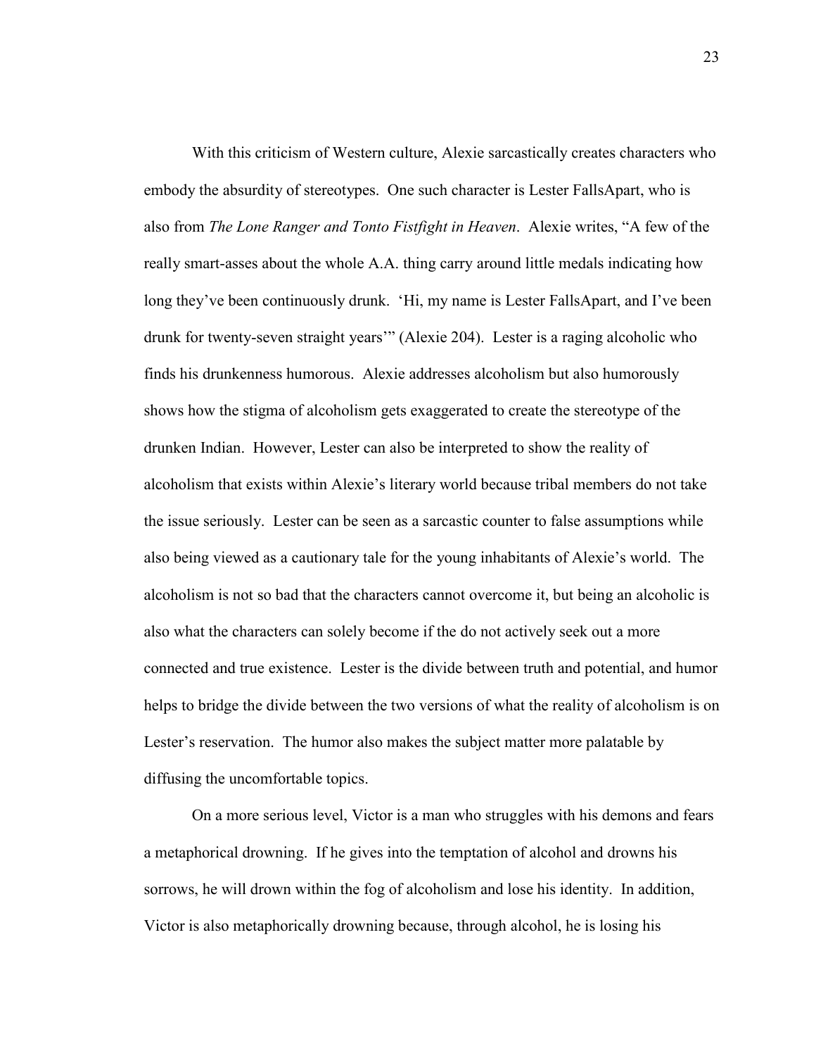With this criticism of Western culture, Alexie sarcastically creates characters who embody the absurdity of stereotypes. One such character is Lester FallsApart, who is also from *The Lone Ranger and Tonto Fistfight in Heaven*. Alexie writes, "A few of the really smart-asses about the whole A.A. thing carry around little medals indicating how long they've been continuously drunk. 'Hi, my name is Lester FallsApart, and I've been drunk for twenty-seven straight years'" (Alexie 204). Lester is a raging alcoholic who finds his drunkenness humorous. Alexie addresses alcoholism but also humorously shows how the stigma of alcoholism gets exaggerated to create the stereotype of the drunken Indian. However, Lester can also be interpreted to show the reality of alcoholism that exists within Alexie's literary world because tribal members do not take the issue seriously. Lester can be seen as a sarcastic counter to false assumptions while also being viewed as a cautionary tale for the young inhabitants of Alexie's world. The alcoholism is not so bad that the characters cannot overcome it, but being an alcoholic is also what the characters can solely become if the do not actively seek out a more connected and true existence. Lester is the divide between truth and potential, and humor helps to bridge the divide between the two versions of what the reality of alcoholism is on Lester's reservation. The humor also makes the subject matter more palatable by diffusing the uncomfortable topics.

On a more serious level, Victor is a man who struggles with his demons and fears a metaphorical drowning. If he gives into the temptation of alcohol and drowns his sorrows, he will drown within the fog of alcoholism and lose his identity. In addition, Victor is also metaphorically drowning because, through alcohol, he is losing his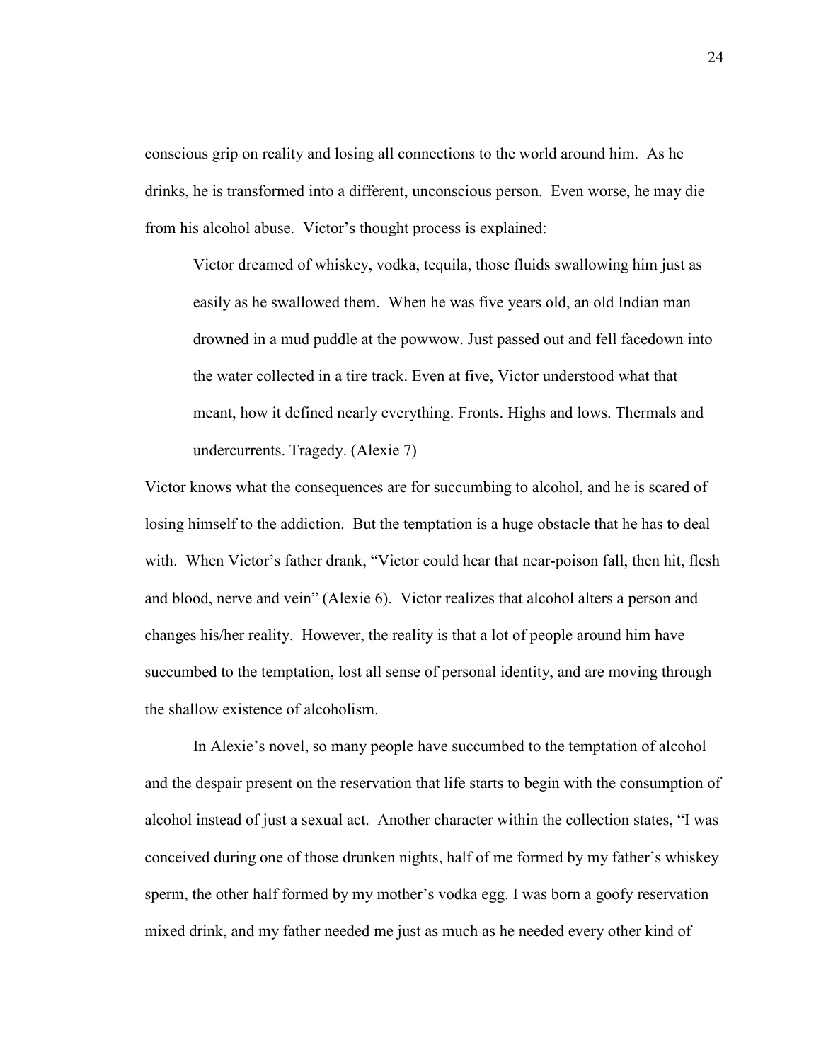conscious grip on reality and losing all connections to the world around him. As he drinks, he is transformed into a different, unconscious person. Even worse, he may die from his alcohol abuse. Victor's thought process is explained:

> Victor dreamed of whiskey, vodka, tequila, those fluids swallowing him just as easily as he swallowed them. When he was five years old, an old Indian man drowned in a mud puddle at the powwow. Just passed out and fell facedown into the water collected in a tire track. Even at five, Victor understood what that meant, how it defined nearly everything. Fronts. Highs and lows. Thermals and undercurrents. Tragedy. (Alexie 7)

Victor knows what the consequences are for succumbing to alcohol, and he is scared of losing himself to the addiction. But the temptation is a huge obstacle that he has to deal with. When Victor's father drank, "Victor could hear that near-poison fall, then hit, flesh and blood, nerve and vein" (Alexie 6). Victor realizes that alcohol alters a person and changes his/her reality. However, the reality is that a lot of people around him have succumbed to the temptation, lost all sense of personal identity, and are moving through the shallow existence of alcoholism.

In Alexie's novel, so many people have succumbed to the temptation of alcohol and the despair present on the reservation that life starts to begin with the consumption of alcohol instead of just a sexual act. Another character within the collection states, "I was conceived during one of those drunken nights, half of me formed by my father's whiskey sperm, the other half formed by my mother's vodka egg. I was born a goofy reservation mixed drink, and my father needed me just as much as he needed every other kind of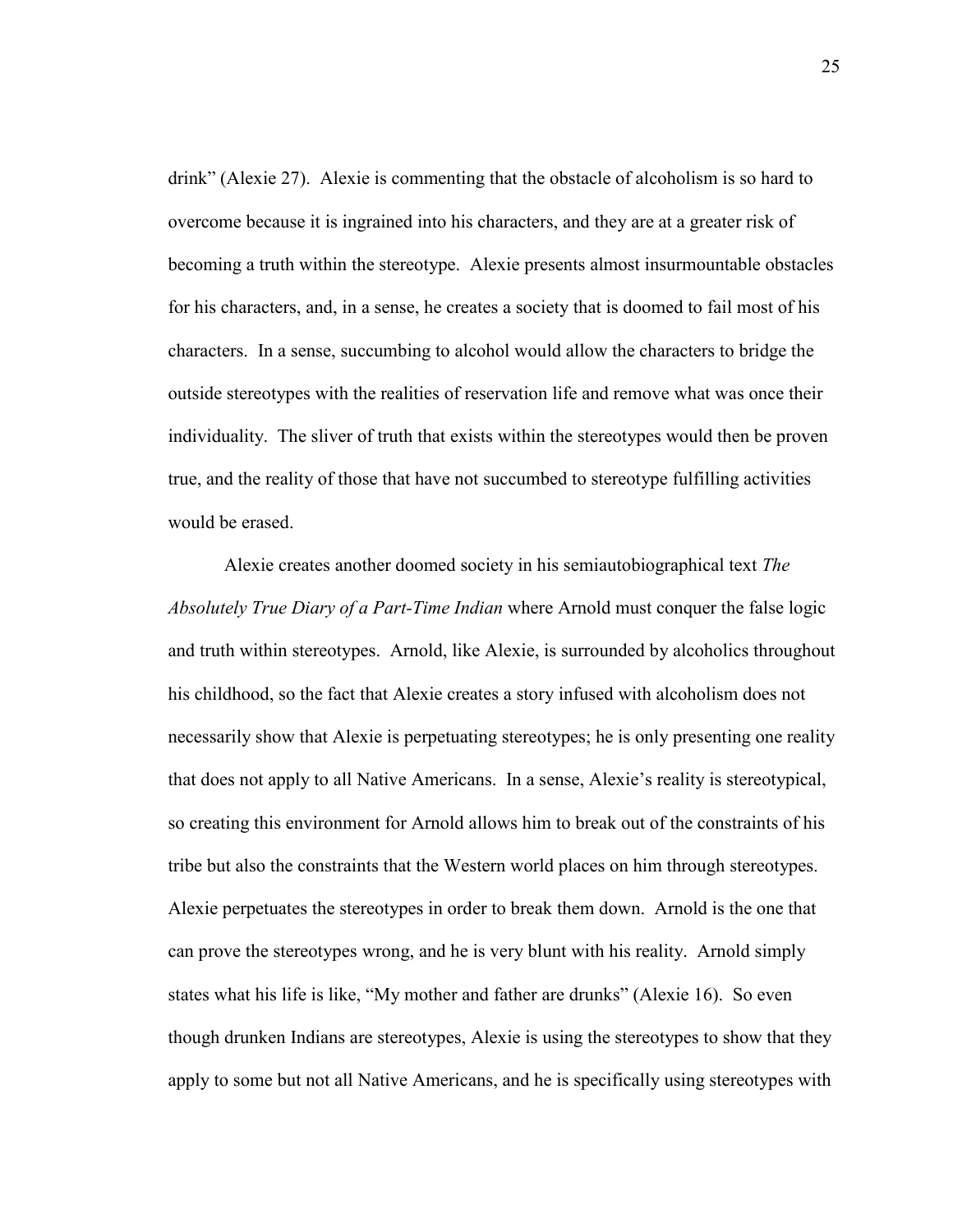drink" (Alexie 27). Alexie is commenting that the obstacle of alcoholism is so hard to overcome because it is ingrained into his characters, and they are at a greater risk of becoming a truth within the stereotype. Alexie presents almost insurmountable obstacles for his characters, and, in a sense, he creates a society that is doomed to fail most of his characters. In a sense, succumbing to alcohol would allow the characters to bridge the outside stereotypes with the realities of reservation life and remove what was once their individuality. The sliver of truth that exists within the stereotypes would then be proven true, and the reality of those that have not succumbed to stereotype fulfilling activities would be erased.

Alexie creates another doomed society in his semiautobiographical text *The Absolutely True Diary of a Part-Time Indian* where Arnold must conquer the false logic and truth within stereotypes. Arnold, like Alexie, is surrounded by alcoholics throughout his childhood, so the fact that Alexie creates a story infused with alcoholism does not necessarily show that Alexie is perpetuating stereotypes; he is only presenting one reality that does not apply to all Native Americans. In a sense, Alexie's reality is stereotypical, so creating this environment for Arnold allows him to break out of the constraints of his tribe but also the constraints that the Western world places on him through stereotypes. Alexie perpetuates the stereotypes in order to break them down. Arnold is the one that can prove the stereotypes wrong, and he is very blunt with his reality. Arnold simply states what his life is like, "My mother and father are drunks" (Alexie 16). So even though drunken Indians are stereotypes, Alexie is using the stereotypes to show that they apply to some but not all Native Americans, and he is specifically using stereotypes with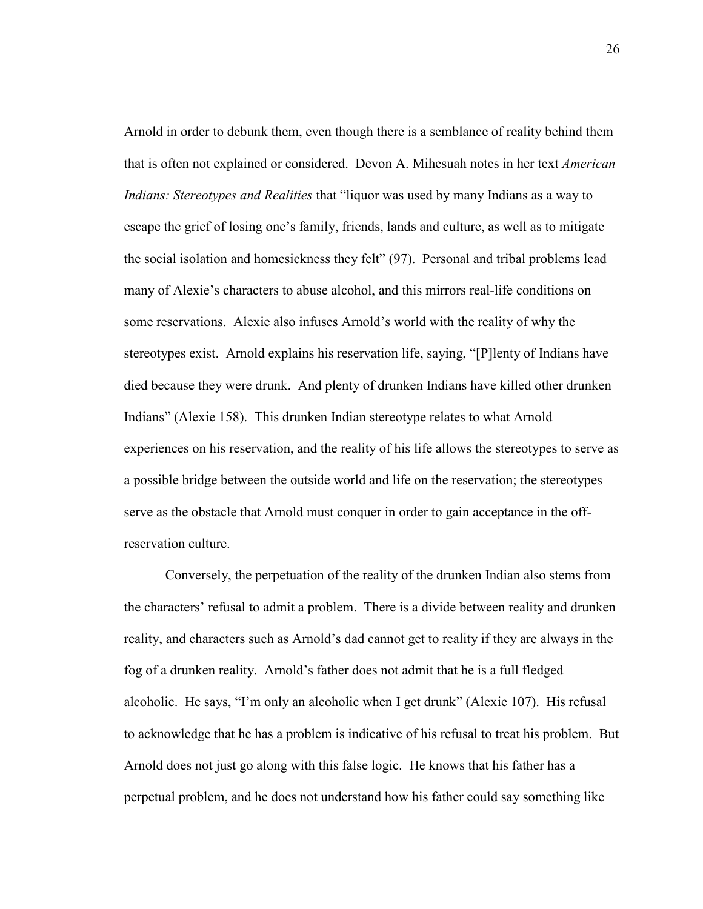Arnold in order to debunk them, even though there is a semblance of reality behind them that is often not explained or considered. Devon A. Mihesuah notes in her text *American Indians: Stereotypes and Realities* that "liquor was used by many Indians as a way to escape the grief of losing one's family, friends, lands and culture, as well as to mitigate the social isolation and homesickness they felt" (97). Personal and tribal problems lead many of Alexie's characters to abuse alcohol, and this mirrors real-life conditions on some reservations. Alexie also infuses Arnold's world with the reality of why the stereotypes exist. Arnold explains his reservation life, saying, "[P]lenty of Indians have died because they were drunk. And plenty of drunken Indians have killed other drunken Indians" (Alexie 158). This drunken Indian stereotype relates to what Arnold experiences on his reservation, and the reality of his life allows the stereotypes to serve as a possible bridge between the outside world and life on the reservation; the stereotypes serve as the obstacle that Arnold must conquer in order to gain acceptance in the off-reservation culture.

Conversely, the perpetuation of the reality of the drunken Indian also stems from the characters' refusal to admit a problem. There is a divide between reality and drunken reality, and characters such as Arnold's dad cannot get to reality if they are always in the fog of a drunken reality. Arnold's father does not admit that he is a full fledged alcoholic. He says, "I'm only an alcoholic when I get drunk" (Alexie 107). His refusal to acknowledge that he has a problem is indicative of his refusal to treat his problem. But Arnold does not just go along with this false logic. He knows that his father has a perpetual problem, and he does not understand how his father could say something like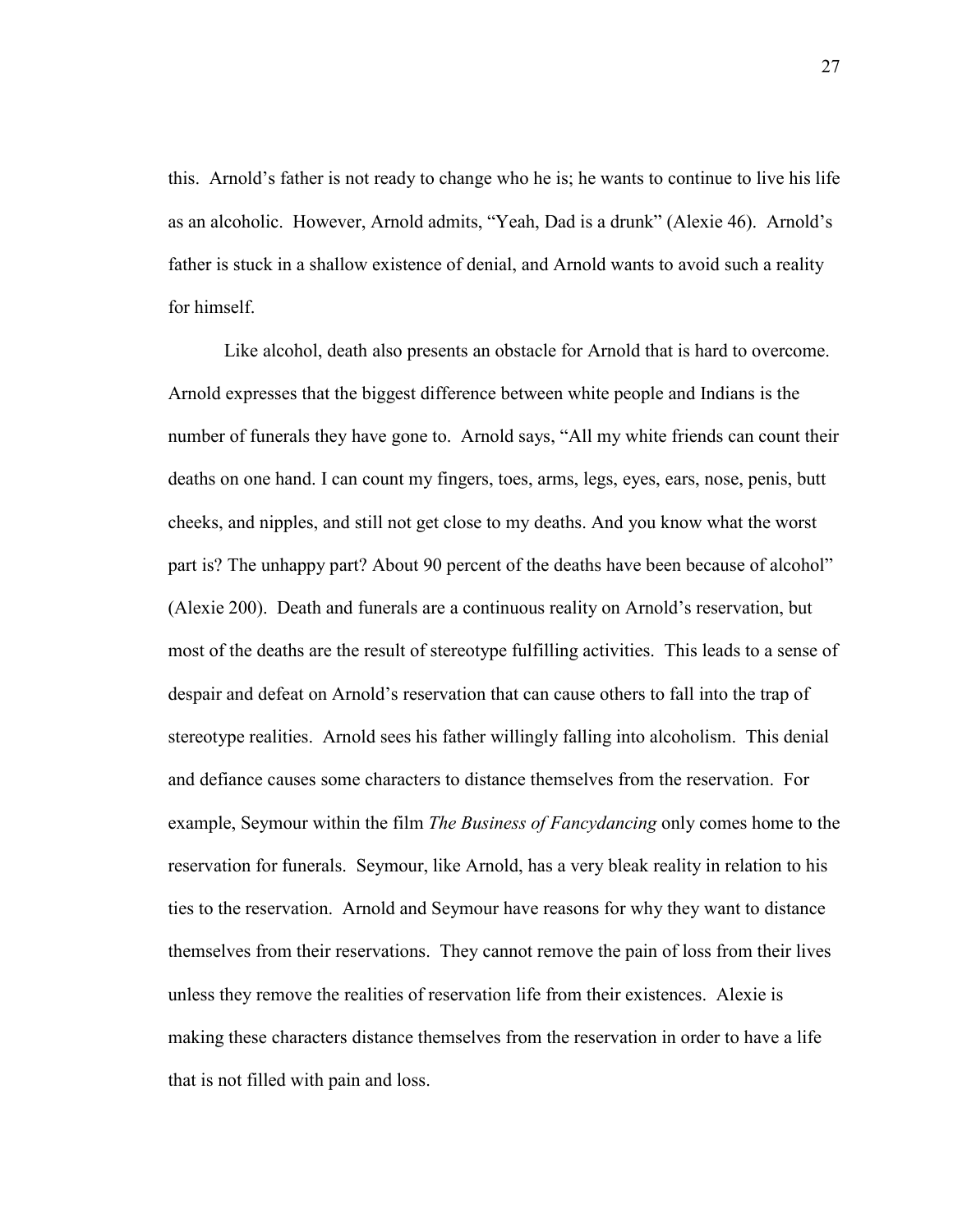this. Arnold's father is not ready to change who he is; he wants to continue to live his life as an alcoholic. However, Arnold admits, "Yeah, Dad is a drunk" (Alexie 46). Arnold's father is stuck in a shallow existence of denial, and Arnold wants to avoid such a reality for himself.

Like alcohol, death also presents an obstacle for Arnold that is hard to overcome. Arnold expresses that the biggest difference between white people and Indians is the number of funerals they have gone to. Arnold says, "All my white friends can count their deaths on one hand. I can count my fingers, toes, arms, legs, eyes, ears, nose, penis, butt cheeks, and nipples, and still not get close to my deaths. And you know what the worst part is? The unhappy part? About 90 percent of the deaths have been because of alcohol" (Alexie 200). Death and funerals are a continuous reality on Arnold's reservation, but most of the deaths are the result of stereotype fulfilling activities. This leads to a sense of despair and defeat on Arnold's reservation that can cause others to fall into the trap of stereotype realities. Arnold sees his father willingly falling into alcoholism. This denial and defiance causes some characters to distance themselves from the reservation. For example, Seymour within the film *The Business of Fancydancing* only comes home to the reservation for funerals. Seymour, like Arnold, has a very bleak reality in relation to his ties to the reservation. Arnold and Seymour have reasons for why they want to distance themselves from their reservations. They cannot remove the pain of loss from their lives unless they remove the realities of reservation life from their existences. Alexie is making these characters distance themselves from the reservation in order to have a life that is not filled with pain and loss.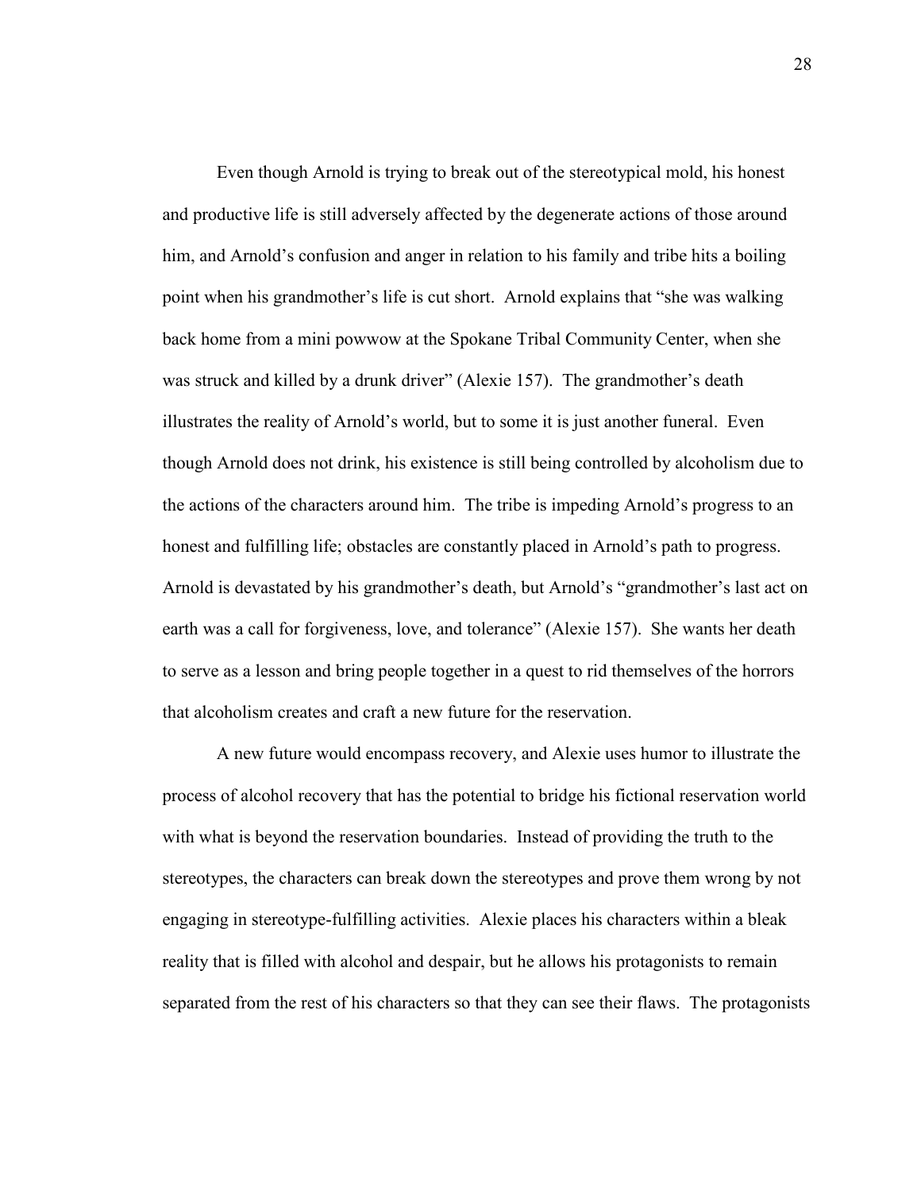Even though Arnold is trying to break out of the stereotypical mold, his honest and productive life is still adversely affected by the degenerate actions of those around him, and Arnold's confusion and anger in relation to his family and tribe hits a boiling point when his grandmother's life is cut short. Arnold explains that "she was walking back home from a mini powwow at the Spokane Tribal Community Center, when she was struck and killed by a drunk driver" (Alexie 157). The grandmother's death illustrates the reality of Arnold's world, but to some it is just another funeral. Even though Arnold does not drink, his existence is still being controlled by alcoholism due to the actions of the characters around him. The tribe is impeding Arnold's progress to an honest and fulfilling life; obstacles are constantly placed in Arnold's path to progress. Arnold is devastated by his grandmother's death, but Arnold's "grandmother's last act on earth was a call for forgiveness, love, and tolerance" (Alexie 157). She wants her death to serve as a lesson and bring people together in a quest to rid themselves of the horrors that alcoholism creates and craft a new future for the reservation.

A new future would encompass recovery, and Alexie uses humor to illustrate the process of alcohol recovery that has the potential to bridge his fictional reservation world with what is beyond the reservation boundaries. Instead of providing the truth to the stereotypes, the characters can break down the stereotypes and prove them wrong by not engaging in stereotype-fulfilling activities. Alexie places his characters within a bleak reality that is filled with alcohol and despair, but he allows his protagonists to remain separated from the rest of his characters so that they can see their flaws. The protagonists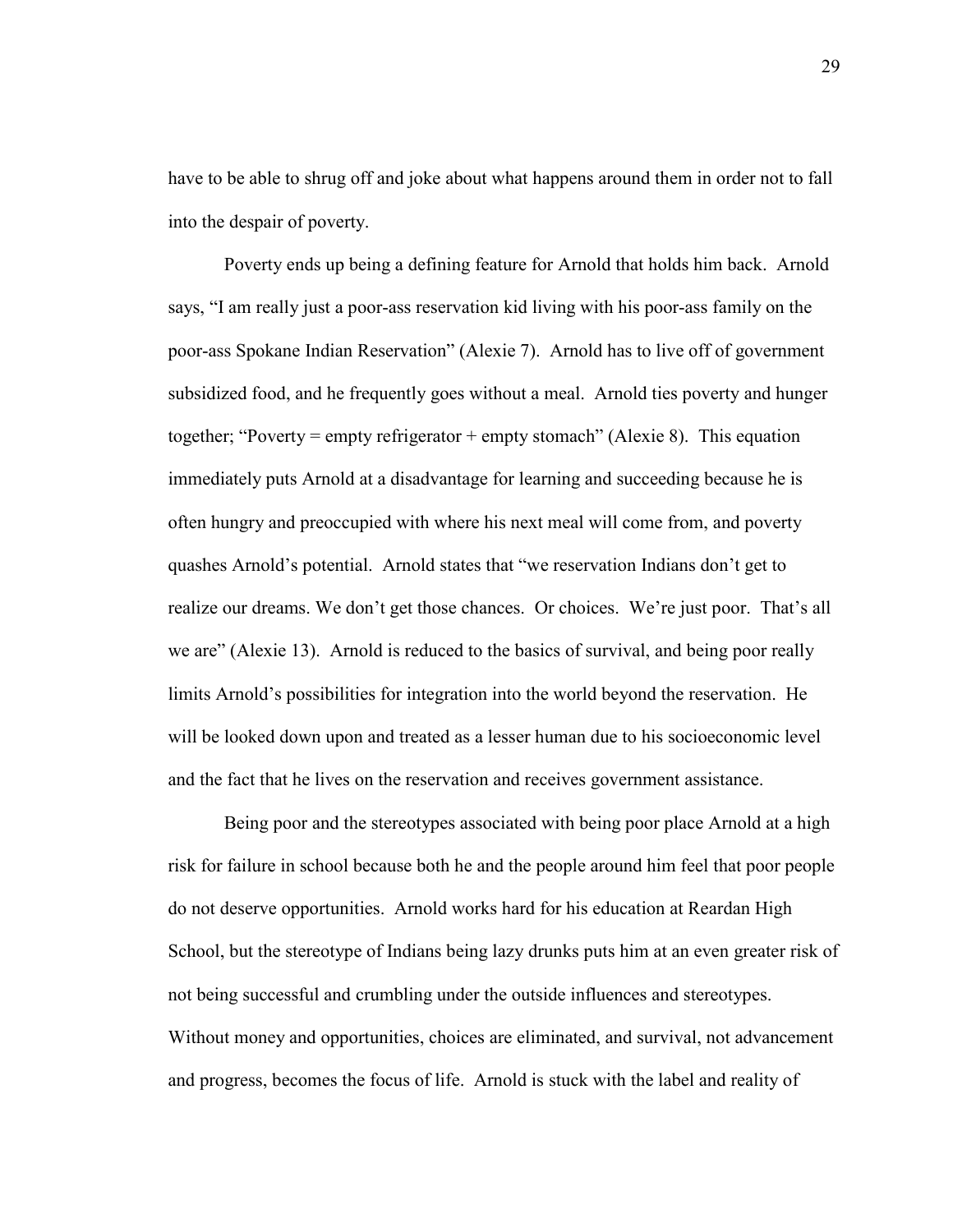have to be able to shrug off and joke about what happens around them in order not to fall into the despair of poverty.

Poverty ends up being a defining feature for Arnold that holds him back. Arnold says, "I am really just a poor-ass reservation kid living with his poor-ass family on the poor-ass Spokane Indian Reservation" (Alexie 7). Arnold has to live off of government subsidized food, and he frequently goes without a meal. Arnold ties poverty and hunger together; "Poverty = empty refrigerator + empty stomach" (Alexie 8). This equation immediately puts Arnold at a disadvantage for learning and succeeding because he is often hungry and preoccupied with where his next meal will come from, and poverty quashes Arnold's potential. Arnold states that "we reservation Indians don't get to realize our dreams. We don't get those chances. Or choices. We're just poor. That's all we are" (Alexie 13). Arnold is reduced to the basics of survival, and being poor really limits Arnold's possibilities for integration into the world beyond the reservation. He will be looked down upon and treated as a lesser human due to his socioeconomic level and the fact that he lives on the reservation and receives government assistance.

Being poor and the stereotypes associated with being poor place Arnold at a high risk for failure in school because both he and the people around him feel that poor people do not deserve opportunities. Arnold works hard for his education at Reardan High School, but the stereotype of Indians being lazy drunks puts him at an even greater risk of not being successful and crumbling under the outside influences and stereotypes. Without money and opportunities, choices are eliminated, and survival, not advancement and progress, becomes the focus of life. Arnold is stuck with the label and reality of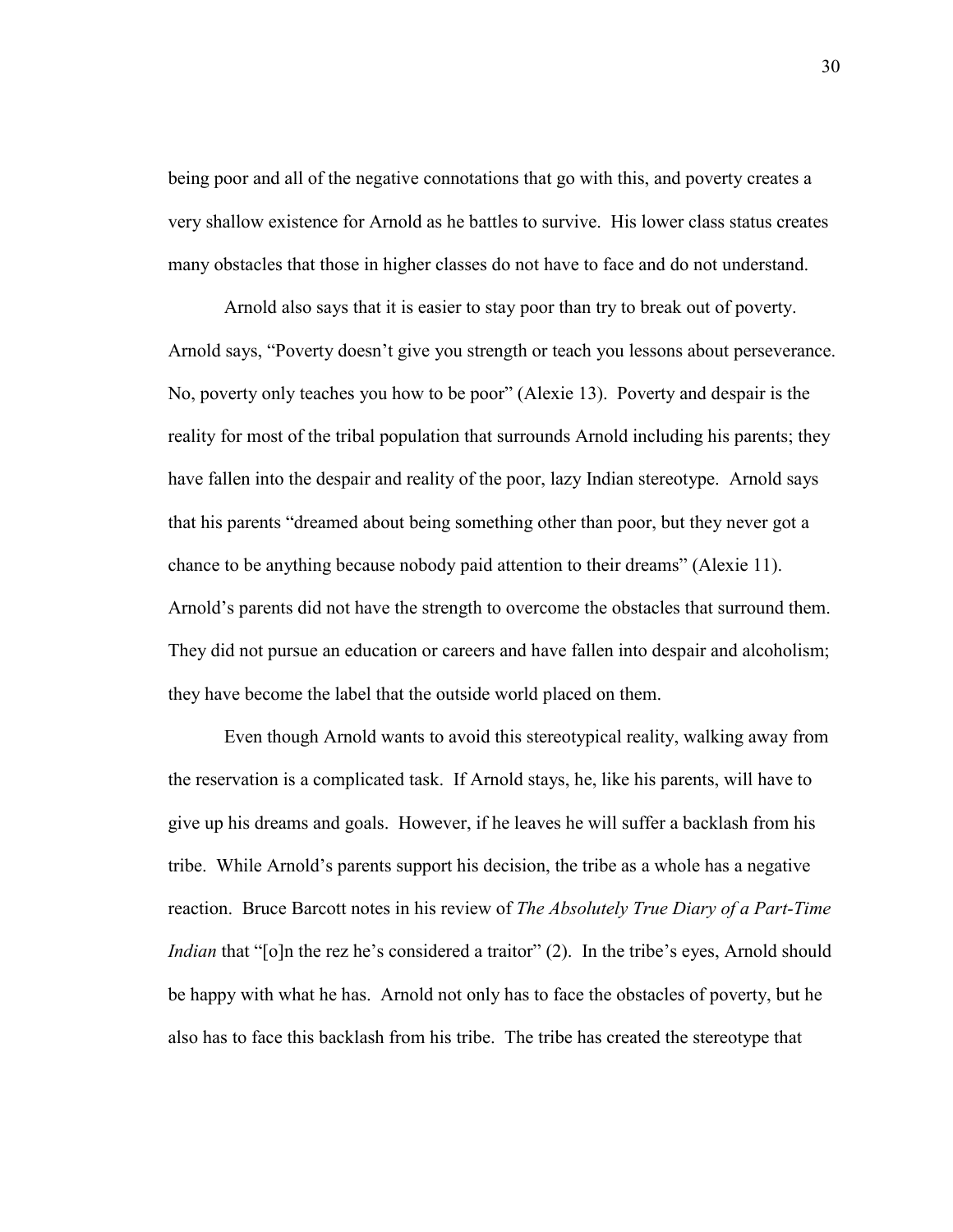being poor and all of the negative connotations that go with this, and poverty creates a very shallow existence for Arnold as he battles to survive. His lower class status creates many obstacles that those in higher classes do not have to face and do not understand.

Arnold also says that it is easier to stay poor than try to break out of poverty. Arnold says, "Poverty doesn't give you strength or teach you lessons about perseverance. No, poverty only teaches you how to be poor" (Alexie 13). Poverty and despair is the reality for most of the tribal population that surrounds Arnold including his parents; they have fallen into the despair and reality of the poor, lazy Indian stereotype. Arnold says that his parents "dreamed about being something other than poor, but they never got a chance to be anything because nobody paid attention to their dreams" (Alexie 11). Arnold's parents did not have the strength to overcome the obstacles that surround them. They did not pursue an education or careers and have fallen into despair and alcoholism; they have become the label that the outside world placed on them.

Even though Arnold wants to avoid this stereotypical reality, walking away from the reservation is a complicated task. If Arnold stays, he, like his parents, will have to give up his dreams and goals. However, if he leaves he will suffer a backlash from his tribe. While Arnold's parents support his decision, the tribe as a whole has a negative reaction. Bruce Barcott notes in his review of *The Absolutely True Diary of a Part-Time Indian* that "[o]n the rez he's considered a traitor" (2). In the tribe's eyes, Arnold should be happy with what he has. Arnold not only has to face the obstacles of poverty, but he also has to face this backlash from his tribe. The tribe has created the stereotype that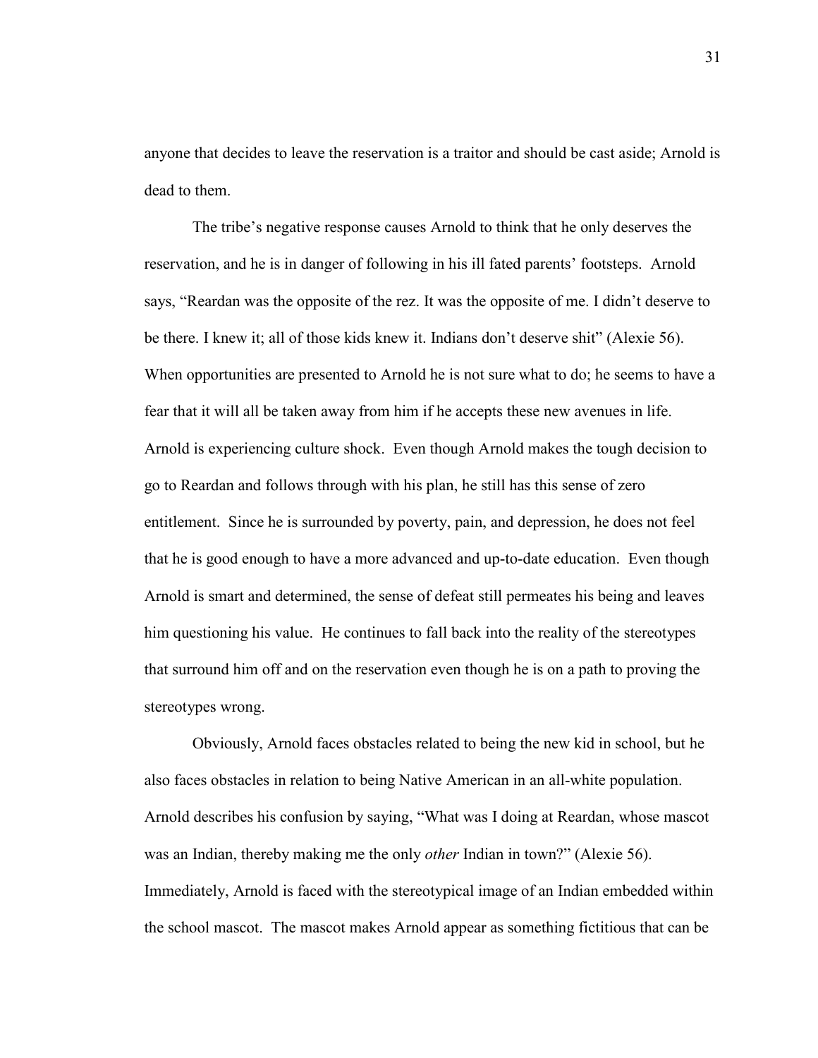anyone that decides to leave the reservation is a traitor and should be cast aside; Arnold is dead to them.

The tribe's negative response causes Arnold to think that he only deserves the reservation, and he is in danger of following in his ill fated parents' footsteps. Arnold says, "Reardan was the opposite of the rez. It was the opposite of me. I didn't deserve to be there. I knew it; all of those kids knew it. Indians don't deserve shit" (Alexie 56). When opportunities are presented to Arnold he is not sure what to do; he seems to have a fear that it will all be taken away from him if he accepts these new avenues in life. Arnold is experiencing culture shock. Even though Arnold makes the tough decision to go to Reardan and follows through with his plan, he still has this sense of zero entitlement. Since he is surrounded by poverty, pain, and depression, he does not feel that he is good enough to have a more advanced and up-to-date education. Even though Arnold is smart and determined, the sense of defeat still permeates his being and leaves him questioning his value. He continues to fall back into the reality of the stereotypes that surround him off and on the reservation even though he is on a path to proving the stereotypes wrong.

Obviously, Arnold faces obstacles related to being the new kid in school, but he also faces obstacles in relation to being Native American in an all-white population. Arnold describes his confusion by saying, "What was I doing at Reardan, whose mascot was an Indian, thereby making me the only *other* Indian in town?" (Alexie 56). Immediately, Arnold is faced with the stereotypical image of an Indian embedded within the school mascot. The mascot makes Arnold appear as something fictitious that can be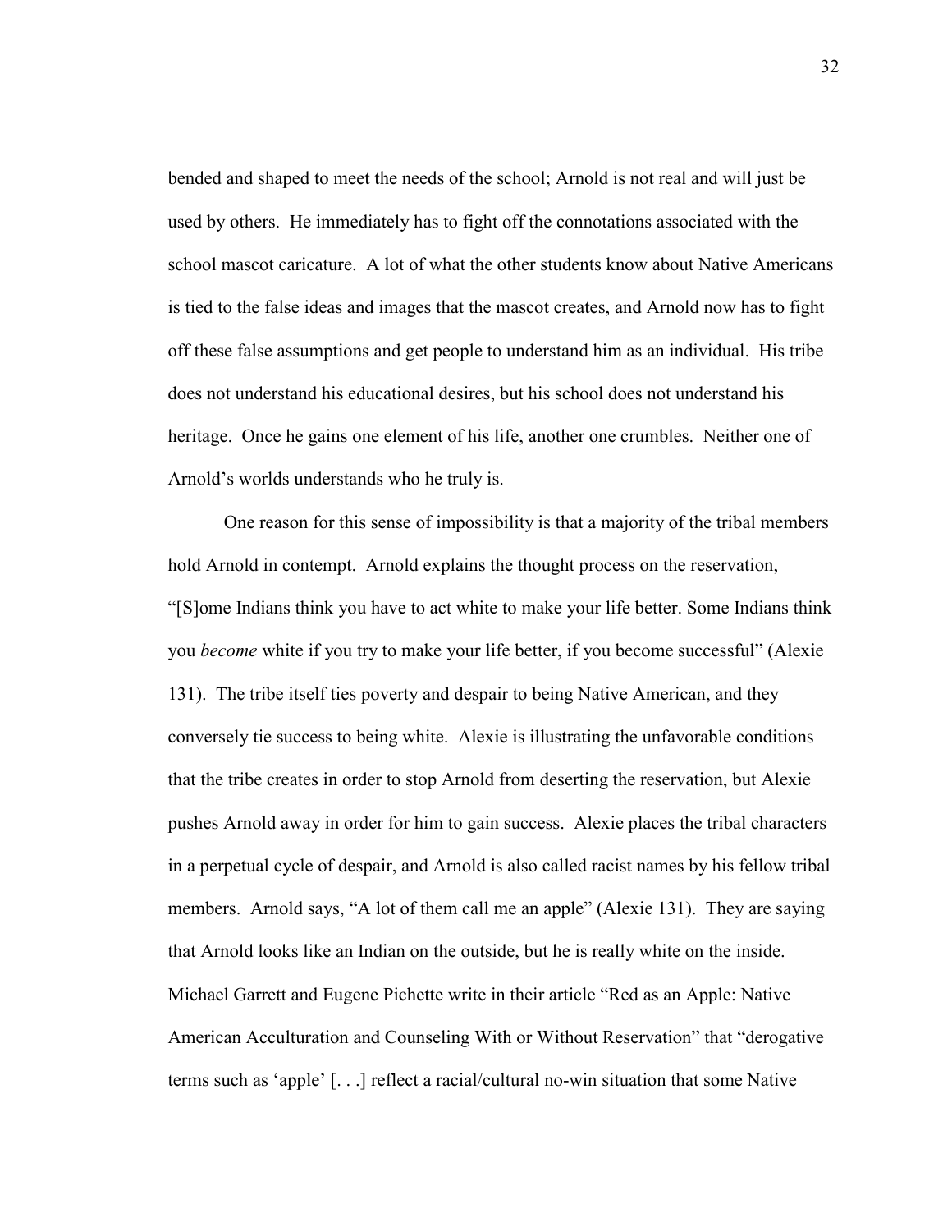bended and shaped to meet the needs of the school; Arnold is not real and will just be used by others. He immediately has to fight off the connotations associated with the school mascot caricature. A lot of what the other students know about Native Americans is tied to the false ideas and images that the mascot creates, and Arnold now has to fight off these false assumptions and get people to understand him as an individual. His tribe does not understand his educational desires, but his school does not understand his heritage. Once he gains one element of his life, another one crumbles. Neither one of Arnold's worlds understands who he truly is.

One reason for this sense of impossibility is that a majority of the tribal members hold Arnold in contempt. Arnold explains the thought process on the reservation, "[S]ome Indians think you have to act white to make your life better. Some Indians think you *become* white if you try to make your life better, if you become successful" (Alexie 131). The tribe itself ties poverty and despair to being Native American, and they conversely tie success to being white. Alexie is illustrating the unfavorable conditions that the tribe creates in order to stop Arnold from deserting the reservation, but Alexie pushes Arnold away in order for him to gain success. Alexie places the tribal characters in a perpetual cycle of despair, and Arnold is also called racist names by his fellow tribal members. Arnold says, "A lot of them call me an apple" (Alexie 131). They are saying that Arnold looks like an Indian on the outside, but he is really white on the inside. Michael Garrett and Eugene Pichette write in their article "Red as an Apple: Native American Acculturation and Counseling With or Without Reservation" that "derogative terms such as 'apple' [. . .] reflect a racial/cultural no-win situation that some Native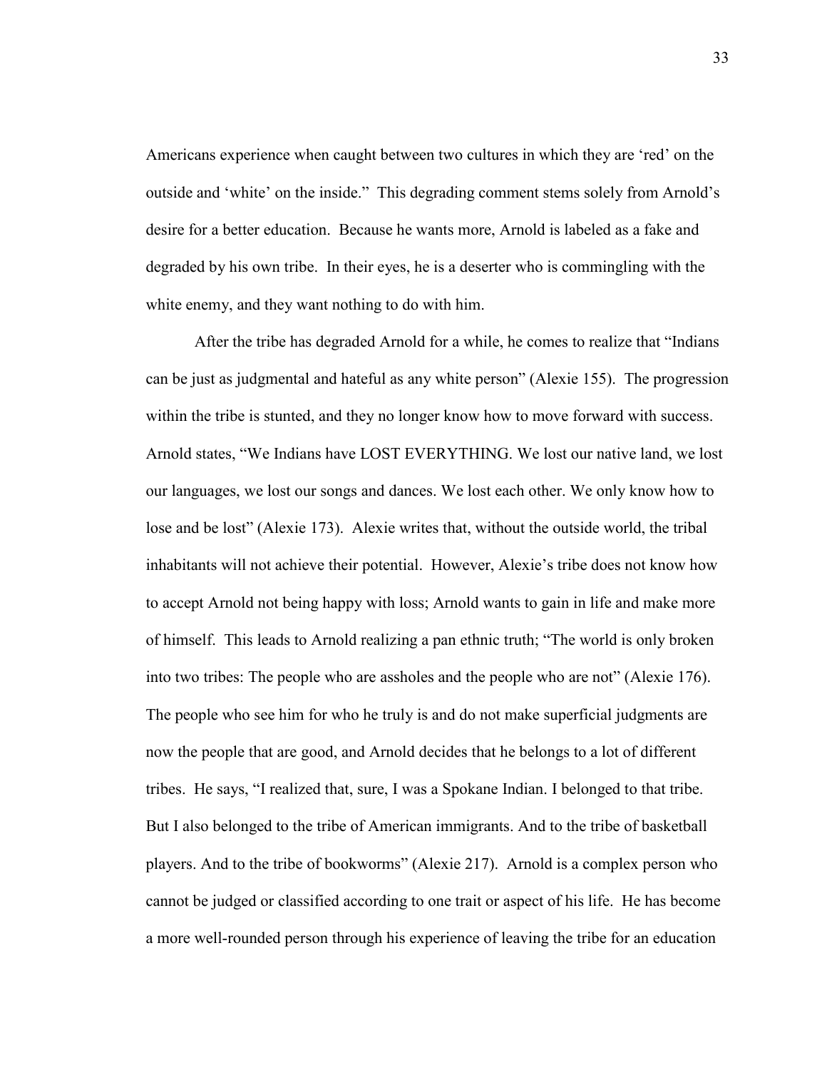Americans experience when caught between two cultures in which they are 'red' on the outside and 'white' on the inside." This degrading comment stems solely from Arnold's desire for a better education. Because he wants more, Arnold is labeled as a fake and degraded by his own tribe. In their eyes, he is a deserter who is commingling with the white enemy, and they want nothing to do with him.

After the tribe has degraded Arnold for a while, he comes to realize that "Indians can be just as judgmental and hateful as any white person" (Alexie 155). The progression within the tribe is stunted, and they no longer know how to move forward with success. Arnold states, "We Indians have LOST EVERYTHING. We lost our native land, we lost our languages, we lost our songs and dances. We lost each other. We only know how to lose and be lost" (Alexie 173). Alexie writes that, without the outside world, the tribal inhabitants will not achieve their potential. However, Alexie's tribe does not know how to accept Arnold not being happy with loss; Arnold wants to gain in life and make more of himself. This leads to Arnold realizing a pan ethnic truth; "The world is only broken into two tribes: The people who are assholes and the people who are not" (Alexie 176). The people who see him for who he truly is and do not make superficial judgments are now the people that are good, and Arnold decides that he belongs to a lot of different tribes. He says, "I realized that, sure, I was a Spokane Indian. I belonged to that tribe. But I also belonged to the tribe of American immigrants. And to the tribe of basketball players. And to the tribe of bookworms" (Alexie 217). Arnold is a complex person who cannot be judged or classified according to one trait or aspect of his life. He has become a more well-rounded person through his experience of leaving the tribe for an education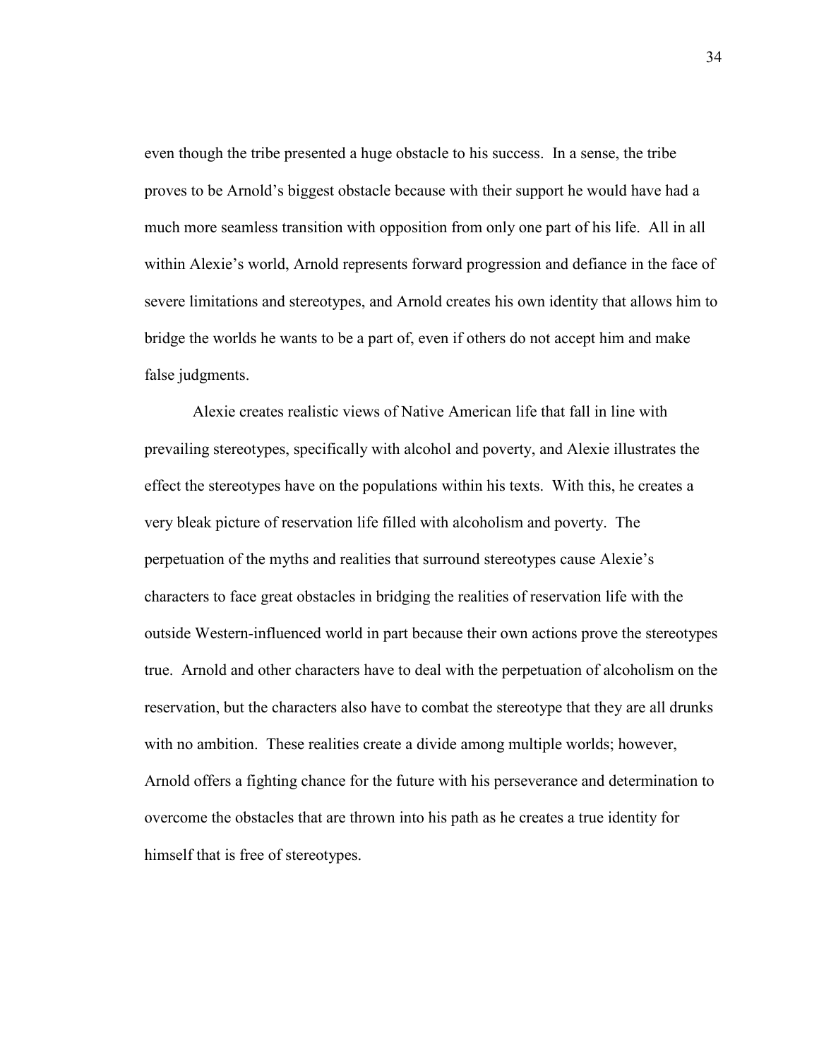even though the tribe presented a huge obstacle to his success. In a sense, the tribe proves to be Arnold's biggest obstacle because with their support he would have had a much more seamless transition with opposition from only one part of his life. All in all within Alexie's world, Arnold represents forward progression and defiance in the face of severe limitations and stereotypes, and Arnold creates his own identity that allows him to bridge the worlds he wants to be a part of, even if others do not accept him and make false judgments.

Alexie creates realistic views of Native American life that fall in line with prevailing stereotypes, specifically with alcohol and poverty, and Alexie illustrates the effect the stereotypes have on the populations within his texts. With this, he creates a very bleak picture of reservation life filled with alcoholism and poverty. The perpetuation of the myths and realities that surround stereotypes cause Alexie's characters to face great obstacles in bridging the realities of reservation life with the outside Western-influenced world in part because their own actions prove the stereotypes true. Arnold and other characters have to deal with the perpetuation of alcoholism on the reservation, but the characters also have to combat the stereotype that they are all drunks with no ambition. These realities create a divide among multiple worlds; however, Arnold offers a fighting chance for the future with his perseverance and determination to overcome the obstacles that are thrown into his path as he creates a true identity for himself that is free of stereotypes.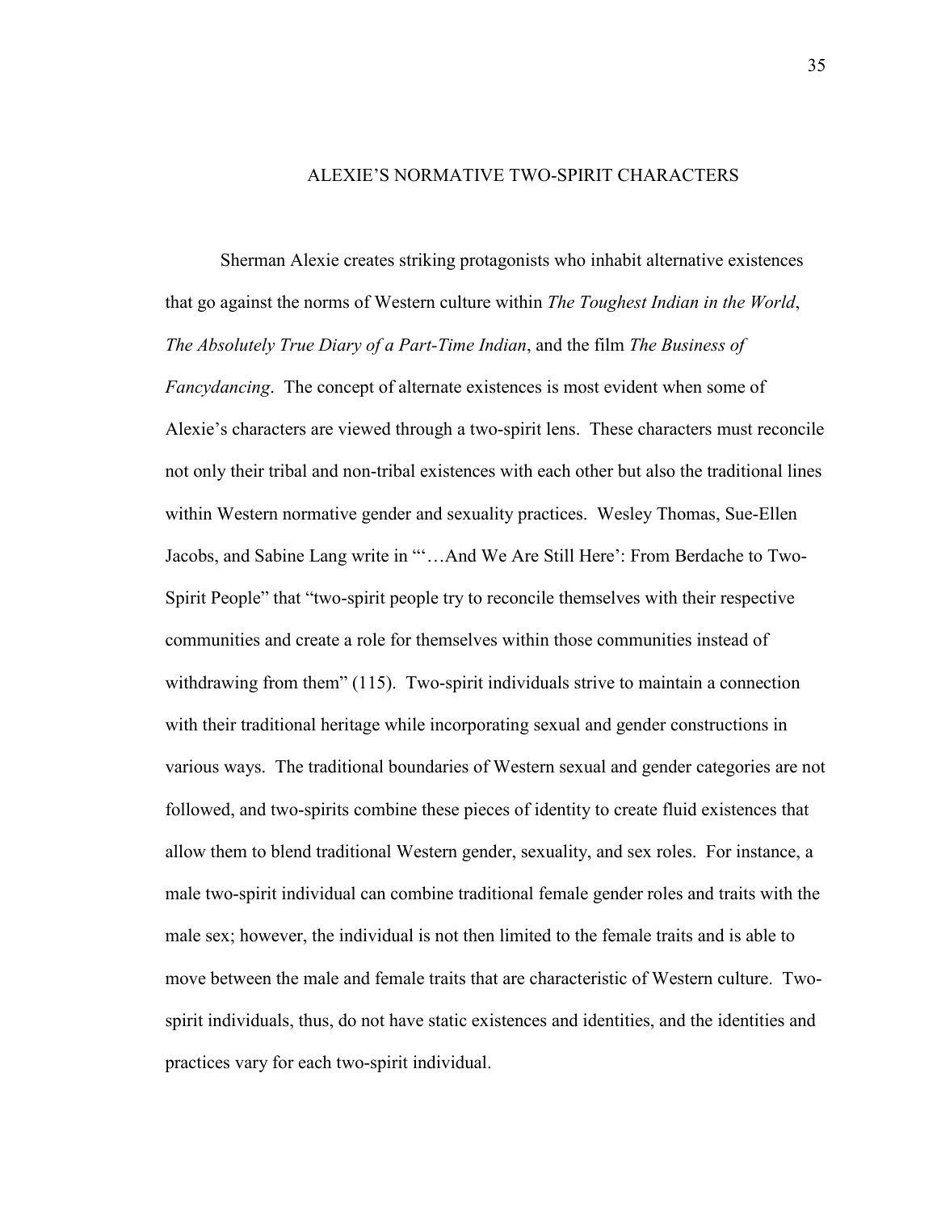# ALEXIE'S NORMATIVE TWO-SPIRIT CHARACTERS

Sherman Alexie creates striking protagonists who inhabit alternative existences that go against the norms of Western culture within *The Toughest Indian in the World*, *The Absolutely True Diary of a Part-Time Indian*, and the film *The Business of Fancydancing*. The concept of alternate existences is most evident when some of Alexie's characters are viewed through a two-spirit lens. These characters must reconcile not only their tribal and non-tribal existences with each other but also the traditional lines within Western normative gender and sexuality practices. Wesley Thomas, Sue-Ellen Jacobs, and Sabine Lang write in "'…And We Are Still Here': From Berdache to Two-Spirit People" that "two-spirit people try to reconcile themselves with their respective communities and create a role for themselves within those communities instead of withdrawing from them" (115). Two-spirit individuals strive to maintain a connection with their traditional heritage while incorporating sexual and gender constructions in various ways. The traditional boundaries of Western sexual and gender categories are not followed, and two-spirits combine these pieces of identity to create fluid existences that allow them to blend traditional Western gender, sexuality, and sex roles. For instance, a male two-spirit individual can combine traditional female gender roles and traits with the male sex; however, the individual is not then limited to the female traits and is able to move between the male and female traits that are characteristic of Western culture. Two-spirit individuals, thus, do not have static existences and identities, and the identities and practices vary for each two-spirit individual.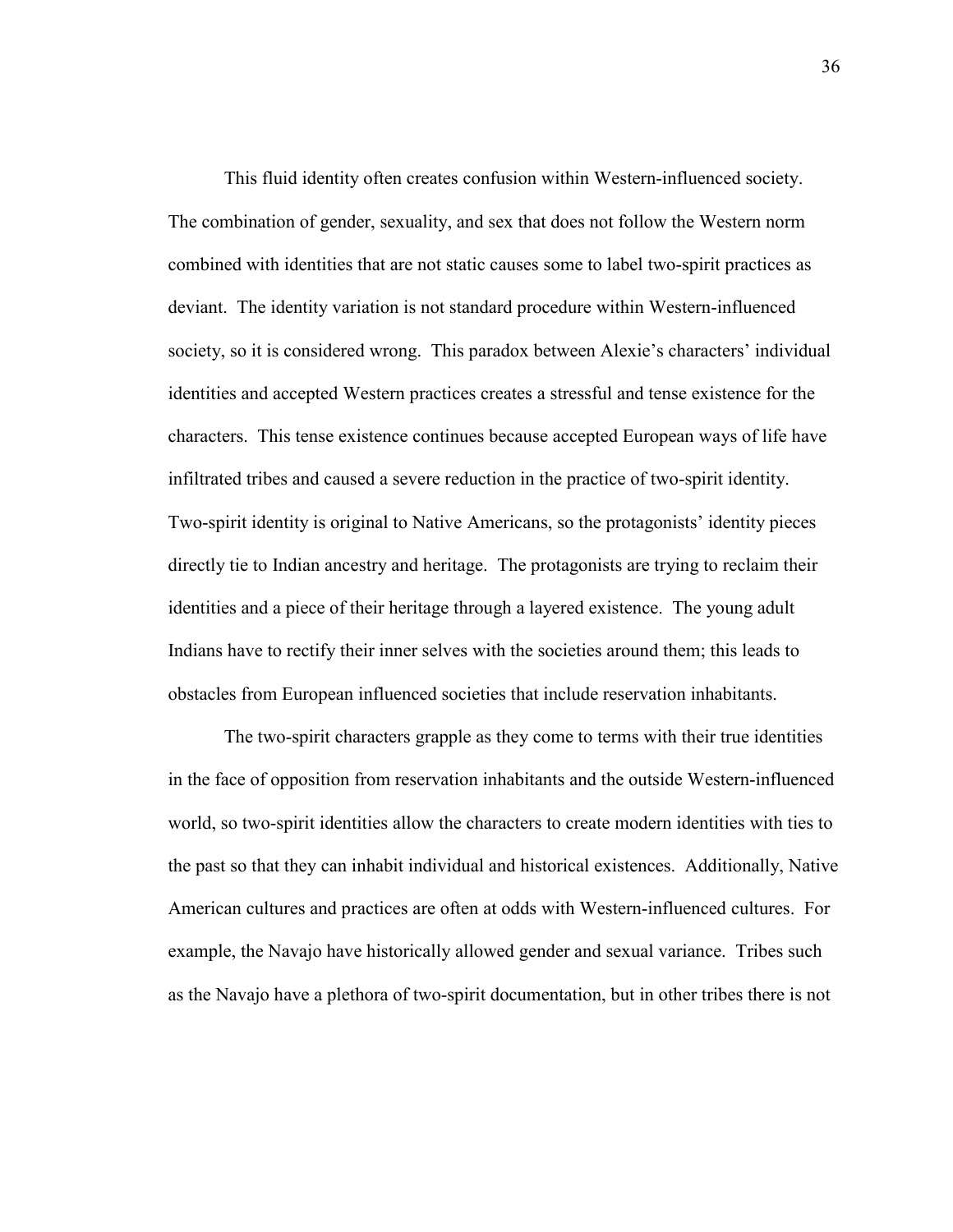This fluid identity often creates confusion within Western-influenced society. The combination of gender, sexuality, and sex that does not follow the Western norm combined with identities that are not static causes some to label two-spirit practices as deviant. The identity variation is not standard procedure within Western-influenced society, so it is considered wrong. This paradox between Alexie's characters' individual identities and accepted Western practices creates a stressful and tense existence for the characters. This tense existence continues because accepted European ways of life have infiltrated tribes and caused a severe reduction in the practice of two-spirit identity. Two-spirit identity is original to Native Americans, so the protagonists' identity pieces directly tie to Indian ancestry and heritage. The protagonists are trying to reclaim their identities and a piece of their heritage through a layered existence. The young adult Indians have to rectify their inner selves with the societies around them; this leads to obstacles from European influenced societies that include reservation inhabitants.

The two-spirit characters grapple as they come to terms with their true identities in the face of opposition from reservation inhabitants and the outside Western-influenced world, so two-spirit identities allow the characters to create modern identities with ties to the past so that they can inhabit individual and historical existences. Additionally, Native American cultures and practices are often at odds with Western-influenced cultures. For example, the Navajo have historically allowed gender and sexual variance. Tribes such as the Navajo have a plethora of two-spirit documentation, but in other tribes there is not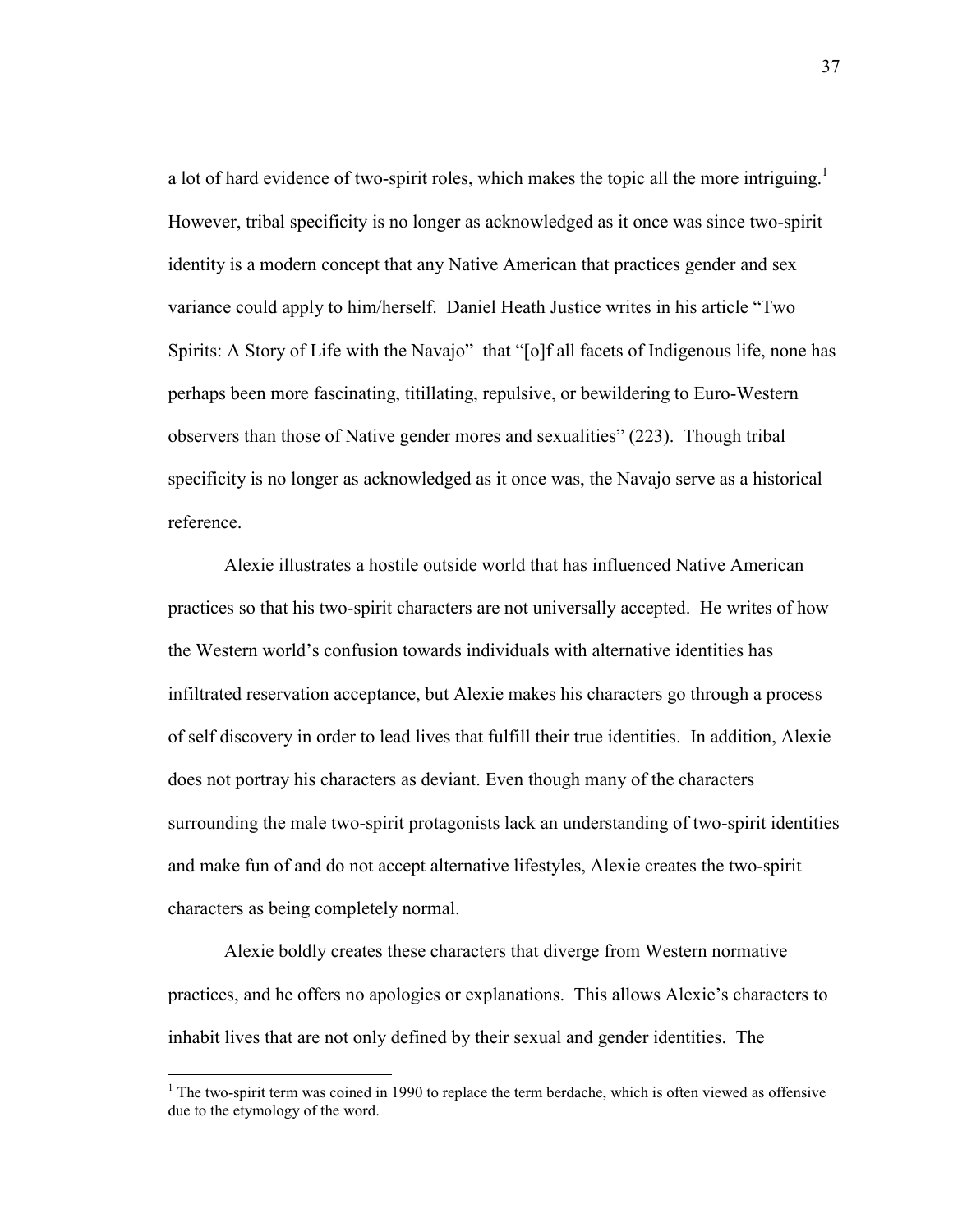a lot of hard evidence of two-spirit roles, which makes the topic all the more intriguing.[1] However, tribal specificity is no longer as acknowledged as it once was since two-spirit identity is a modern concept that any Native American that practices gender and sex variance could apply to him/herself. Daniel Heath Justice writes in his article "Two Spirits: A Story of Life with the Navajo" that "[o]f all facets of Indigenous life, none has perhaps been more fascinating, titillating, repulsive, or bewildering to Euro-Western observers than those of Native gender mores and sexualities" (223). Though tribal specificity is no longer as acknowledged as it once was, the Navajo serve as a historical reference.

Alexie illustrates a hostile outside world that has influenced Native American practices so that his two-spirit characters are not universally accepted. He writes of how the Western world's confusion towards individuals with alternative identities has infiltrated reservation acceptance, but Alexie makes his characters go through a process of self discovery in order to lead lives that fulfill their true identities. In addition, Alexie does not portray his characters as deviant. Even though many of the characters surrounding the male two-spirit protagonists lack an understanding of two-spirit identities and make fun of and do not accept alternative lifestyles, Alexie creates the two-spirit characters as being completely normal.

Alexie boldly creates these characters that diverge from Western normative practices, and he offers no apologies or explanations. This allows Alexie's characters to inhabit lives that are not only defined by their sexual and gender identities. The

[1] The two-spirit term was coined in 1990 to replace the term berdache, which is often viewed as offensive due to the etymology of the word.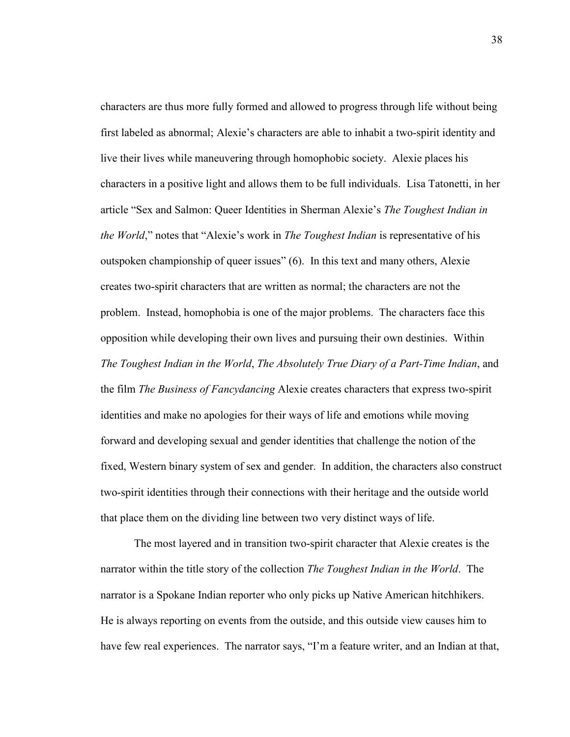characters are thus more fully formed and allowed to progress through life without being first labeled as abnormal; Alexie's characters are able to inhabit a two-spirit identity and live their lives while maneuvering through homophobic society. Alexie places his characters in a positive light and allows them to be full individuals. Lisa Tatonetti, in her article "Sex and Salmon: Queer Identities in Sherman Alexie's *The Toughest Indian in the World*," notes that "Alexie's work in *The Toughest Indian* is representative of his outspoken championship of queer issues" (6). In this text and many others, Alexie creates two-spirit characters that are written as normal; the characters are not the problem. Instead, homophobia is one of the major problems. The characters face this opposition while developing their own lives and pursuing their own destinies. Within *The Toughest Indian in the World*, *The Absolutely True Diary of a Part-Time Indian*, and the film *The Business of Fancydancing* Alexie creates characters that express two-spirit identities and make no apologies for their ways of life and emotions while moving forward and developing sexual and gender identities that challenge the notion of the fixed, Western binary system of sex and gender. In addition, the characters also construct two-spirit identities through their connections with their heritage and the outside world that place them on the dividing line between two very distinct ways of life.

The most layered and in transition two-spirit character that Alexie creates is the narrator within the title story of the collection *The Toughest Indian in the World*. The narrator is a Spokane Indian reporter who only picks up Native American hitchhikers. He is always reporting on events from the outside, and this outside view causes him to have few real experiences. The narrator says, "I'm a feature writer, and an Indian at that,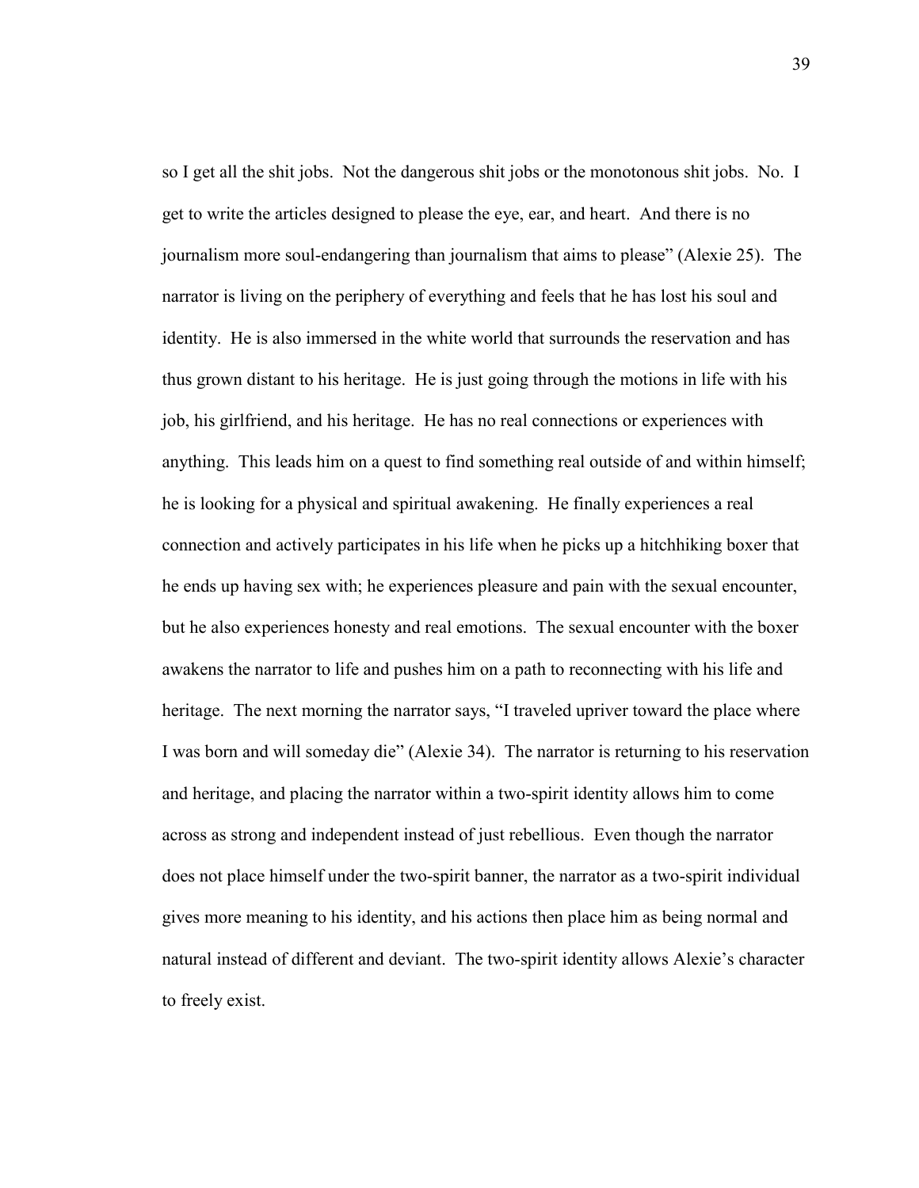so I get all the shit jobs. Not the dangerous shit jobs or the monotonous shit jobs. No. I get to write the articles designed to please the eye, ear, and heart. And there is no journalism more soul-endangering than journalism that aims to please" (Alexie 25). The narrator is living on the periphery of everything and feels that he has lost his soul and identity. He is also immersed in the white world that surrounds the reservation and has thus grown distant to his heritage. He is just going through the motions in life with his job, his girlfriend, and his heritage. He has no real connections or experiences with anything. This leads him on a quest to find something real outside of and within himself; he is looking for a physical and spiritual awakening. He finally experiences a real connection and actively participates in his life when he picks up a hitchhiking boxer that he ends up having sex with; he experiences pleasure and pain with the sexual encounter, but he also experiences honesty and real emotions. The sexual encounter with the boxer awakens the narrator to life and pushes him on a path to reconnecting with his life and heritage. The next morning the narrator says, "I traveled upriver toward the place where I was born and will someday die" (Alexie 34). The narrator is returning to his reservation and heritage, and placing the narrator within a two-spirit identity allows him to come across as strong and independent instead of just rebellious. Even though the narrator does not place himself under the two-spirit banner, the narrator as a two-spirit individual gives more meaning to his identity, and his actions then place him as being normal and natural instead of different and deviant. The two-spirit identity allows Alexie's character to freely exist.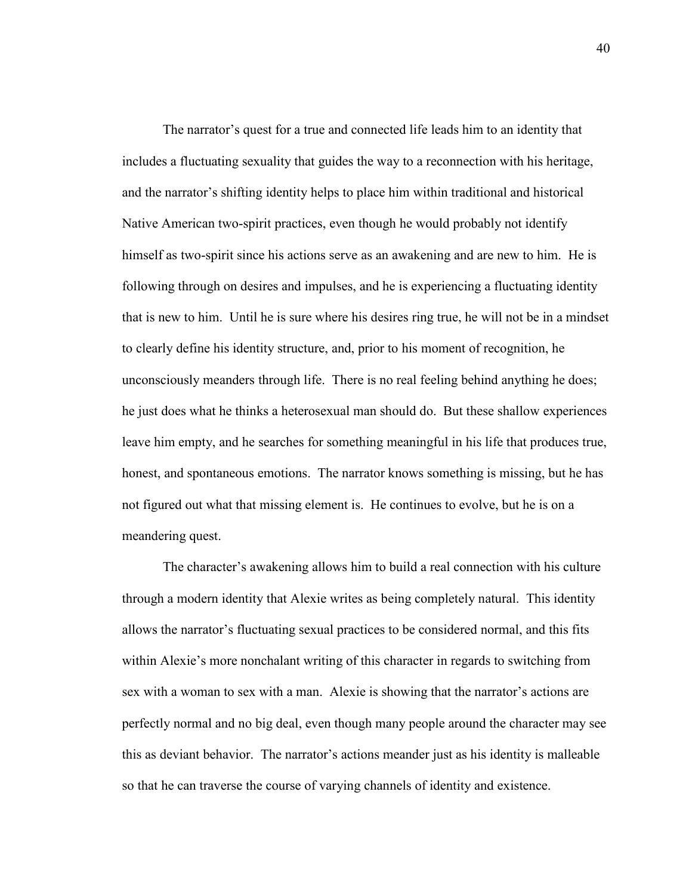The narrator's quest for a true and connected life leads him to an identity that includes a fluctuating sexuality that guides the way to a reconnection with his heritage, and the narrator's shifting identity helps to place him within traditional and historical Native American two-spirit practices, even though he would probably not identify himself as two-spirit since his actions serve as an awakening and are new to him. He is following through on desires and impulses, and he is experiencing a fluctuating identity that is new to him. Until he is sure where his desires ring true, he will not be in a mindset to clearly define his identity structure, and, prior to his moment of recognition, he unconsciously meanders through life. There is no real feeling behind anything he does; he just does what he thinks a heterosexual man should do. But these shallow experiences leave him empty, and he searches for something meaningful in his life that produces true, honest, and spontaneous emotions. The narrator knows something is missing, but he has not figured out what that missing element is. He continues to evolve, but he is on a meandering quest.

The character's awakening allows him to build a real connection with his culture through a modern identity that Alexie writes as being completely natural. This identity allows the narrator's fluctuating sexual practices to be considered normal, and this fits within Alexie's more nonchalant writing of this character in regards to switching from sex with a woman to sex with a man. Alexie is showing that the narrator's actions are perfectly normal and no big deal, even though many people around the character may see this as deviant behavior. The narrator's actions meander just as his identity is malleable so that he can traverse the course of varying channels of identity and existence.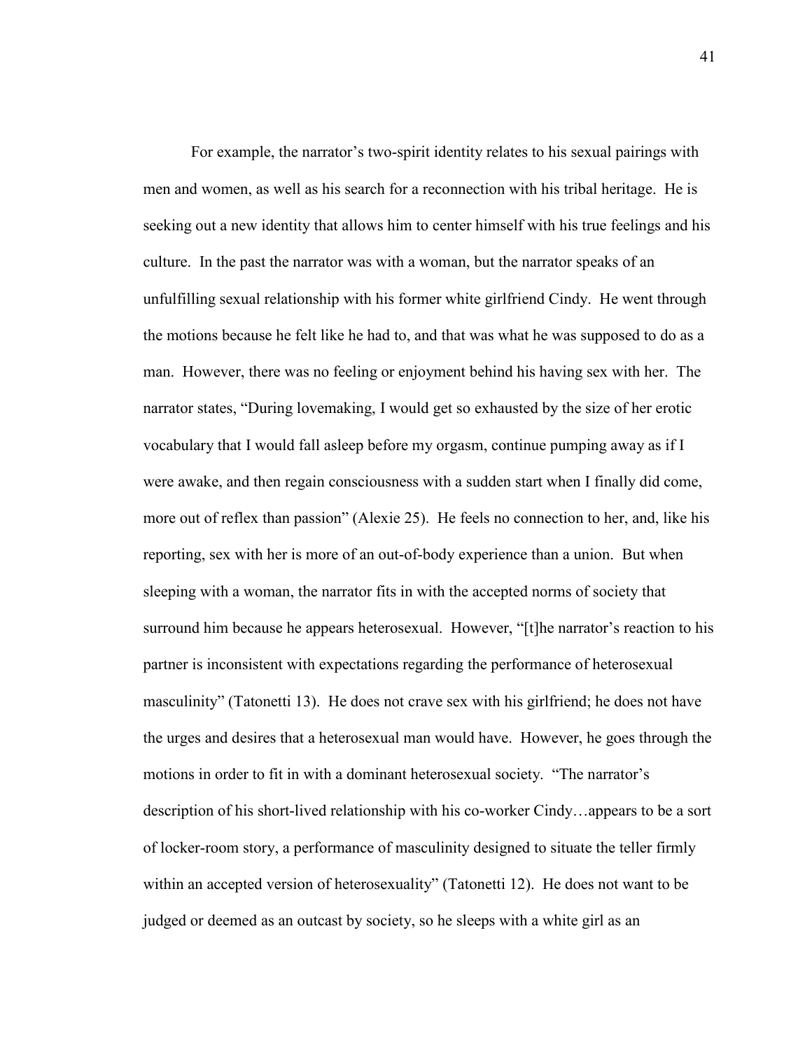For example, the narrator's two-spirit identity relates to his sexual pairings with men and women, as well as his search for a reconnection with his tribal heritage. He is seeking out a new identity that allows him to center himself with his true feelings and his culture. In the past the narrator was with a woman, but the narrator speaks of an unfulfilling sexual relationship with his former white girlfriend Cindy. He went through the motions because he felt like he had to, and that was what he was supposed to do as a man. However, there was no feeling or enjoyment behind his having sex with her. The narrator states, "During lovemaking, I would get so exhausted by the size of her erotic vocabulary that I would fall asleep before my orgasm, continue pumping away as if I were awake, and then regain consciousness with a sudden start when I finally did come, more out of reflex than passion" (Alexie 25). He feels no connection to her, and, like his reporting, sex with her is more of an out-of-body experience than a union. But when sleeping with a woman, the narrator fits in with the accepted norms of society that surround him because he appears heterosexual. However, "[t]he narrator's reaction to his partner is inconsistent with expectations regarding the performance of heterosexual masculinity" (Tatonetti 13). He does not crave sex with his girlfriend; he does not have the urges and desires that a heterosexual man would have. However, he goes through the motions in order to fit in with a dominant heterosexual society. "The narrator's description of his short-lived relationship with his co-worker Cindy…appears to be a sort of locker-room story, a performance of masculinity designed to situate the teller firmly within an accepted version of heterosexuality" (Tatonetti 12). He does not want to be judged or deemed as an outcast by society, so he sleeps with a white girl as an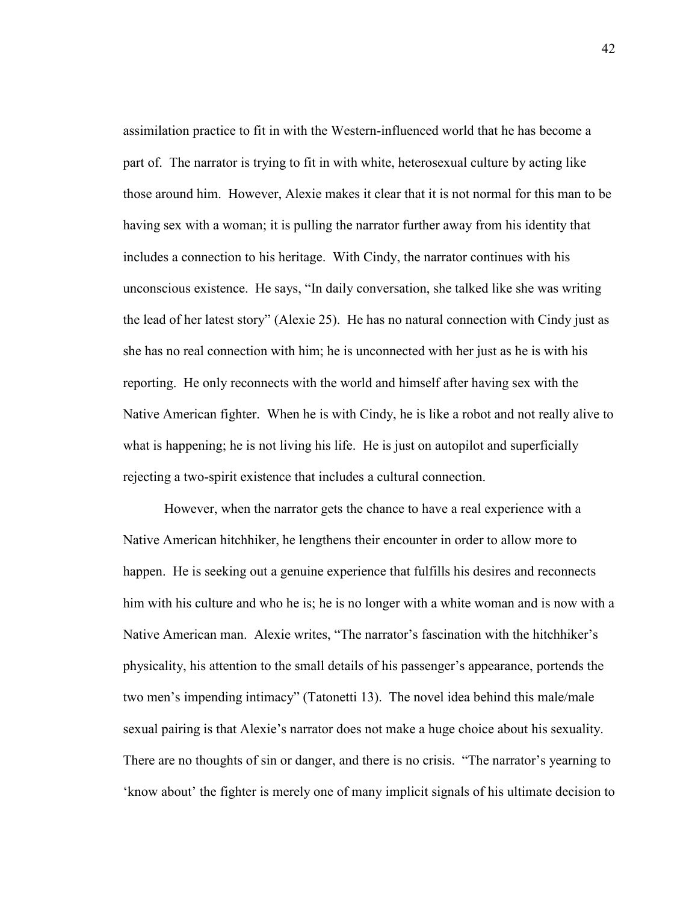assimilation practice to fit in with the Western-influenced world that he has become a part of. The narrator is trying to fit in with white, heterosexual culture by acting like those around him. However, Alexie makes it clear that it is not normal for this man to be having sex with a woman; it is pulling the narrator further away from his identity that includes a connection to his heritage. With Cindy, the narrator continues with his unconscious existence. He says, "In daily conversation, she talked like she was writing the lead of her latest story" (Alexie 25). He has no natural connection with Cindy just as she has no real connection with him; he is unconnected with her just as he is with his reporting. He only reconnects with the world and himself after having sex with the Native American fighter. When he is with Cindy, he is like a robot and not really alive to what is happening; he is not living his life. He is just on autopilot and superficially rejecting a two-spirit existence that includes a cultural connection.

However, when the narrator gets the chance to have a real experience with a Native American hitchhiker, he lengthens their encounter in order to allow more to happen. He is seeking out a genuine experience that fulfills his desires and reconnects him with his culture and who he is; he is no longer with a white woman and is now with a Native American man. Alexie writes, "The narrator's fascination with the hitchhiker's physicality, his attention to the small details of his passenger's appearance, portends the two men's impending intimacy" (Tatonetti 13). The novel idea behind this male/male sexual pairing is that Alexie's narrator does not make a huge choice about his sexuality. There are no thoughts of sin or danger, and there is no crisis. "The narrator's yearning to 'know about' the fighter is merely one of many implicit signals of his ultimate decision to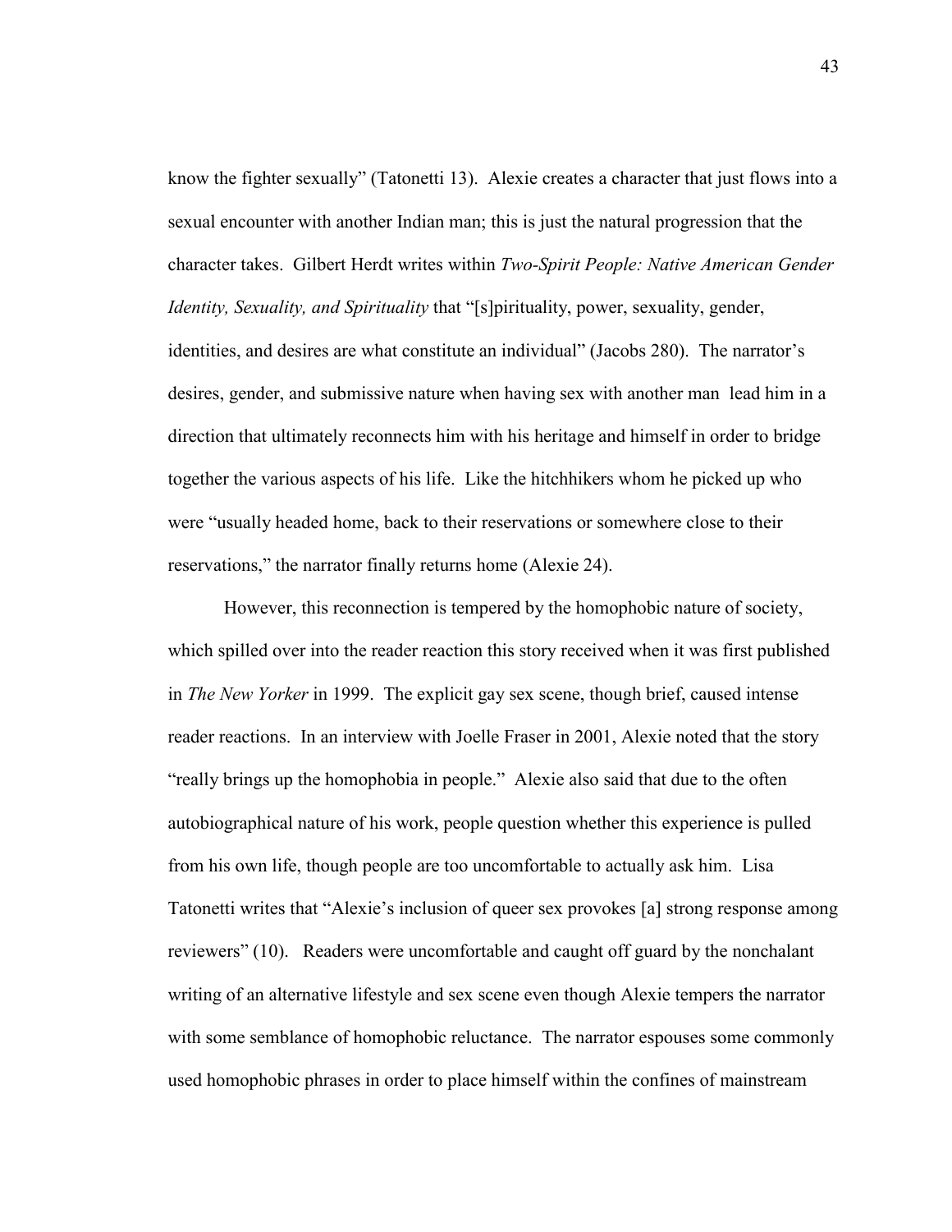know the fighter sexually" (Tatonetti 13). Alexie creates a character that just flows into a sexual encounter with another Indian man; this is just the natural progression that the character takes. Gilbert Herdt writes within *Two-Spirit People: Native American Gender Identity, Sexuality, and Spirituality* that "[s]pirituality, power, sexuality, gender, identities, and desires are what constitute an individual" (Jacobs 280). The narrator's desires, gender, and submissive nature when having sex with another man lead him in a direction that ultimately reconnects him with his heritage and himself in order to bridge together the various aspects of his life. Like the hitchhikers whom he picked up who were "usually headed home, back to their reservations or somewhere close to their reservations," the narrator finally returns home (Alexie 24).

However, this reconnection is tempered by the homophobic nature of society, which spilled over into the reader reaction this story received when it was first published in *The New Yorker* in 1999. The explicit gay sex scene, though brief, caused intense reader reactions. In an interview with Joelle Fraser in 2001, Alexie noted that the story "really brings up the homophobia in people." Alexie also said that due to the often autobiographical nature of his work, people question whether this experience is pulled from his own life, though people are too uncomfortable to actually ask him. Lisa Tatonetti writes that "Alexie's inclusion of queer sex provokes [a] strong response among reviewers" (10). Readers were uncomfortable and caught off guard by the nonchalant writing of an alternative lifestyle and sex scene even though Alexie tempers the narrator with some semblance of homophobic reluctance. The narrator espouses some commonly used homophobic phrases in order to place himself within the confines of mainstream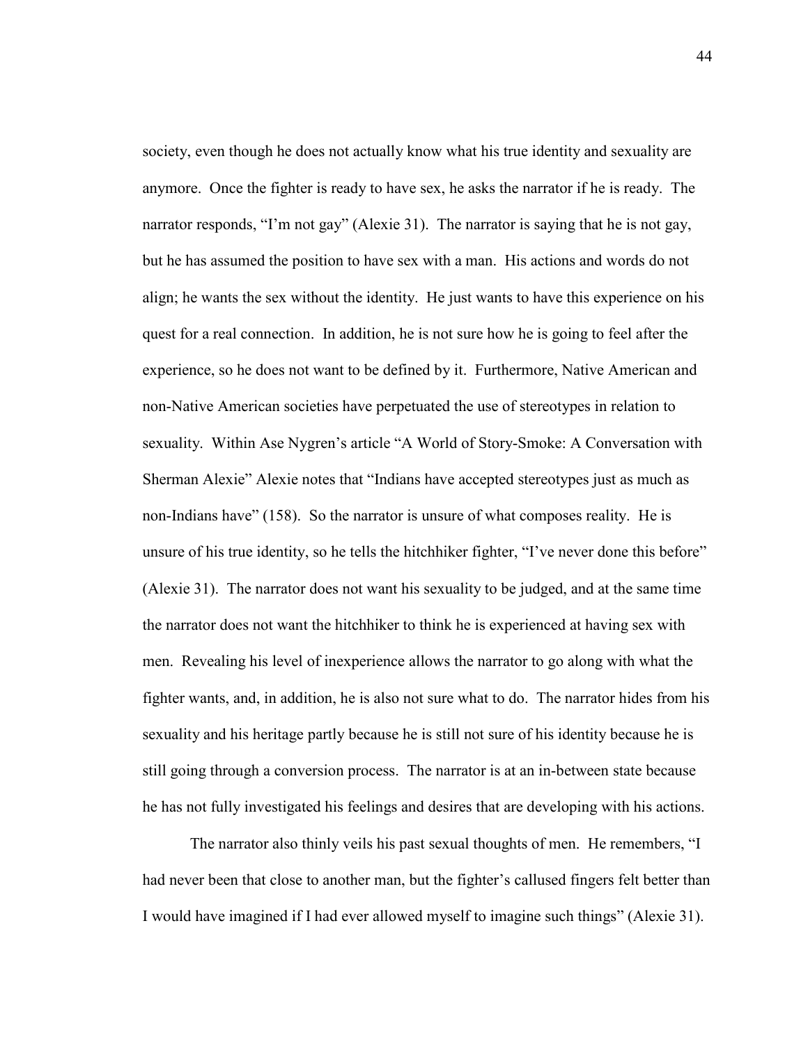society, even though he does not actually know what his true identity and sexuality are anymore. Once the fighter is ready to have sex, he asks the narrator if he is ready. The narrator responds, "I'm not gay" (Alexie 31). The narrator is saying that he is not gay, but he has assumed the position to have sex with a man. His actions and words do not align; he wants the sex without the identity. He just wants to have this experience on his quest for a real connection. In addition, he is not sure how he is going to feel after the experience, so he does not want to be defined by it. Furthermore, Native American and non-Native American societies have perpetuated the use of stereotypes in relation to sexuality. Within Ase Nygren's article "A World of Story-Smoke: A Conversation with Sherman Alexie" Alexie notes that "Indians have accepted stereotypes just as much as non-Indians have" (158). So the narrator is unsure of what composes reality. He is unsure of his true identity, so he tells the hitchhiker fighter, "I've never done this before" (Alexie 31). The narrator does not want his sexuality to be judged, and at the same time the narrator does not want the hitchhiker to think he is experienced at having sex with men. Revealing his level of inexperience allows the narrator to go along with what the fighter wants, and, in addition, he is also not sure what to do. The narrator hides from his sexuality and his heritage partly because he is still not sure of his identity because he is still going through a conversion process. The narrator is at an in-between state because he has not fully investigated his feelings and desires that are developing with his actions.

The narrator also thinly veils his past sexual thoughts of men. He remembers, "I had never been that close to another man, but the fighter's callused fingers felt better than I would have imagined if I had ever allowed myself to imagine such things" (Alexie 31).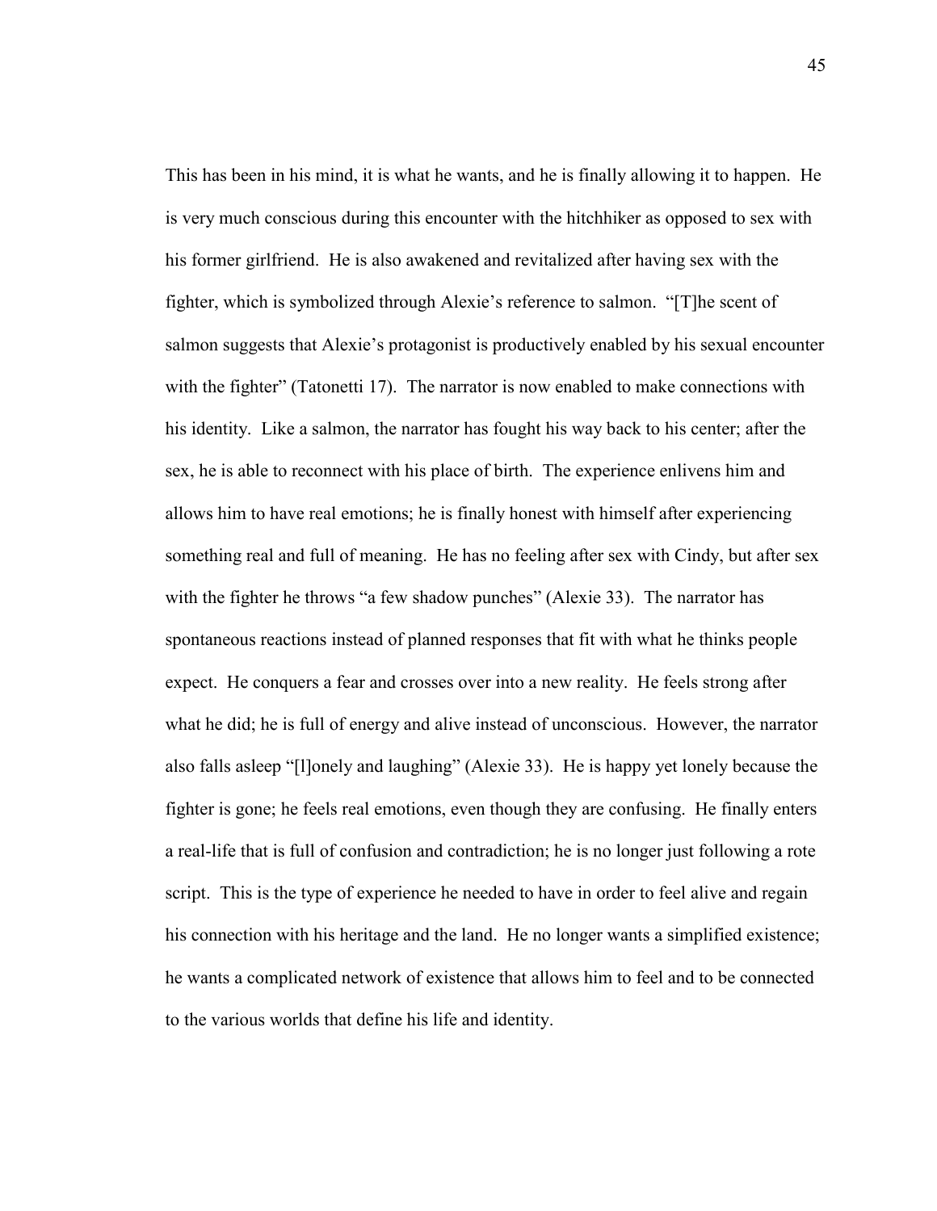This has been in his mind, it is what he wants, and he is finally allowing it to happen. He is very much conscious during this encounter with the hitchhiker as opposed to sex with his former girlfriend. He is also awakened and revitalized after having sex with the fighter, which is symbolized through Alexie's reference to salmon. "[T]he scent of salmon suggests that Alexie's protagonist is productively enabled by his sexual encounter with the fighter" (Tatonetti 17). The narrator is now enabled to make connections with his identity. Like a salmon, the narrator has fought his way back to his center; after the sex, he is able to reconnect with his place of birth. The experience enlivens him and allows him to have real emotions; he is finally honest with himself after experiencing something real and full of meaning. He has no feeling after sex with Cindy, but after sex with the fighter he throws "a few shadow punches" (Alexie 33). The narrator has spontaneous reactions instead of planned responses that fit with what he thinks people expect. He conquers a fear and crosses over into a new reality. He feels strong after what he did; he is full of energy and alive instead of unconscious. However, the narrator also falls asleep "[l]onely and laughing" (Alexie 33). He is happy yet lonely because the fighter is gone; he feels real emotions, even though they are confusing. He finally enters a real-life that is full of confusion and contradiction; he is no longer just following a rote script. This is the type of experience he needed to have in order to feel alive and regain his connection with his heritage and the land. He no longer wants a simplified existence; he wants a complicated network of existence that allows him to feel and to be connected to the various worlds that define his life and identity.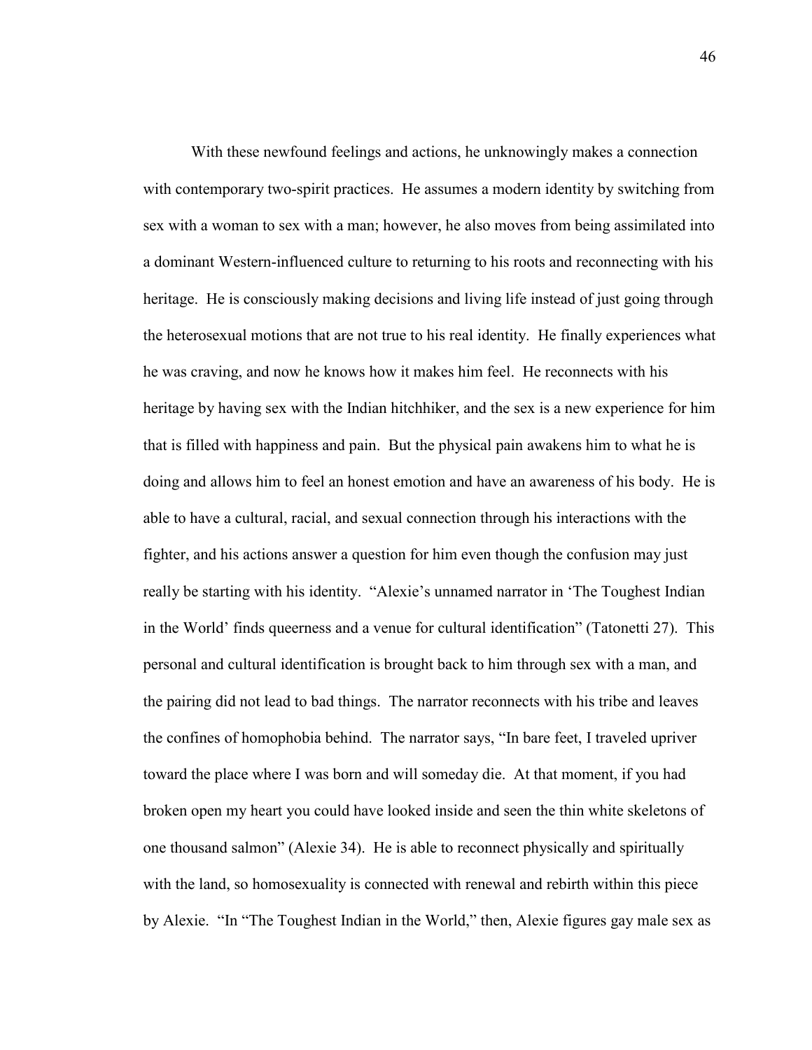With these newfound feelings and actions, he unknowingly makes a connection with contemporary two-spirit practices. He assumes a modern identity by switching from sex with a woman to sex with a man; however, he also moves from being assimilated into a dominant Western-influenced culture to returning to his roots and reconnecting with his heritage. He is consciously making decisions and living life instead of just going through the heterosexual motions that are not true to his real identity. He finally experiences what he was craving, and now he knows how it makes him feel. He reconnects with his heritage by having sex with the Indian hitchhiker, and the sex is a new experience for him that is filled with happiness and pain. But the physical pain awakens him to what he is doing and allows him to feel an honest emotion and have an awareness of his body. He is able to have a cultural, racial, and sexual connection through his interactions with the fighter, and his actions answer a question for him even though the confusion may just really be starting with his identity. "Alexie's unnamed narrator in 'The Toughest Indian in the World' finds queerness and a venue for cultural identification" (Tatonetti 27). This personal and cultural identification is brought back to him through sex with a man, and the pairing did not lead to bad things. The narrator reconnects with his tribe and leaves the confines of homophobia behind. The narrator says, "In bare feet, I traveled upriver toward the place where I was born and will someday die. At that moment, if you had broken open my heart you could have looked inside and seen the thin white skeletons of one thousand salmon" (Alexie 34). He is able to reconnect physically and spiritually with the land, so homosexuality is connected with renewal and rebirth within this piece by Alexie. "In "The Toughest Indian in the World," then, Alexie figures gay male sex as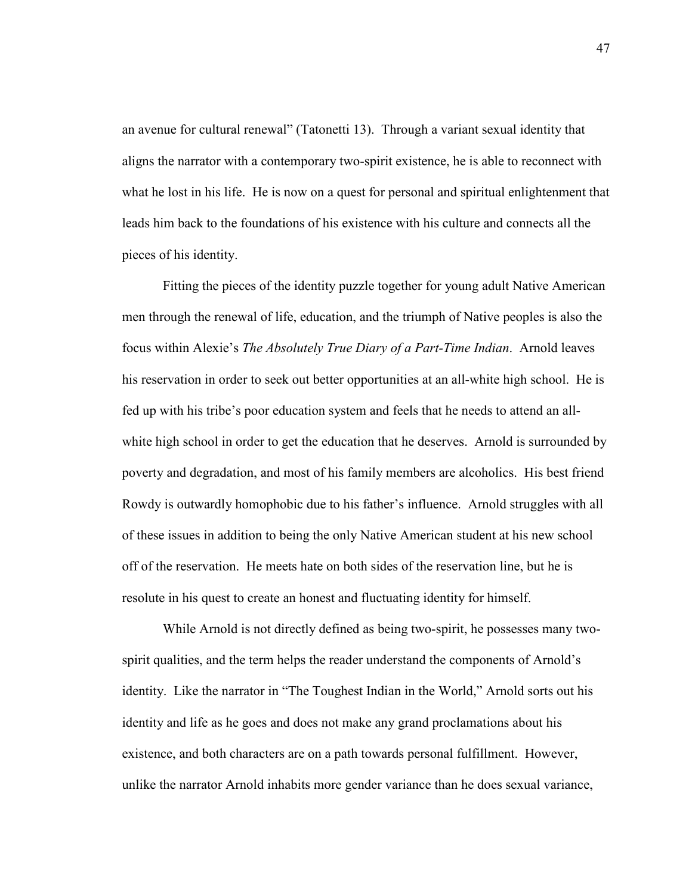an avenue for cultural renewal" (Tatonetti 13). Through a variant sexual identity that aligns the narrator with a contemporary two-spirit existence, he is able to reconnect with what he lost in his life. He is now on a quest for personal and spiritual enlightenment that leads him back to the foundations of his existence with his culture and connects all the pieces of his identity.

Fitting the pieces of the identity puzzle together for young adult Native American men through the renewal of life, education, and the triumph of Native peoples is also the focus within Alexie's *The Absolutely True Diary of a Part-Time Indian*. Arnold leaves his reservation in order to seek out better opportunities at an all-white high school. He is fed up with his tribe's poor education system and feels that he needs to attend an all-white high school in order to get the education that he deserves. Arnold is surrounded by poverty and degradation, and most of his family members are alcoholics. His best friend Rowdy is outwardly homophobic due to his father's influence. Arnold struggles with all of these issues in addition to being the only Native American student at his new school off of the reservation. He meets hate on both sides of the reservation line, but he is resolute in his quest to create an honest and fluctuating identity for himself.

While Arnold is not directly defined as being two-spirit, he possesses many two-spirit qualities, and the term helps the reader understand the components of Arnold's identity. Like the narrator in "The Toughest Indian in the World," Arnold sorts out his identity and life as he goes and does not make any grand proclamations about his existence, and both characters are on a path towards personal fulfillment. However, unlike the narrator Arnold inhabits more gender variance than he does sexual variance,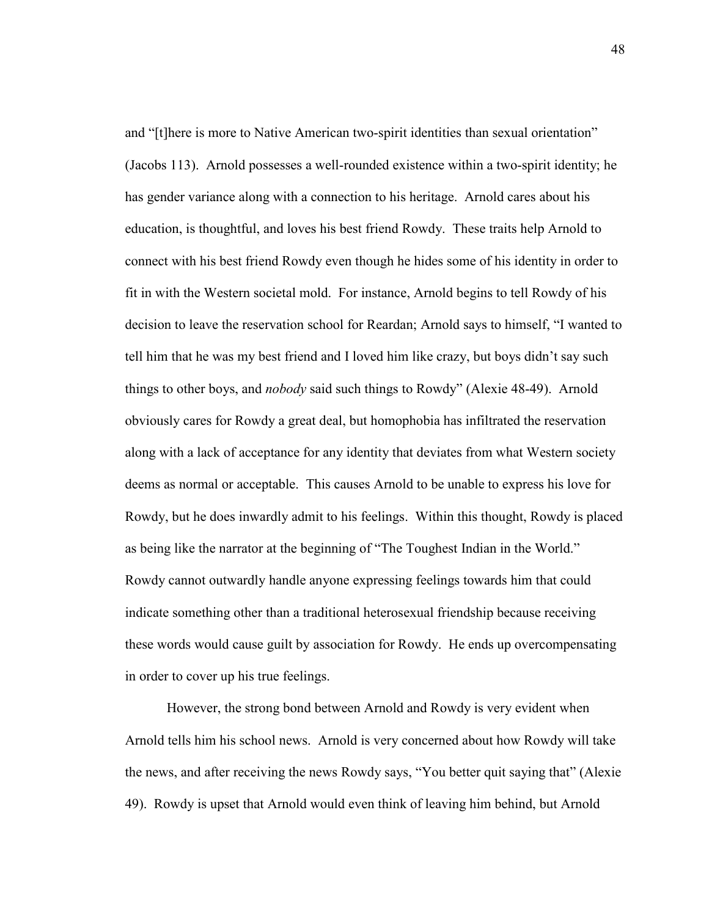and "[t]here is more to Native American two-spirit identities than sexual orientation" (Jacobs 113). Arnold possesses a well-rounded existence within a two-spirit identity; he has gender variance along with a connection to his heritage. Arnold cares about his education, is thoughtful, and loves his best friend Rowdy. These traits help Arnold to connect with his best friend Rowdy even though he hides some of his identity in order to fit in with the Western societal mold. For instance, Arnold begins to tell Rowdy of his decision to leave the reservation school for Reardan; Arnold says to himself, "I wanted to tell him that he was my best friend and I loved him like crazy, but boys didn't say such things to other boys, and *nobody* said such things to Rowdy" (Alexie 48-49). Arnold obviously cares for Rowdy a great deal, but homophobia has infiltrated the reservation along with a lack of acceptance for any identity that deviates from what Western society deems as normal or acceptable. This causes Arnold to be unable to express his love for Rowdy, but he does inwardly admit to his feelings. Within this thought, Rowdy is placed as being like the narrator at the beginning of "The Toughest Indian in the World." Rowdy cannot outwardly handle anyone expressing feelings towards him that could indicate something other than a traditional heterosexual friendship because receiving these words would cause guilt by association for Rowdy. He ends up overcompensating in order to cover up his true feelings.

However, the strong bond between Arnold and Rowdy is very evident when Arnold tells him his school news. Arnold is very concerned about how Rowdy will take the news, and after receiving the news Rowdy says, "You better quit saying that" (Alexie 49). Rowdy is upset that Arnold would even think of leaving him behind, but Arnold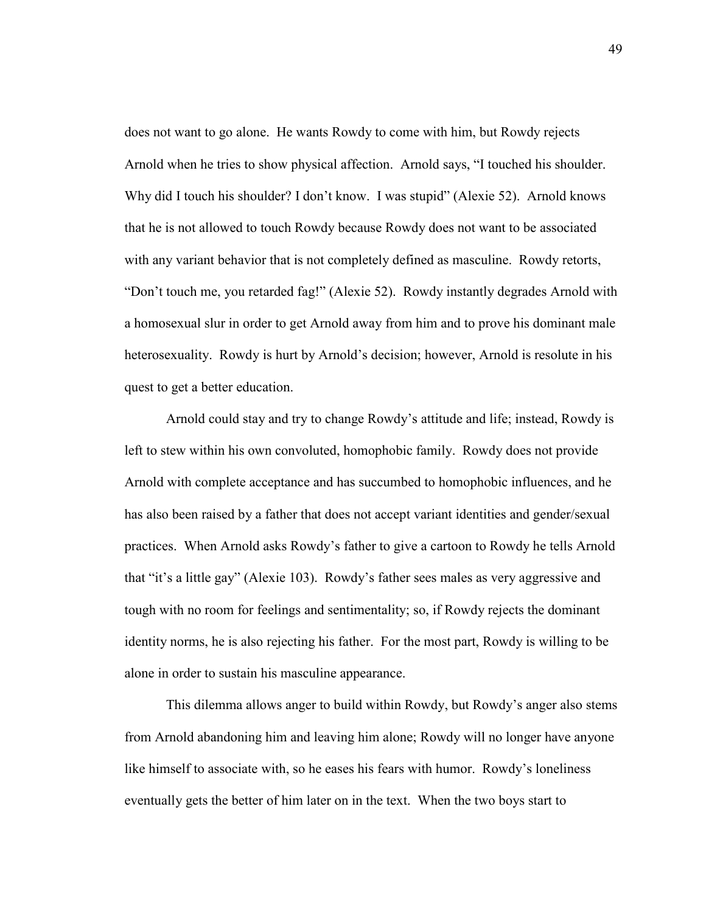does not want to go alone. He wants Rowdy to come with him, but Rowdy rejects Arnold when he tries to show physical affection. Arnold says, "I touched his shoulder. Why did I touch his shoulder? I don't know. I was stupid" (Alexie 52). Arnold knows that he is not allowed to touch Rowdy because Rowdy does not want to be associated with any variant behavior that is not completely defined as masculine. Rowdy retorts, "Don't touch me, you retarded fag!" (Alexie 52). Rowdy instantly degrades Arnold with a homosexual slur in order to get Arnold away from him and to prove his dominant male heterosexuality. Rowdy is hurt by Arnold's decision; however, Arnold is resolute in his quest to get a better education.

Arnold could stay and try to change Rowdy's attitude and life; instead, Rowdy is left to stew within his own convoluted, homophobic family. Rowdy does not provide Arnold with complete acceptance and has succumbed to homophobic influences, and he has also been raised by a father that does not accept variant identities and gender/sexual practices. When Arnold asks Rowdy's father to give a cartoon to Rowdy he tells Arnold that "it's a little gay" (Alexie 103). Rowdy's father sees males as very aggressive and tough with no room for feelings and sentimentality; so, if Rowdy rejects the dominant identity norms, he is also rejecting his father. For the most part, Rowdy is willing to be alone in order to sustain his masculine appearance.

This dilemma allows anger to build within Rowdy, but Rowdy's anger also stems from Arnold abandoning him and leaving him alone; Rowdy will no longer have anyone like himself to associate with, so he eases his fears with humor. Rowdy's loneliness eventually gets the better of him later on in the text. When the two boys start to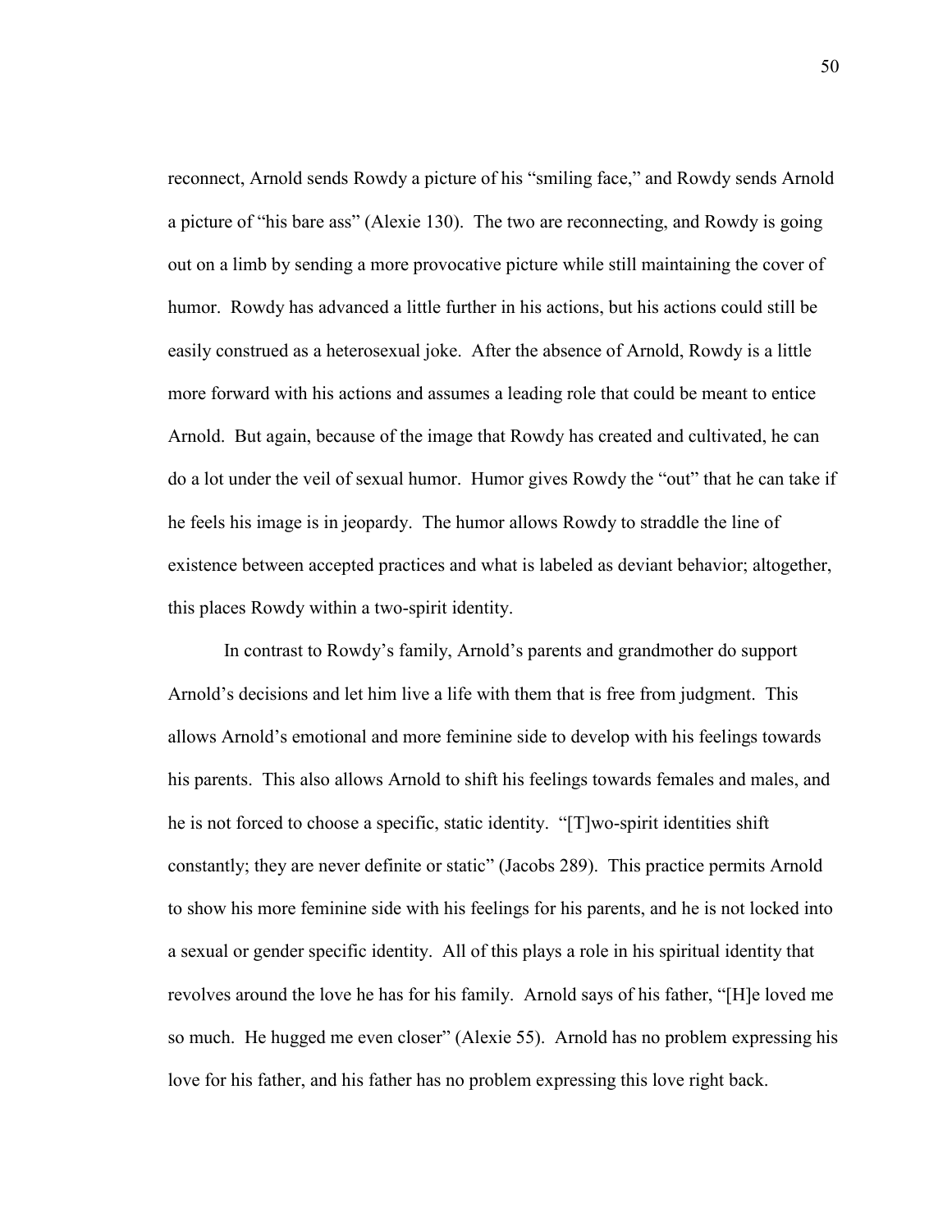reconnect, Arnold sends Rowdy a picture of his "smiling face," and Rowdy sends Arnold a picture of "his bare ass" (Alexie 130). The two are reconnecting, and Rowdy is going out on a limb by sending a more provocative picture while still maintaining the cover of humor. Rowdy has advanced a little further in his actions, but his actions could still be easily construed as a heterosexual joke. After the absence of Arnold, Rowdy is a little more forward with his actions and assumes a leading role that could be meant to entice Arnold. But again, because of the image that Rowdy has created and cultivated, he can do a lot under the veil of sexual humor. Humor gives Rowdy the "out" that he can take if he feels his image is in jeopardy. The humor allows Rowdy to straddle the line of existence between accepted practices and what is labeled as deviant behavior; altogether, this places Rowdy within a two-spirit identity.

In contrast to Rowdy's family, Arnold's parents and grandmother do support Arnold's decisions and let him live a life with them that is free from judgment. This allows Arnold's emotional and more feminine side to develop with his feelings towards his parents. This also allows Arnold to shift his feelings towards females and males, and he is not forced to choose a specific, static identity. "[T]wo-spirit identities shift constantly; they are never definite or static" (Jacobs 289). This practice permits Arnold to show his more feminine side with his feelings for his parents, and he is not locked into a sexual or gender specific identity. All of this plays a role in his spiritual identity that revolves around the love he has for his family. Arnold says of his father, "[H]e loved me so much. He hugged me even closer" (Alexie 55). Arnold has no problem expressing his love for his father, and his father has no problem expressing this love right back.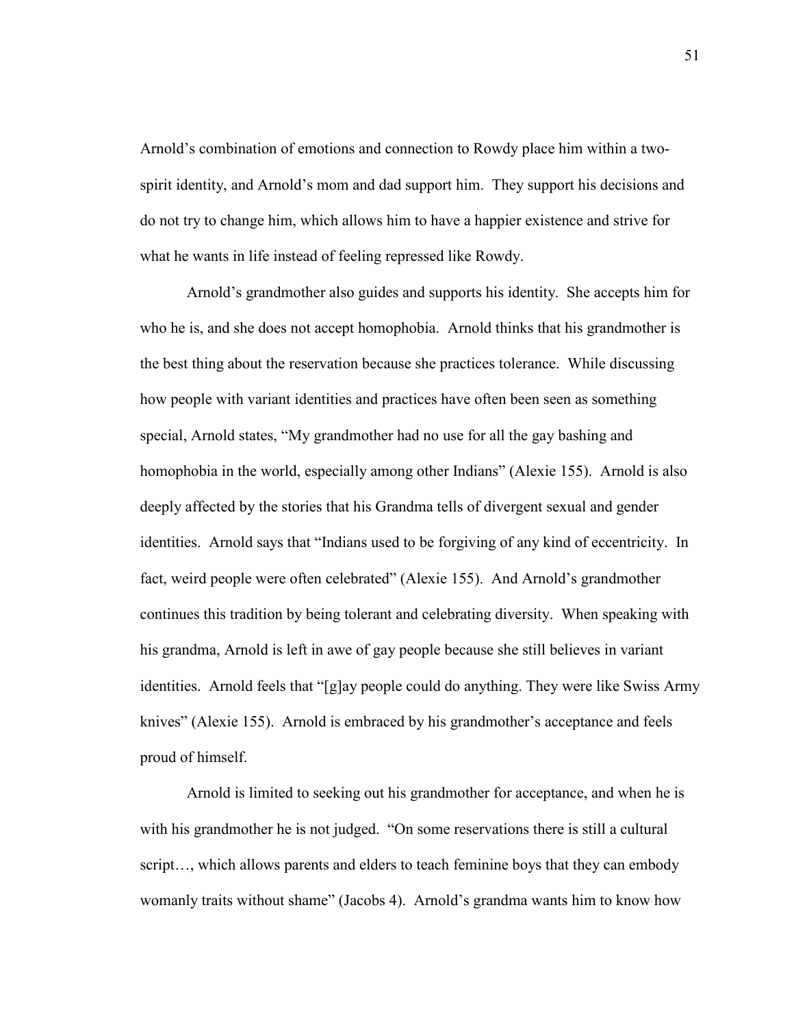Arnold's combination of emotions and connection to Rowdy place him within a two-spirit identity, and Arnold's mom and dad support him. They support his decisions and do not try to change him, which allows him to have a happier existence and strive for what he wants in life instead of feeling repressed like Rowdy.

Arnold's grandmother also guides and supports his identity. She accepts him for who he is, and she does not accept homophobia. Arnold thinks that his grandmother is the best thing about the reservation because she practices tolerance. While discussing how people with variant identities and practices have often been seen as something special, Arnold states, "My grandmother had no use for all the gay bashing and homophobia in the world, especially among other Indians" (Alexie 155). Arnold is also deeply affected by the stories that his Grandma tells of divergent sexual and gender identities. Arnold says that "Indians used to be forgiving of any kind of eccentricity. In fact, weird people were often celebrated" (Alexie 155). And Arnold's grandmother continues this tradition by being tolerant and celebrating diversity. When speaking with his grandma, Arnold is left in awe of gay people because she still believes in variant identities. Arnold feels that "[g]ay people could do anything. They were like Swiss Army knives" (Alexie 155). Arnold is embraced by his grandmother's acceptance and feels proud of himself.

Arnold is limited to seeking out his grandmother for acceptance, and when he is with his grandmother he is not judged. "On some reservations there is still a cultural script…, which allows parents and elders to teach feminine boys that they can embody womanly traits without shame" (Jacobs 4). Arnold's grandma wants him to know how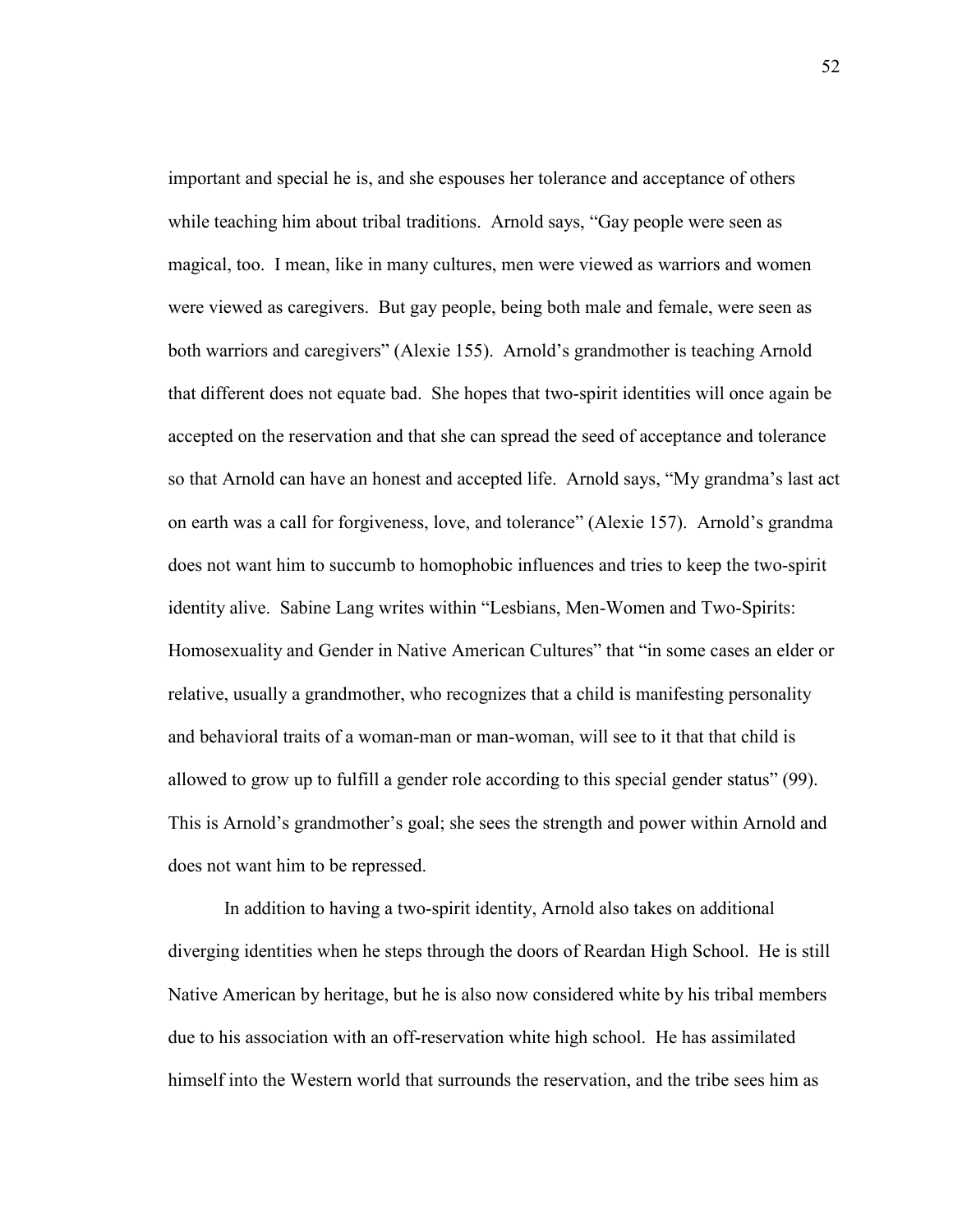important and special he is, and she espouses her tolerance and acceptance of others while teaching him about tribal traditions. Arnold says, "Gay people were seen as magical, too. I mean, like in many cultures, men were viewed as warriors and women were viewed as caregivers. But gay people, being both male and female, were seen as both warriors and caregivers" (Alexie 155). Arnold's grandmother is teaching Arnold that different does not equate bad. She hopes that two-spirit identities will once again be accepted on the reservation and that she can spread the seed of acceptance and tolerance so that Arnold can have an honest and accepted life. Arnold says, "My grandma's last act on earth was a call for forgiveness, love, and tolerance" (Alexie 157). Arnold's grandma does not want him to succumb to homophobic influences and tries to keep the two-spirit identity alive. Sabine Lang writes within "Lesbians, Men-Women and Two-Spirits: Homosexuality and Gender in Native American Cultures" that "in some cases an elder or relative, usually a grandmother, who recognizes that a child is manifesting personality and behavioral traits of a woman-man or man-woman, will see to it that that child is allowed to grow up to fulfill a gender role according to this special gender status" (99). This is Arnold's grandmother's goal; she sees the strength and power within Arnold and does not want him to be repressed.

In addition to having a two-spirit identity, Arnold also takes on additional diverging identities when he steps through the doors of Reardan High School. He is still Native American by heritage, but he is also now considered white by his tribal members due to his association with an off-reservation white high school. He has assimilated himself into the Western world that surrounds the reservation, and the tribe sees him as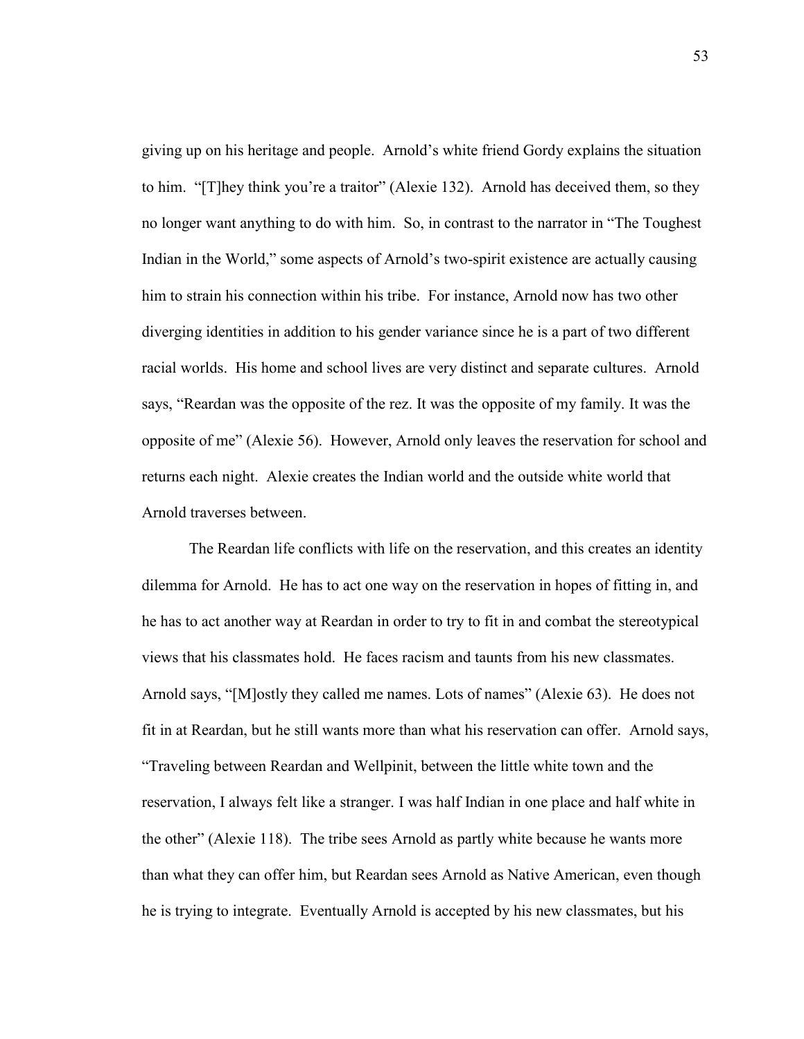giving up on his heritage and people. Arnold's white friend Gordy explains the situation to him. "[T]hey think you're a traitor" (Alexie 132). Arnold has deceived them, so they no longer want anything to do with him. So, in contrast to the narrator in "The Toughest Indian in the World," some aspects of Arnold's two-spirit existence are actually causing him to strain his connection within his tribe. For instance, Arnold now has two other diverging identities in addition to his gender variance since he is a part of two different racial worlds. His home and school lives are very distinct and separate cultures. Arnold says, "Reardan was the opposite of the rez. It was the opposite of my family. It was the opposite of me" (Alexie 56). However, Arnold only leaves the reservation for school and returns each night. Alexie creates the Indian world and the outside white world that Arnold traverses between.

The Reardan life conflicts with life on the reservation, and this creates an identity dilemma for Arnold. He has to act one way on the reservation in hopes of fitting in, and he has to act another way at Reardan in order to try to fit in and combat the stereotypical views that his classmates hold. He faces racism and taunts from his new classmates. Arnold says, "[M]ostly they called me names. Lots of names" (Alexie 63). He does not fit in at Reardan, but he still wants more than what his reservation can offer. Arnold says, "Traveling between Reardan and Wellpinit, between the little white town and the reservation, I always felt like a stranger. I was half Indian in one place and half white in the other" (Alexie 118). The tribe sees Arnold as partly white because he wants more than what they can offer him, but Reardan sees Arnold as Native American, even though he is trying to integrate. Eventually Arnold is accepted by his new classmates, but his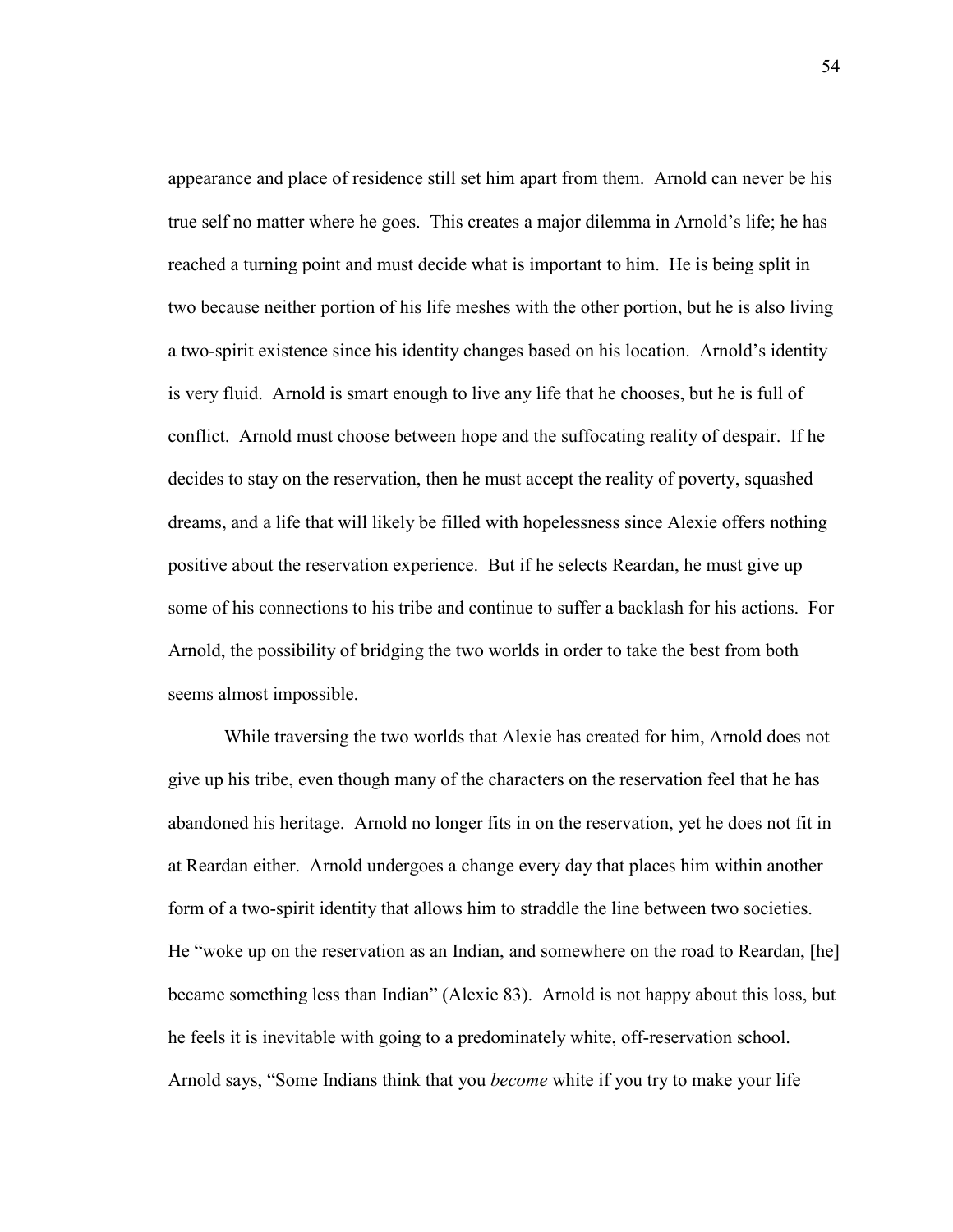appearance and place of residence still set him apart from them. Arnold can never be his true self no matter where he goes. This creates a major dilemma in Arnold's life; he has reached a turning point and must decide what is important to him. He is being split in two because neither portion of his life meshes with the other portion, but he is also living a two-spirit existence since his identity changes based on his location. Arnold's identity is very fluid. Arnold is smart enough to live any life that he chooses, but he is full of conflict. Arnold must choose between hope and the suffocating reality of despair. If he decides to stay on the reservation, then he must accept the reality of poverty, squashed dreams, and a life that will likely be filled with hopelessness since Alexie offers nothing positive about the reservation experience. But if he selects Reardan, he must give up some of his connections to his tribe and continue to suffer a backlash for his actions. For Arnold, the possibility of bridging the two worlds in order to take the best from both seems almost impossible.

While traversing the two worlds that Alexie has created for him, Arnold does not give up his tribe, even though many of the characters on the reservation feel that he has abandoned his heritage. Arnold no longer fits in on the reservation, yet he does not fit in at Reardan either. Arnold undergoes a change every day that places him within another form of a two-spirit identity that allows him to straddle the line between two societies. He "woke up on the reservation as an Indian, and somewhere on the road to Reardan, [he] became something less than Indian" (Alexie 83). Arnold is not happy about this loss, but he feels it is inevitable with going to a predominately white, off-reservation school. Arnold says, "Some Indians think that you *become* white if you try to make your life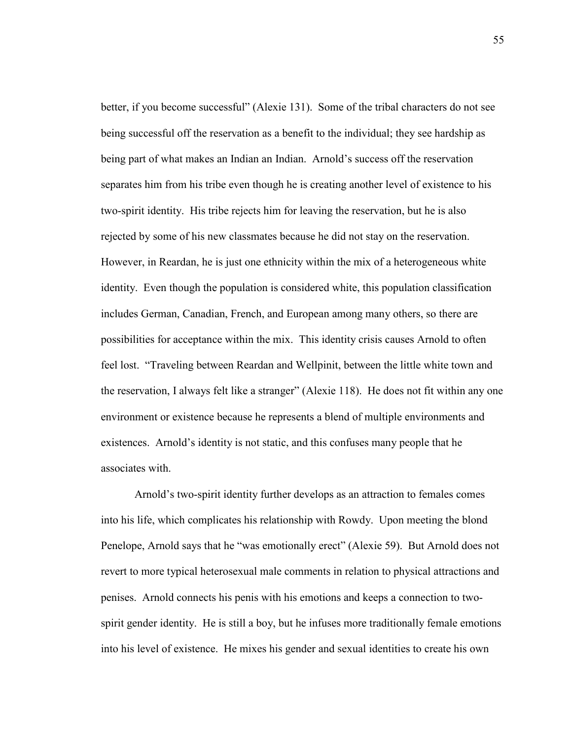better, if you become successful" (Alexie 131). Some of the tribal characters do not see being successful off the reservation as a benefit to the individual; they see hardship as being part of what makes an Indian an Indian. Arnold's success off the reservation separates him from his tribe even though he is creating another level of existence to his two-spirit identity. His tribe rejects him for leaving the reservation, but he is also rejected by some of his new classmates because he did not stay on the reservation. However, in Reardan, he is just one ethnicity within the mix of a heterogeneous white identity. Even though the population is considered white, this population classification includes German, Canadian, French, and European among many others, so there are possibilities for acceptance within the mix. This identity crisis causes Arnold to often feel lost. "Traveling between Reardan and Wellpinit, between the little white town and the reservation, I always felt like a stranger" (Alexie 118). He does not fit within any one environment or existence because he represents a blend of multiple environments and existences. Arnold's identity is not static, and this confuses many people that he associates with.

Arnold's two-spirit identity further develops as an attraction to females comes into his life, which complicates his relationship with Rowdy. Upon meeting the blond Penelope, Arnold says that he "was emotionally erect" (Alexie 59). But Arnold does not revert to more typical heterosexual male comments in relation to physical attractions and penises. Arnold connects his penis with his emotions and keeps a connection to two-spirit gender identity. He is still a boy, but he infuses more traditionally female emotions into his level of existence. He mixes his gender and sexual identities to create his own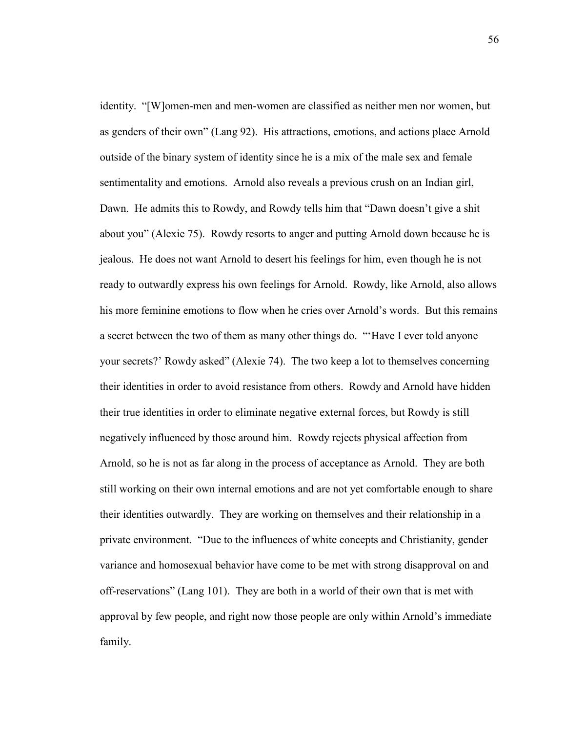identity. "[W]omen-men and men-women are classified as neither men nor women, but as genders of their own" (Lang 92). His attractions, emotions, and actions place Arnold outside of the binary system of identity since he is a mix of the male sex and female sentimentality and emotions. Arnold also reveals a previous crush on an Indian girl, Dawn. He admits this to Rowdy, and Rowdy tells him that "Dawn doesn't give a shit about you" (Alexie 75). Rowdy resorts to anger and putting Arnold down because he is jealous. He does not want Arnold to desert his feelings for him, even though he is not ready to outwardly express his own feelings for Arnold. Rowdy, like Arnold, also allows his more feminine emotions to flow when he cries over Arnold's words. But this remains a secret between the two of them as many other things do. "'Have I ever told anyone your secrets?' Rowdy asked" (Alexie 74). The two keep a lot to themselves concerning their identities in order to avoid resistance from others. Rowdy and Arnold have hidden their true identities in order to eliminate negative external forces, but Rowdy is still negatively influenced by those around him. Rowdy rejects physical affection from Arnold, so he is not as far along in the process of acceptance as Arnold. They are both still working on their own internal emotions and are not yet comfortable enough to share their identities outwardly. They are working on themselves and their relationship in a private environment. "Due to the influences of white concepts and Christianity, gender variance and homosexual behavior have come to be met with strong disapproval on and off-reservations" (Lang 101). They are both in a world of their own that is met with approval by few people, and right now those people are only within Arnold's immediate family.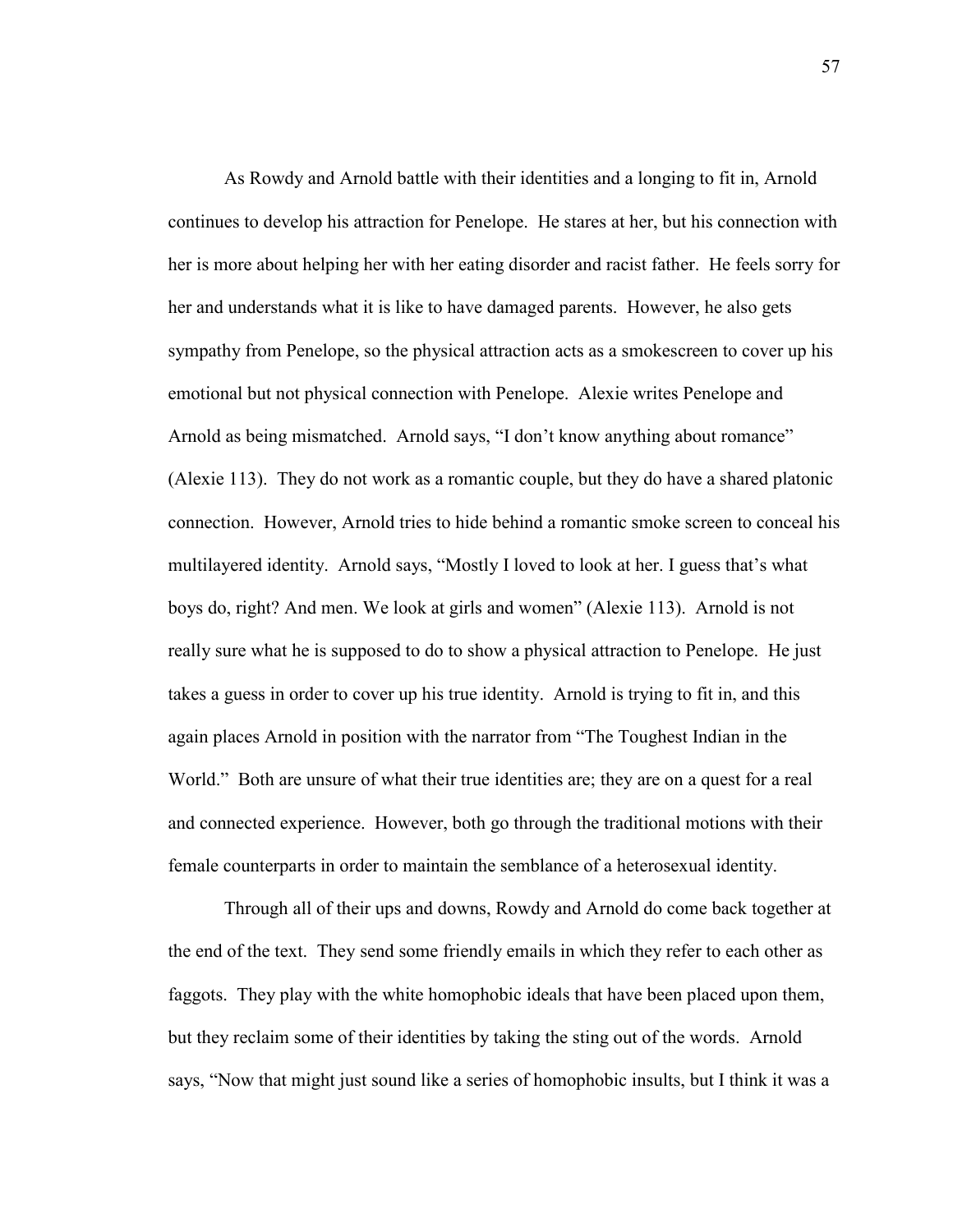As Rowdy and Arnold battle with their identities and a longing to fit in, Arnold continues to develop his attraction for Penelope. He stares at her, but his connection with her is more about helping her with her eating disorder and racist father. He feels sorry for her and understands what it is like to have damaged parents. However, he also gets sympathy from Penelope, so the physical attraction acts as a smokescreen to cover up his emotional but not physical connection with Penelope. Alexie writes Penelope and Arnold as being mismatched. Arnold says, "I don't know anything about romance" (Alexie 113). They do not work as a romantic couple, but they do have a shared platonic connection. However, Arnold tries to hide behind a romantic smoke screen to conceal his multilayered identity. Arnold says, "Mostly I loved to look at her. I guess that's what boys do, right? And men. We look at girls and women" (Alexie 113). Arnold is not really sure what he is supposed to do to show a physical attraction to Penelope. He just takes a guess in order to cover up his true identity. Arnold is trying to fit in, and this again places Arnold in position with the narrator from "The Toughest Indian in the World." Both are unsure of what their true identities are; they are on a quest for a real and connected experience. However, both go through the traditional motions with their female counterparts in order to maintain the semblance of a heterosexual identity.

Through all of their ups and downs, Rowdy and Arnold do come back together at the end of the text. They send some friendly emails in which they refer to each other as faggots. They play with the white homophobic ideals that have been placed upon them, but they reclaim some of their identities by taking the sting out of the words. Arnold says, "Now that might just sound like a series of homophobic insults, but I think it was a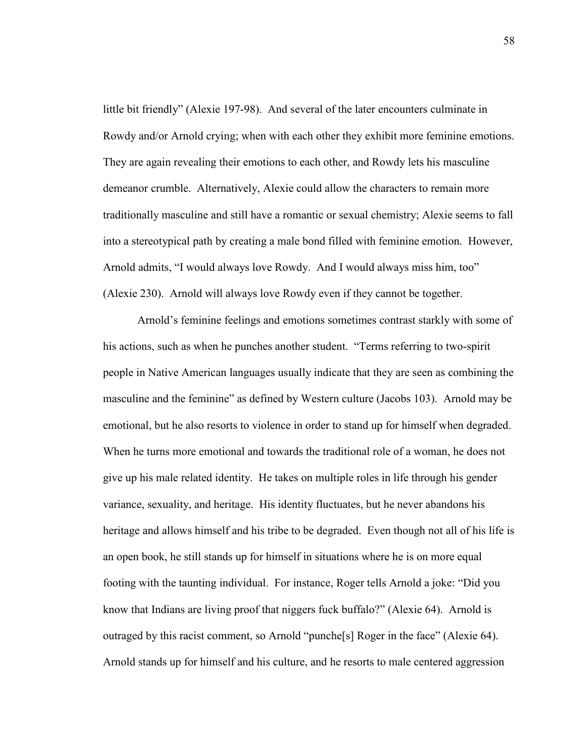little bit friendly" (Alexie 197-98). And several of the later encounters culminate in Rowdy and/or Arnold crying; when with each other they exhibit more feminine emotions. They are again revealing their emotions to each other, and Rowdy lets his masculine demeanor crumble. Alternatively, Alexie could allow the characters to remain more traditionally masculine and still have a romantic or sexual chemistry; Alexie seems to fall into a stereotypical path by creating a male bond filled with feminine emotion. However, Arnold admits, "I would always love Rowdy. And I would always miss him, too" (Alexie 230). Arnold will always love Rowdy even if they cannot be together.

Arnold's feminine feelings and emotions sometimes contrast starkly with some of his actions, such as when he punches another student. "Terms referring to two-spirit people in Native American languages usually indicate that they are seen as combining the masculine and the feminine" as defined by Western culture (Jacobs 103). Arnold may be emotional, but he also resorts to violence in order to stand up for himself when degraded. When he turns more emotional and towards the traditional role of a woman, he does not give up his male related identity. He takes on multiple roles in life through his gender variance, sexuality, and heritage. His identity fluctuates, but he never abandons his heritage and allows himself and his tribe to be degraded. Even though not all of his life is an open book, he still stands up for himself in situations where he is on more equal footing with the taunting individual. For instance, Roger tells Arnold a joke: "Did you know that Indians are living proof that niggers fuck buffalo?" (Alexie 64). Arnold is outraged by this racist comment, so Arnold "punche[s] Roger in the face" (Alexie 64). Arnold stands up for himself and his culture, and he resorts to male centered aggression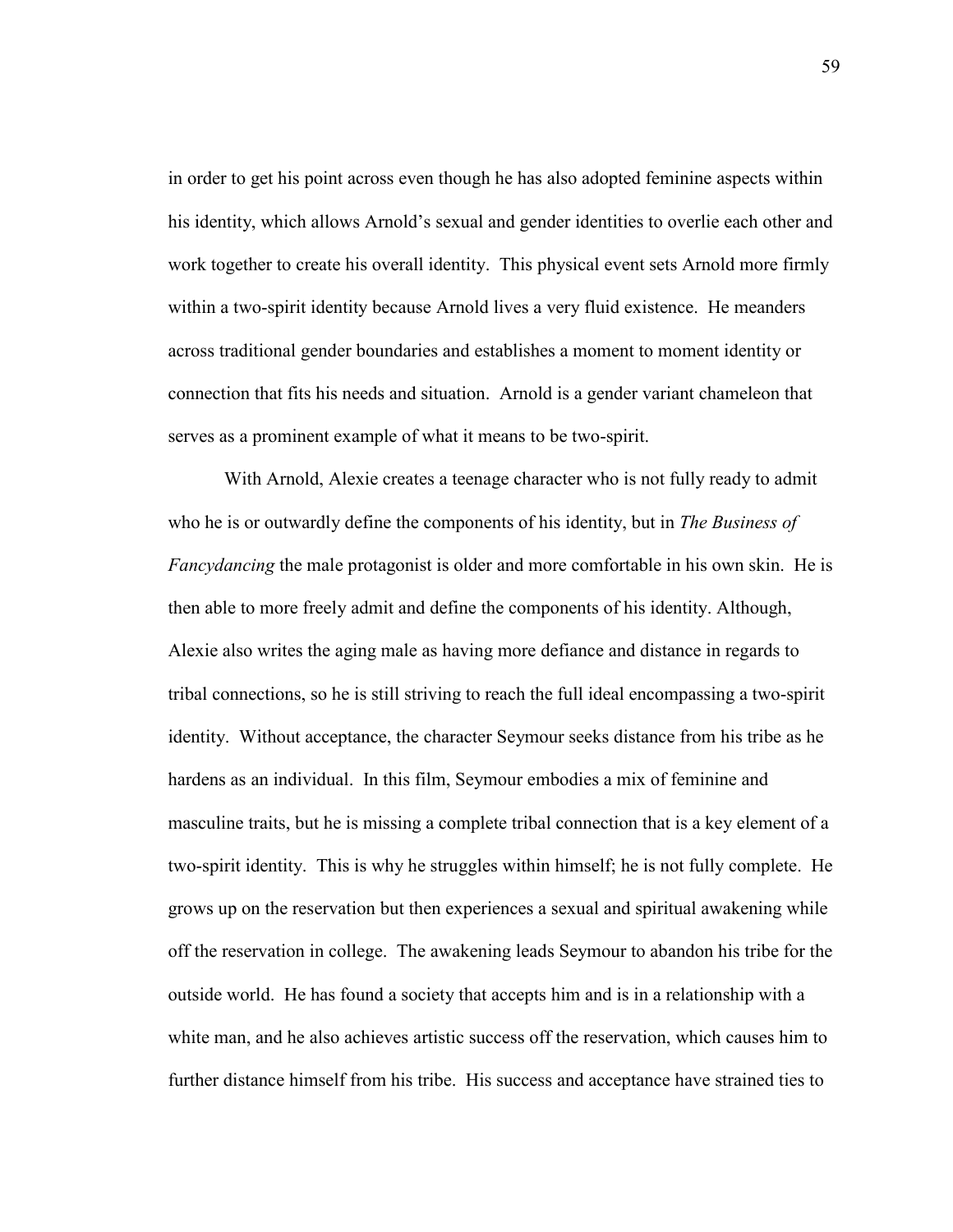in order to get his point across even though he has also adopted feminine aspects within his identity, which allows Arnold's sexual and gender identities to overlie each other and work together to create his overall identity. This physical event sets Arnold more firmly within a two-spirit identity because Arnold lives a very fluid existence. He meanders across traditional gender boundaries and establishes a moment to moment identity or connection that fits his needs and situation. Arnold is a gender variant chameleon that serves as a prominent example of what it means to be two-spirit.

With Arnold, Alexie creates a teenage character who is not fully ready to admit who he is or outwardly define the components of his identity, but in *The Business of Fancydancing* the male protagonist is older and more comfortable in his own skin. He is then able to more freely admit and define the components of his identity. Although, Alexie also writes the aging male as having more defiance and distance in regards to tribal connections, so he is still striving to reach the full ideal encompassing a two-spirit identity. Without acceptance, the character Seymour seeks distance from his tribe as he hardens as an individual. In this film, Seymour embodies a mix of feminine and masculine traits, but he is missing a complete tribal connection that is a key element of a two-spirit identity. This is why he struggles within himself; he is not fully complete. He grows up on the reservation but then experiences a sexual and spiritual awakening while off the reservation in college. The awakening leads Seymour to abandon his tribe for the outside world. He has found a society that accepts him and is in a relationship with a white man, and he also achieves artistic success off the reservation, which causes him to further distance himself from his tribe. His success and acceptance have strained ties to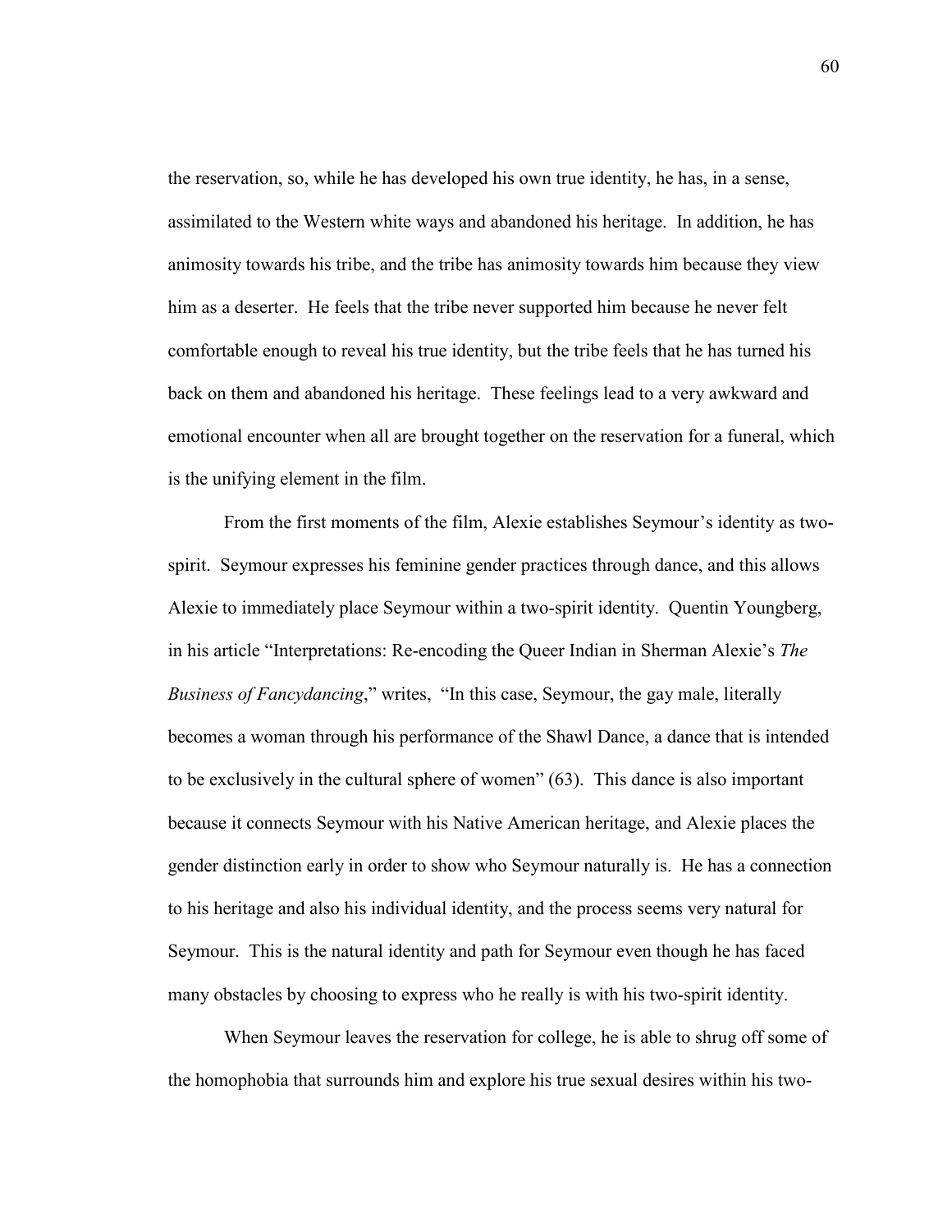the reservation, so, while he has developed his own true identity, he has, in a sense, assimilated to the Western white ways and abandoned his heritage. In addition, he has animosity towards his tribe, and the tribe has animosity towards him because they view him as a deserter. He feels that the tribe never supported him because he never felt comfortable enough to reveal his true identity, but the tribe feels that he has turned his back on them and abandoned his heritage. These feelings lead to a very awkward and emotional encounter when all are brought together on the reservation for a funeral, which is the unifying element in the film.

From the first moments of the film, Alexie establishes Seymour's identity as two-spirit. Seymour expresses his feminine gender practices through dance, and this allows Alexie to immediately place Seymour within a two-spirit identity. Quentin Youngberg, in his article "Interpretations: Re-encoding the Queer Indian in Sherman Alexie's *The Business of Fancydancing*," writes, "In this case, Seymour, the gay male, literally becomes a woman through his performance of the Shawl Dance, a dance that is intended to be exclusively in the cultural sphere of women" (63). This dance is also important because it connects Seymour with his Native American heritage, and Alexie places the gender distinction early in order to show who Seymour naturally is. He has a connection to his heritage and also his individual identity, and the process seems very natural for Seymour. This is the natural identity and path for Seymour even though he has faced many obstacles by choosing to express who he really is with his two-spirit identity.

When Seymour leaves the reservation for college, he is able to shrug off some of the homophobia that surrounds him and explore his true sexual desires within his two-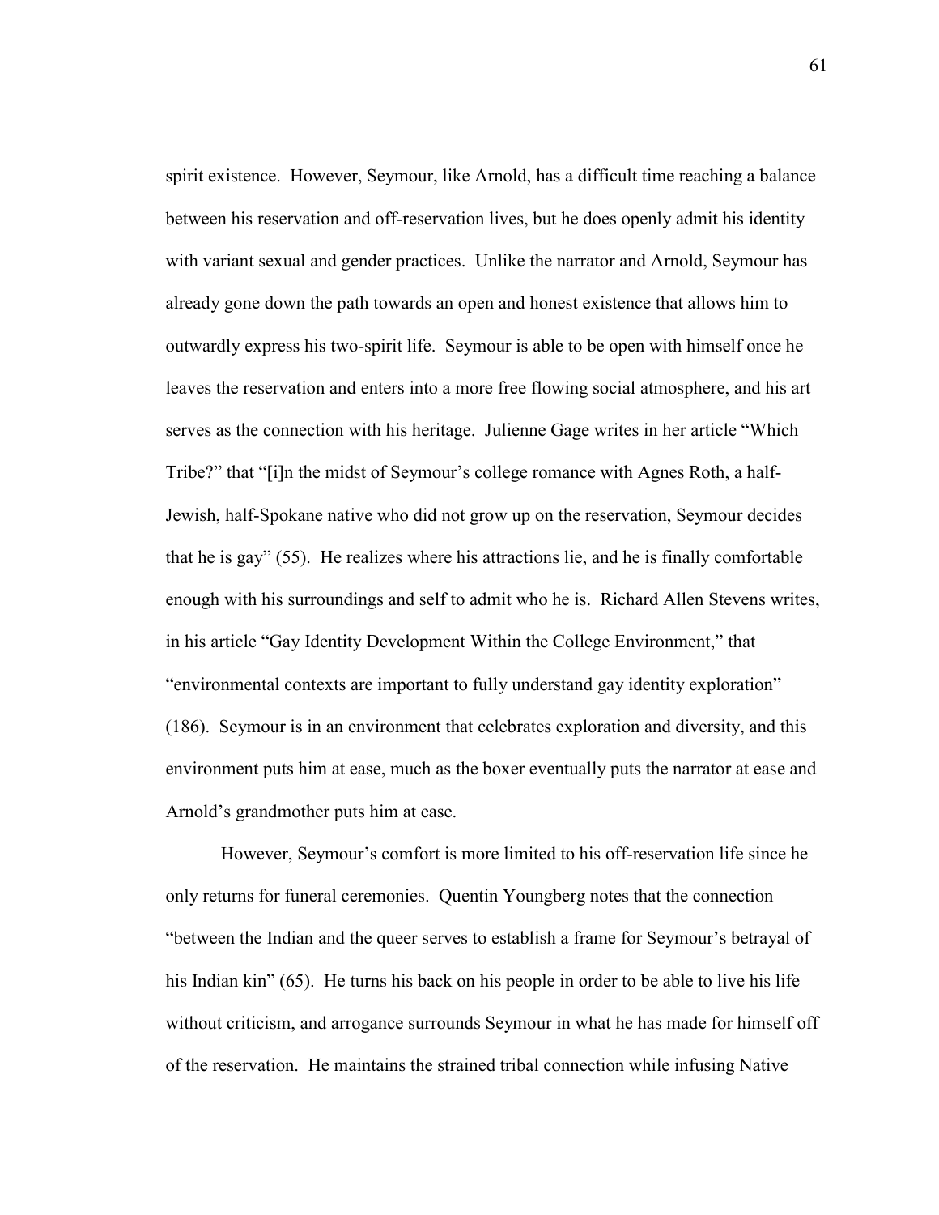spirit existence. However, Seymour, like Arnold, has a difficult time reaching a balance between his reservation and off-reservation lives, but he does openly admit his identity with variant sexual and gender practices. Unlike the narrator and Arnold, Seymour has already gone down the path towards an open and honest existence that allows him to outwardly express his two-spirit life. Seymour is able to be open with himself once he leaves the reservation and enters into a more free flowing social atmosphere, and his art serves as the connection with his heritage. Julienne Gage writes in her article "Which Tribe?" that "[i]n the midst of Seymour's college romance with Agnes Roth, a half-Jewish, half-Spokane native who did not grow up on the reservation, Seymour decides that he is gay" (55). He realizes where his attractions lie, and he is finally comfortable enough with his surroundings and self to admit who he is. Richard Allen Stevens writes, in his article "Gay Identity Development Within the College Environment," that "environmental contexts are important to fully understand gay identity exploration" (186). Seymour is in an environment that celebrates exploration and diversity, and this environment puts him at ease, much as the boxer eventually puts the narrator at ease and Arnold's grandmother puts him at ease.

However, Seymour's comfort is more limited to his off-reservation life since he only returns for funeral ceremonies. Quentin Youngberg notes that the connection "between the Indian and the queer serves to establish a frame for Seymour's betrayal of his Indian kin" (65). He turns his back on his people in order to be able to live his life without criticism, and arrogance surrounds Seymour in what he has made for himself off of the reservation. He maintains the strained tribal connection while infusing Native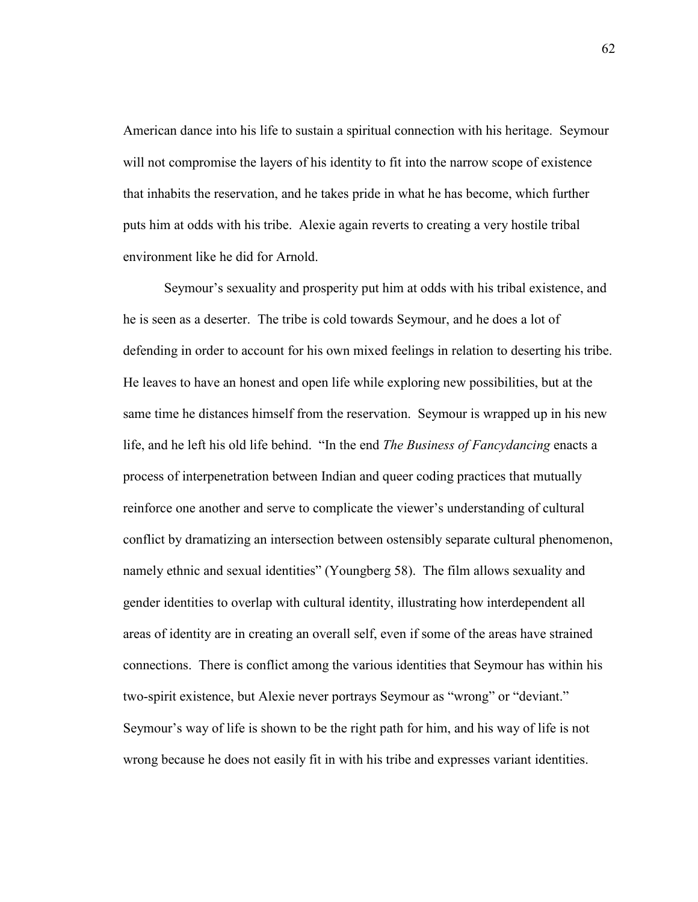American dance into his life to sustain a spiritual connection with his heritage. Seymour will not compromise the layers of his identity to fit into the narrow scope of existence that inhabits the reservation, and he takes pride in what he has become, which further puts him at odds with his tribe. Alexie again reverts to creating a very hostile tribal environment like he did for Arnold.

Seymour's sexuality and prosperity put him at odds with his tribal existence, and he is seen as a deserter. The tribe is cold towards Seymour, and he does a lot of defending in order to account for his own mixed feelings in relation to deserting his tribe. He leaves to have an honest and open life while exploring new possibilities, but at the same time he distances himself from the reservation. Seymour is wrapped up in his new life, and he left his old life behind. "In the end *The Business of Fancydancing* enacts a process of interpenetration between Indian and queer coding practices that mutually reinforce one another and serve to complicate the viewer's understanding of cultural conflict by dramatizing an intersection between ostensibly separate cultural phenomenon, namely ethnic and sexual identities" (Youngberg 58). The film allows sexuality and gender identities to overlap with cultural identity, illustrating how interdependent all areas of identity are in creating an overall self, even if some of the areas have strained connections. There is conflict among the various identities that Seymour has within his two-spirit existence, but Alexie never portrays Seymour as "wrong" or "deviant." Seymour's way of life is shown to be the right path for him, and his way of life is not wrong because he does not easily fit in with his tribe and expresses variant identities.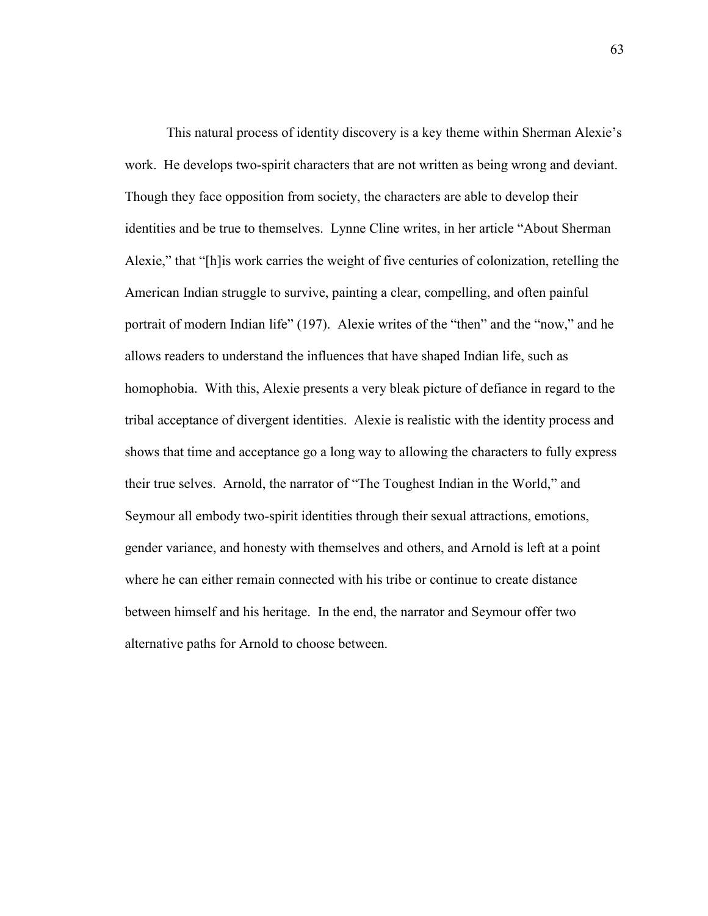This natural process of identity discovery is a key theme within Sherman Alexie's work. He develops two-spirit characters that are not written as being wrong and deviant. Though they face opposition from society, the characters are able to develop their identities and be true to themselves. Lynne Cline writes, in her article "About Sherman Alexie," that "[h]is work carries the weight of five centuries of colonization, retelling the American Indian struggle to survive, painting a clear, compelling, and often painful portrait of modern Indian life" (197). Alexie writes of the "then" and the "now," and he allows readers to understand the influences that have shaped Indian life, such as homophobia. With this, Alexie presents a very bleak picture of defiance in regard to the tribal acceptance of divergent identities. Alexie is realistic with the identity process and shows that time and acceptance go a long way to allowing the characters to fully express their true selves. Arnold, the narrator of "The Toughest Indian in the World," and Seymour all embody two-spirit identities through their sexual attractions, emotions, gender variance, and honesty with themselves and others, and Arnold is left at a point where he can either remain connected with his tribe or continue to create distance between himself and his heritage. In the end, the narrator and Seymour offer two alternative paths for Arnold to choose between.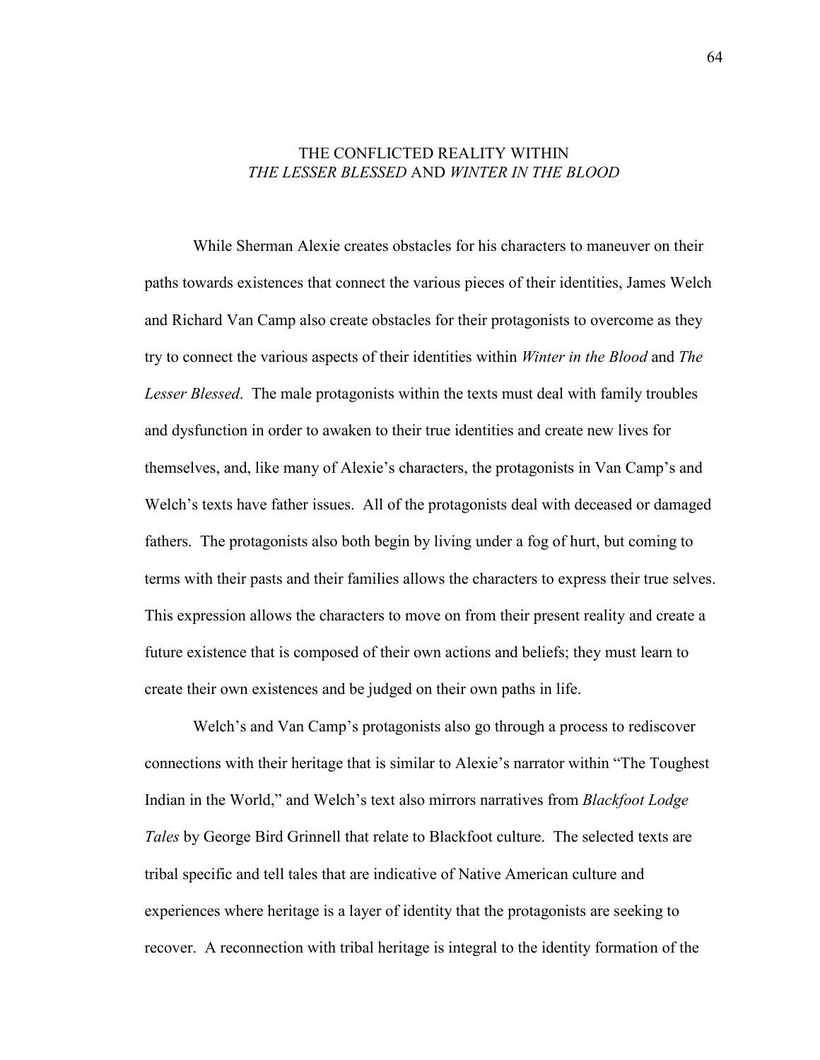# THE CONFLICTED REALITY WITHIN *THE LESSER BLESSED* AND *WINTER IN THE BLOOD*

While Sherman Alexie creates obstacles for his characters to maneuver on their paths towards existences that connect the various pieces of their identities, James Welch and Richard Van Camp also create obstacles for their protagonists to overcome as they try to connect the various aspects of their identities within *Winter in the Blood* and *The Lesser Blessed*. The male protagonists within the texts must deal with family troubles and dysfunction in order to awaken to their true identities and create new lives for themselves, and, like many of Alexie's characters, the protagonists in Van Camp's and Welch's texts have father issues. All of the protagonists deal with deceased or damaged fathers. The protagonists also both begin by living under a fog of hurt, but coming to terms with their pasts and their families allows the characters to express their true selves. This expression allows the characters to move on from their present reality and create a future existence that is composed of their own actions and beliefs; they must learn to create their own existences and be judged on their own paths in life.

Welch's and Van Camp's protagonists also go through a process to rediscover connections with their heritage that is similar to Alexie's narrator within "The Toughest Indian in the World," and Welch's text also mirrors narratives from *Blackfoot Lodge Tales* by George Bird Grinnell that relate to Blackfoot culture. The selected texts are tribal specific and tell tales that are indicative of Native American culture and experiences where heritage is a layer of identity that the protagonists are seeking to recover. A reconnection with tribal heritage is integral to the identity formation of the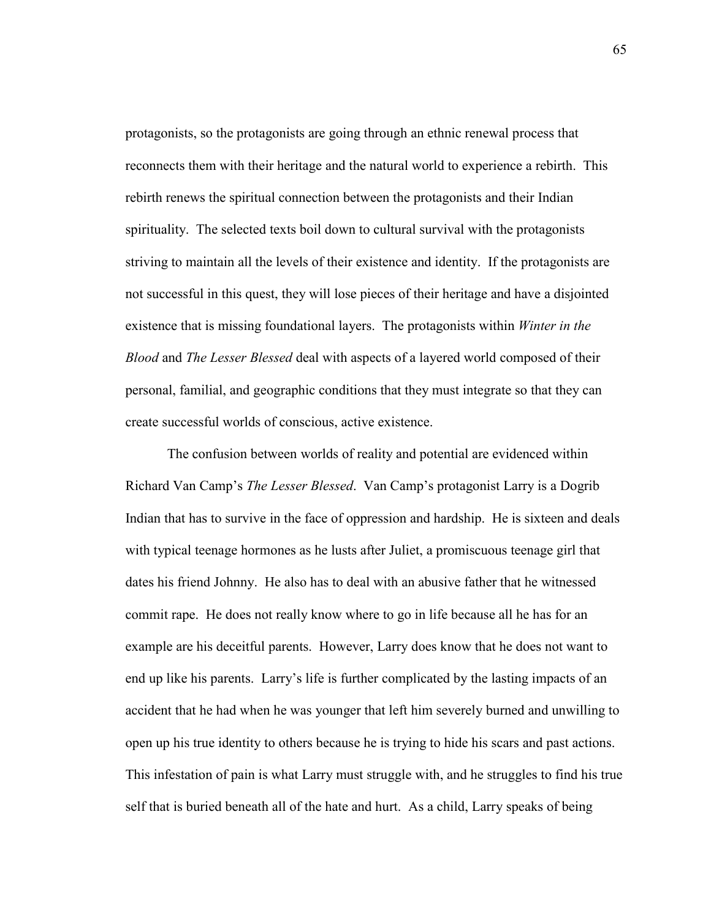protagonists, so the protagonists are going through an ethnic renewal process that reconnects them with their heritage and the natural world to experience a rebirth. This rebirth renews the spiritual connection between the protagonists and their Indian spirituality. The selected texts boil down to cultural survival with the protagonists striving to maintain all the levels of their existence and identity. If the protagonists are not successful in this quest, they will lose pieces of their heritage and have a disjointed existence that is missing foundational layers. The protagonists within *Winter in the Blood* and *The Lesser Blessed* deal with aspects of a layered world composed of their personal, familial, and geographic conditions that they must integrate so that they can create successful worlds of conscious, active existence.

The confusion between worlds of reality and potential are evidenced within Richard Van Camp's *The Lesser Blessed*. Van Camp's protagonist Larry is a Dogrib Indian that has to survive in the face of oppression and hardship. He is sixteen and deals with typical teenage hormones as he lusts after Juliet, a promiscuous teenage girl that dates his friend Johnny. He also has to deal with an abusive father that he witnessed commit rape. He does not really know where to go in life because all he has for an example are his deceitful parents. However, Larry does know that he does not want to end up like his parents. Larry's life is further complicated by the lasting impacts of an accident that he had when he was younger that left him severely burned and unwilling to open up his true identity to others because he is trying to hide his scars and past actions. This infestation of pain is what Larry must struggle with, and he struggles to find his true self that is buried beneath all of the hate and hurt. As a child, Larry speaks of being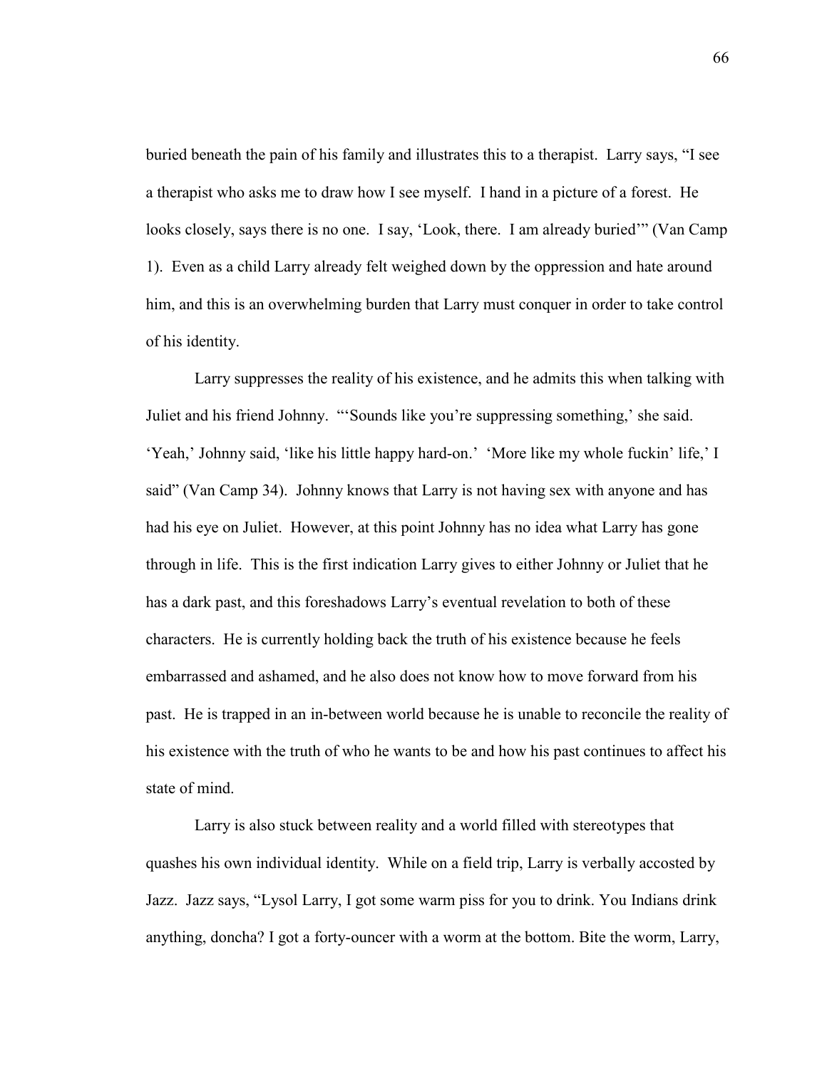buried beneath the pain of his family and illustrates this to a therapist. Larry says, "I see a therapist who asks me to draw how I see myself. I hand in a picture of a forest. He looks closely, says there is no one. I say, 'Look, there. I am already buried'" (Van Camp 1). Even as a child Larry already felt weighed down by the oppression and hate around him, and this is an overwhelming burden that Larry must conquer in order to take control of his identity.

Larry suppresses the reality of his existence, and he admits this when talking with Juliet and his friend Johnny. "'Sounds like you're suppressing something,' she said. 'Yeah,' Johnny said, 'like his little happy hard-on.' 'More like my whole fuckin' life,' I said" (Van Camp 34). Johnny knows that Larry is not having sex with anyone and has had his eye on Juliet. However, at this point Johnny has no idea what Larry has gone through in life. This is the first indication Larry gives to either Johnny or Juliet that he has a dark past, and this foreshadows Larry's eventual revelation to both of these characters. He is currently holding back the truth of his existence because he feels embarrassed and ashamed, and he also does not know how to move forward from his past. He is trapped in an in-between world because he is unable to reconcile the reality of his existence with the truth of who he wants to be and how his past continues to affect his state of mind.

Larry is also stuck between reality and a world filled with stereotypes that quashes his own individual identity. While on a field trip, Larry is verbally accosted by Jazz. Jazz says, "Lysol Larry, I got some warm piss for you to drink. You Indians drink anything, doncha? I got a forty-ouncer with a worm at the bottom. Bite the worm, Larry,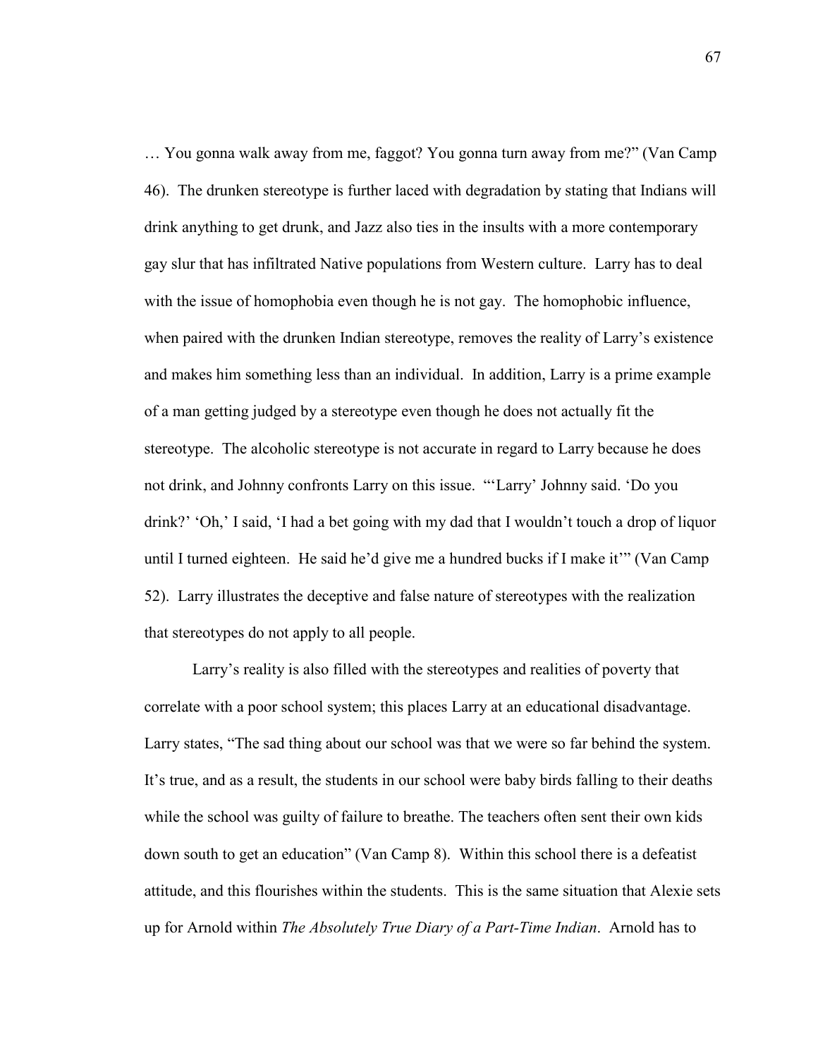… You gonna walk away from me, faggot? You gonna turn away from me?" (Van Camp 46). The drunken stereotype is further laced with degradation by stating that Indians will drink anything to get drunk, and Jazz also ties in the insults with a more contemporary gay slur that has infiltrated Native populations from Western culture. Larry has to deal with the issue of homophobia even though he is not gay. The homophobic influence, when paired with the drunken Indian stereotype, removes the reality of Larry's existence and makes him something less than an individual. In addition, Larry is a prime example of a man getting judged by a stereotype even though he does not actually fit the stereotype. The alcoholic stereotype is not accurate in regard to Larry because he does not drink, and Johnny confronts Larry on this issue. "'Larry' Johnny said. 'Do you drink?' 'Oh,' I said, 'I had a bet going with my dad that I wouldn't touch a drop of liquor until I turned eighteen. He said he'd give me a hundred bucks if I make it'" (Van Camp 52). Larry illustrates the deceptive and false nature of stereotypes with the realization that stereotypes do not apply to all people.

Larry's reality is also filled with the stereotypes and realities of poverty that correlate with a poor school system; this places Larry at an educational disadvantage. Larry states, "The sad thing about our school was that we were so far behind the system. It's true, and as a result, the students in our school were baby birds falling to their deaths while the school was guilty of failure to breathe. The teachers often sent their own kids down south to get an education" (Van Camp 8). Within this school there is a defeatist attitude, and this flourishes within the students. This is the same situation that Alexie sets up for Arnold within *The Absolutely True Diary of a Part-Time Indian*. Arnold has to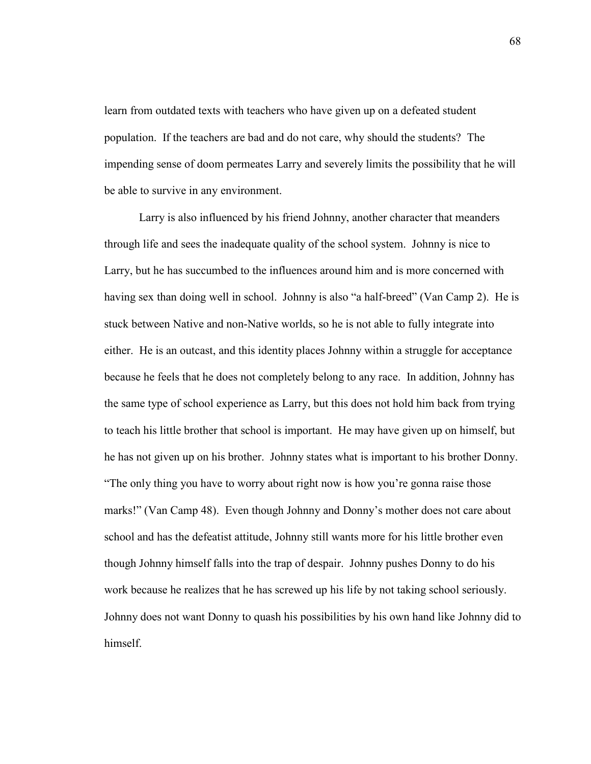learn from outdated texts with teachers who have given up on a defeated student population. If the teachers are bad and do not care, why should the students? The impending sense of doom permeates Larry and severely limits the possibility that he will be able to survive in any environment.

Larry is also influenced by his friend Johnny, another character that meanders through life and sees the inadequate quality of the school system. Johnny is nice to Larry, but he has succumbed to the influences around him and is more concerned with having sex than doing well in school. Johnny is also "a half-breed" (Van Camp 2). He is stuck between Native and non-Native worlds, so he is not able to fully integrate into either. He is an outcast, and this identity places Johnny within a struggle for acceptance because he feels that he does not completely belong to any race. In addition, Johnny has the same type of school experience as Larry, but this does not hold him back from trying to teach his little brother that school is important. He may have given up on himself, but he has not given up on his brother. Johnny states what is important to his brother Donny. "The only thing you have to worry about right now is how you're gonna raise those marks!" (Van Camp 48). Even though Johnny and Donny's mother does not care about school and has the defeatist attitude, Johnny still wants more for his little brother even though Johnny himself falls into the trap of despair. Johnny pushes Donny to do his work because he realizes that he has screwed up his life by not taking school seriously. Johnny does not want Donny to quash his possibilities by his own hand like Johnny did to himself.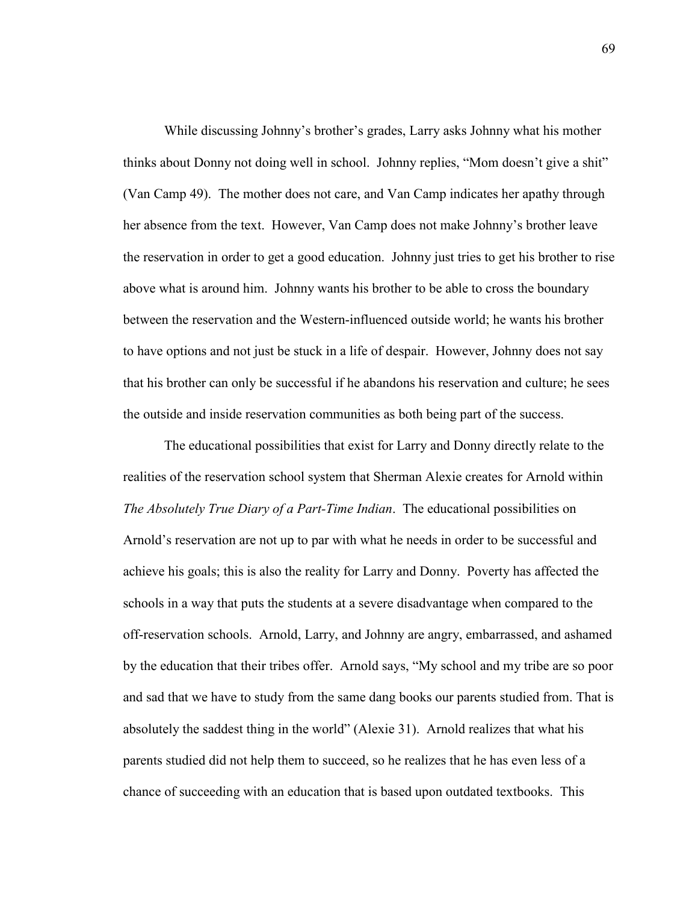While discussing Johnny's brother's grades, Larry asks Johnny what his mother thinks about Donny not doing well in school. Johnny replies, "Mom doesn't give a shit" (Van Camp 49). The mother does not care, and Van Camp indicates her apathy through her absence from the text. However, Van Camp does not make Johnny's brother leave the reservation in order to get a good education. Johnny just tries to get his brother to rise above what is around him. Johnny wants his brother to be able to cross the boundary between the reservation and the Western-influenced outside world; he wants his brother to have options and not just be stuck in a life of despair. However, Johnny does not say that his brother can only be successful if he abandons his reservation and culture; he sees the outside and inside reservation communities as both being part of the success.

The educational possibilities that exist for Larry and Donny directly relate to the realities of the reservation school system that Sherman Alexie creates for Arnold within *The Absolutely True Diary of a Part-Time Indian*. The educational possibilities on Arnold's reservation are not up to par with what he needs in order to be successful and achieve his goals; this is also the reality for Larry and Donny. Poverty has affected the schools in a way that puts the students at a severe disadvantage when compared to the off-reservation schools. Arnold, Larry, and Johnny are angry, embarrassed, and ashamed by the education that their tribes offer. Arnold says, "My school and my tribe are so poor and sad that we have to study from the same dang books our parents studied from. That is absolutely the saddest thing in the world" (Alexie 31). Arnold realizes that what his parents studied did not help them to succeed, so he realizes that he has even less of a chance of succeeding with an education that is based upon outdated textbooks. This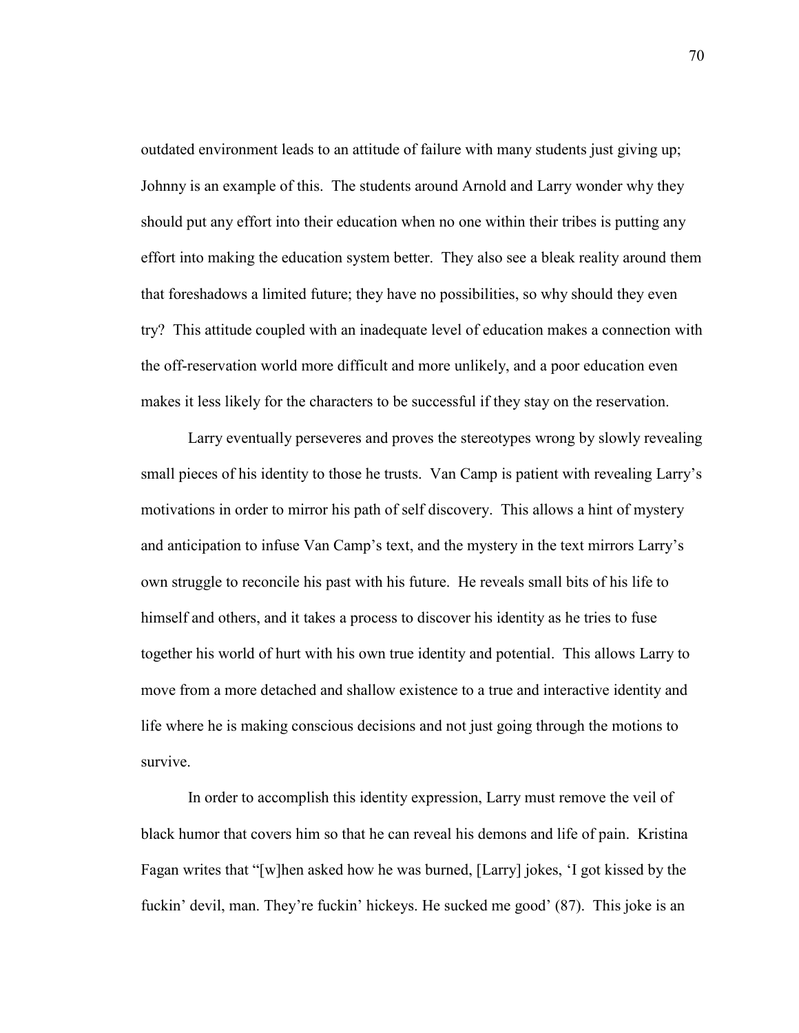outdated environment leads to an attitude of failure with many students just giving up; Johnny is an example of this. The students around Arnold and Larry wonder why they should put any effort into their education when no one within their tribes is putting any effort into making the education system better. They also see a bleak reality around them that foreshadows a limited future; they have no possibilities, so why should they even try? This attitude coupled with an inadequate level of education makes a connection with the off-reservation world more difficult and more unlikely, and a poor education even makes it less likely for the characters to be successful if they stay on the reservation.

Larry eventually perseveres and proves the stereotypes wrong by slowly revealing small pieces of his identity to those he trusts. Van Camp is patient with revealing Larry's motivations in order to mirror his path of self discovery. This allows a hint of mystery and anticipation to infuse Van Camp's text, and the mystery in the text mirrors Larry's own struggle to reconcile his past with his future. He reveals small bits of his life to himself and others, and it takes a process to discover his identity as he tries to fuse together his world of hurt with his own true identity and potential. This allows Larry to move from a more detached and shallow existence to a true and interactive identity and life where he is making conscious decisions and not just going through the motions to survive.

In order to accomplish this identity expression, Larry must remove the veil of black humor that covers him so that he can reveal his demons and life of pain. Kristina Fagan writes that "[w]hen asked how he was burned, [Larry] jokes, 'I got kissed by the fuckin' devil, man. They're fuckin' hickeys. He sucked me good' (87). This joke is an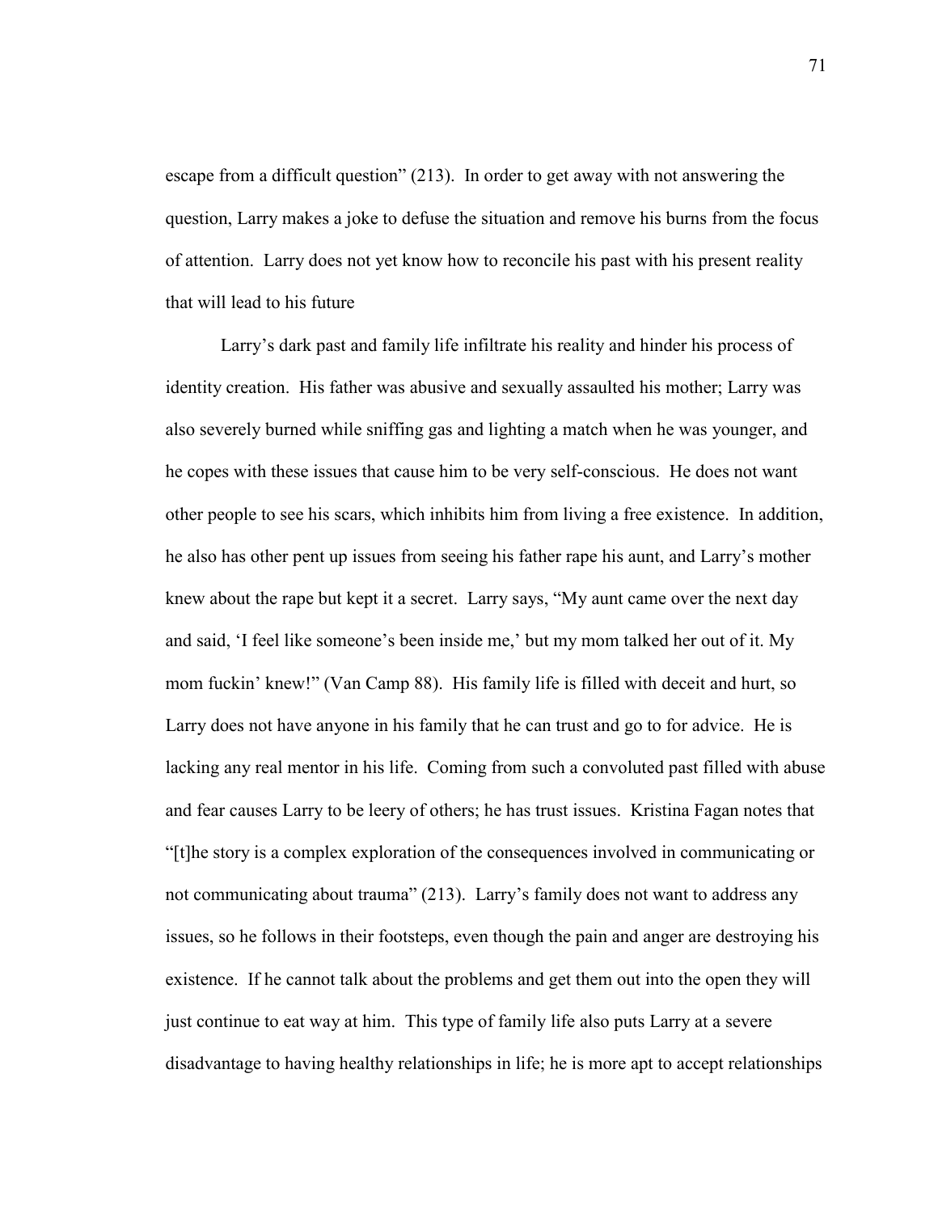escape from a difficult question" (213). In order to get away with not answering the question, Larry makes a joke to defuse the situation and remove his burns from the focus of attention. Larry does not yet know how to reconcile his past with his present reality that will lead to his future

Larry's dark past and family life infiltrate his reality and hinder his process of identity creation. His father was abusive and sexually assaulted his mother; Larry was also severely burned while sniffing gas and lighting a match when he was younger, and he copes with these issues that cause him to be very self-conscious. He does not want other people to see his scars, which inhibits him from living a free existence. In addition, he also has other pent up issues from seeing his father rape his aunt, and Larry's mother knew about the rape but kept it a secret. Larry says, "My aunt came over the next day and said, 'I feel like someone's been inside me,' but my mom talked her out of it. My mom fuckin' knew!" (Van Camp 88). His family life is filled with deceit and hurt, so Larry does not have anyone in his family that he can trust and go to for advice. He is lacking any real mentor in his life. Coming from such a convoluted past filled with abuse and fear causes Larry to be leery of others; he has trust issues. Kristina Fagan notes that "[t]he story is a complex exploration of the consequences involved in communicating or not communicating about trauma" (213). Larry's family does not want to address any issues, so he follows in their footsteps, even though the pain and anger are destroying his existence. If he cannot talk about the problems and get them out into the open they will just continue to eat way at him. This type of family life also puts Larry at a severe disadvantage to having healthy relationships in life; he is more apt to accept relationships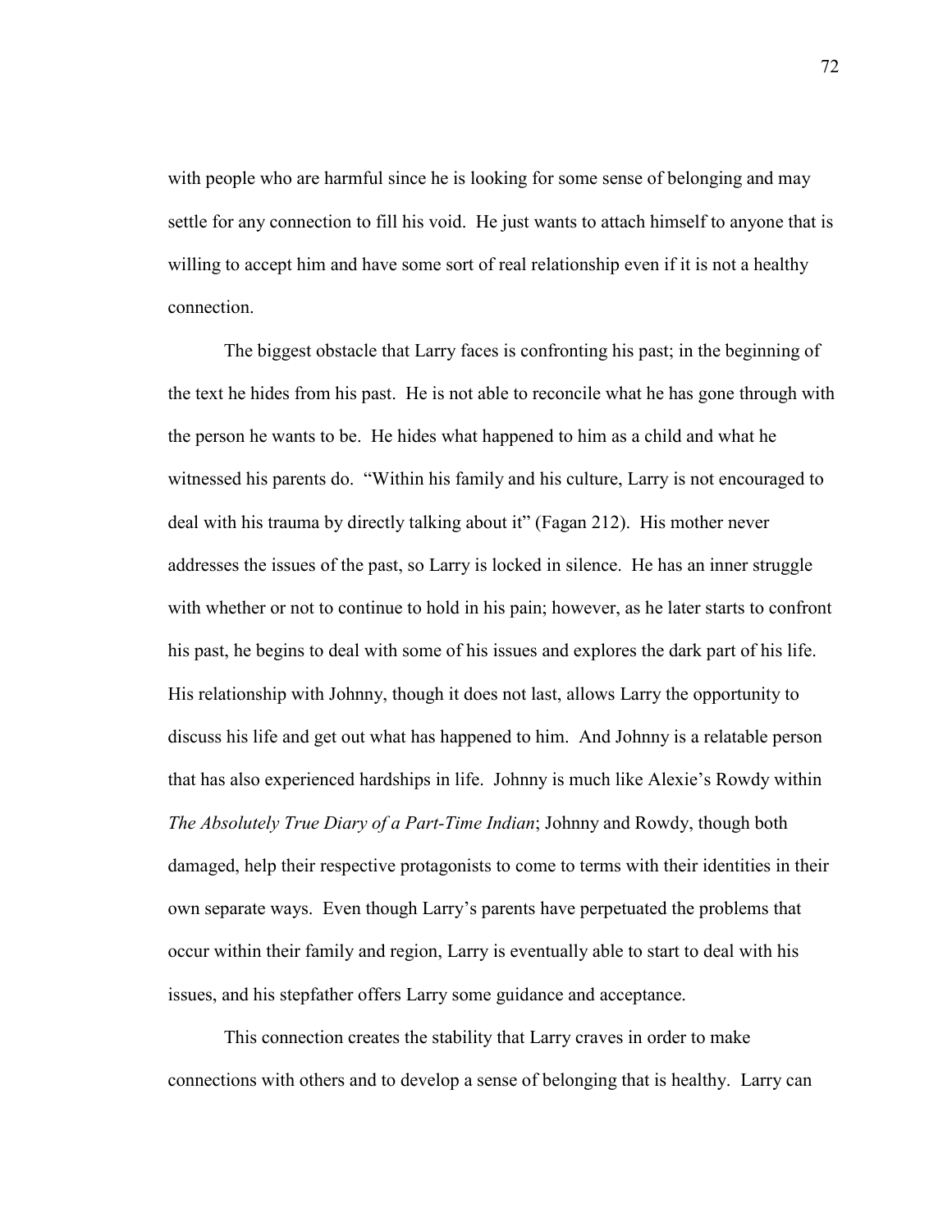with people who are harmful since he is looking for some sense of belonging and may settle for any connection to fill his void. He just wants to attach himself to anyone that is willing to accept him and have some sort of real relationship even if it is not a healthy connection.

The biggest obstacle that Larry faces is confronting his past; in the beginning of the text he hides from his past. He is not able to reconcile what he has gone through with the person he wants to be. He hides what happened to him as a child and what he witnessed his parents do. "Within his family and his culture, Larry is not encouraged to deal with his trauma by directly talking about it" (Fagan 212). His mother never addresses the issues of the past, so Larry is locked in silence. He has an inner struggle with whether or not to continue to hold in his pain; however, as he later starts to confront his past, he begins to deal with some of his issues and explores the dark part of his life. His relationship with Johnny, though it does not last, allows Larry the opportunity to discuss his life and get out what has happened to him. And Johnny is a relatable person that has also experienced hardships in life. Johnny is much like Alexie's Rowdy within *The Absolutely True Diary of a Part-Time Indian*; Johnny and Rowdy, though both damaged, help their respective protagonists to come to terms with their identities in their own separate ways. Even though Larry's parents have perpetuated the problems that occur within their family and region, Larry is eventually able to start to deal with his issues, and his stepfather offers Larry some guidance and acceptance.

This connection creates the stability that Larry craves in order to make connections with others and to develop a sense of belonging that is healthy. Larry can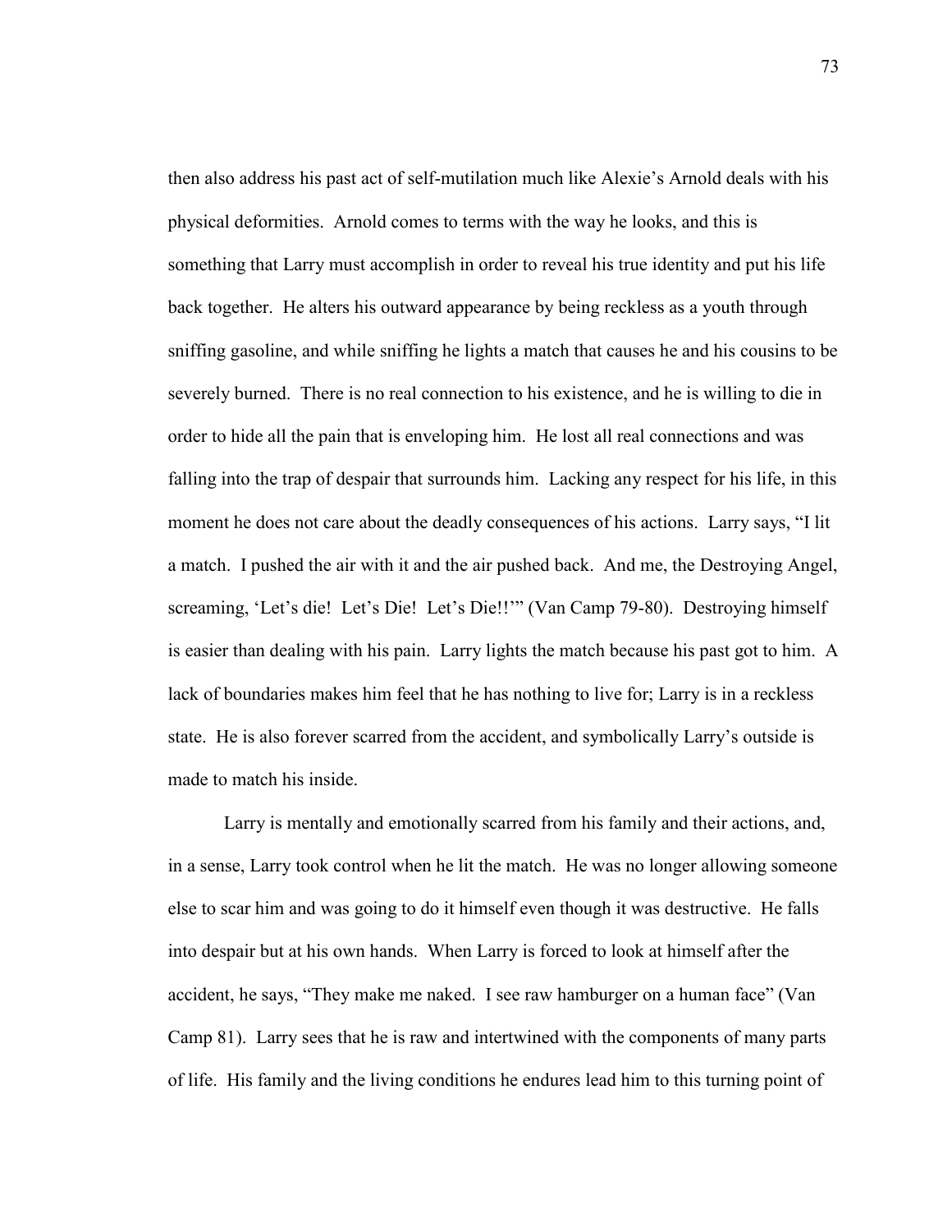then also address his past act of self-mutilation much like Alexie's Arnold deals with his physical deformities. Arnold comes to terms with the way he looks, and this is something that Larry must accomplish in order to reveal his true identity and put his life back together. He alters his outward appearance by being reckless as a youth through sniffing gasoline, and while sniffing he lights a match that causes he and his cousins to be severely burned. There is no real connection to his existence, and he is willing to die in order to hide all the pain that is enveloping him. He lost all real connections and was falling into the trap of despair that surrounds him. Lacking any respect for his life, in this moment he does not care about the deadly consequences of his actions. Larry says, "I lit a match. I pushed the air with it and the air pushed back. And me, the Destroying Angel, screaming, 'Let's die! Let's Die! Let's Die!!'" (Van Camp 79-80). Destroying himself is easier than dealing with his pain. Larry lights the match because his past got to him. A lack of boundaries makes him feel that he has nothing to live for; Larry is in a reckless state. He is also forever scarred from the accident, and symbolically Larry's outside is made to match his inside.

Larry is mentally and emotionally scarred from his family and their actions, and, in a sense, Larry took control when he lit the match. He was no longer allowing someone else to scar him and was going to do it himself even though it was destructive. He falls into despair but at his own hands. When Larry is forced to look at himself after the accident, he says, "They make me naked. I see raw hamburger on a human face" (Van Camp 81). Larry sees that he is raw and intertwined with the components of many parts of life. His family and the living conditions he endures lead him to this turning point of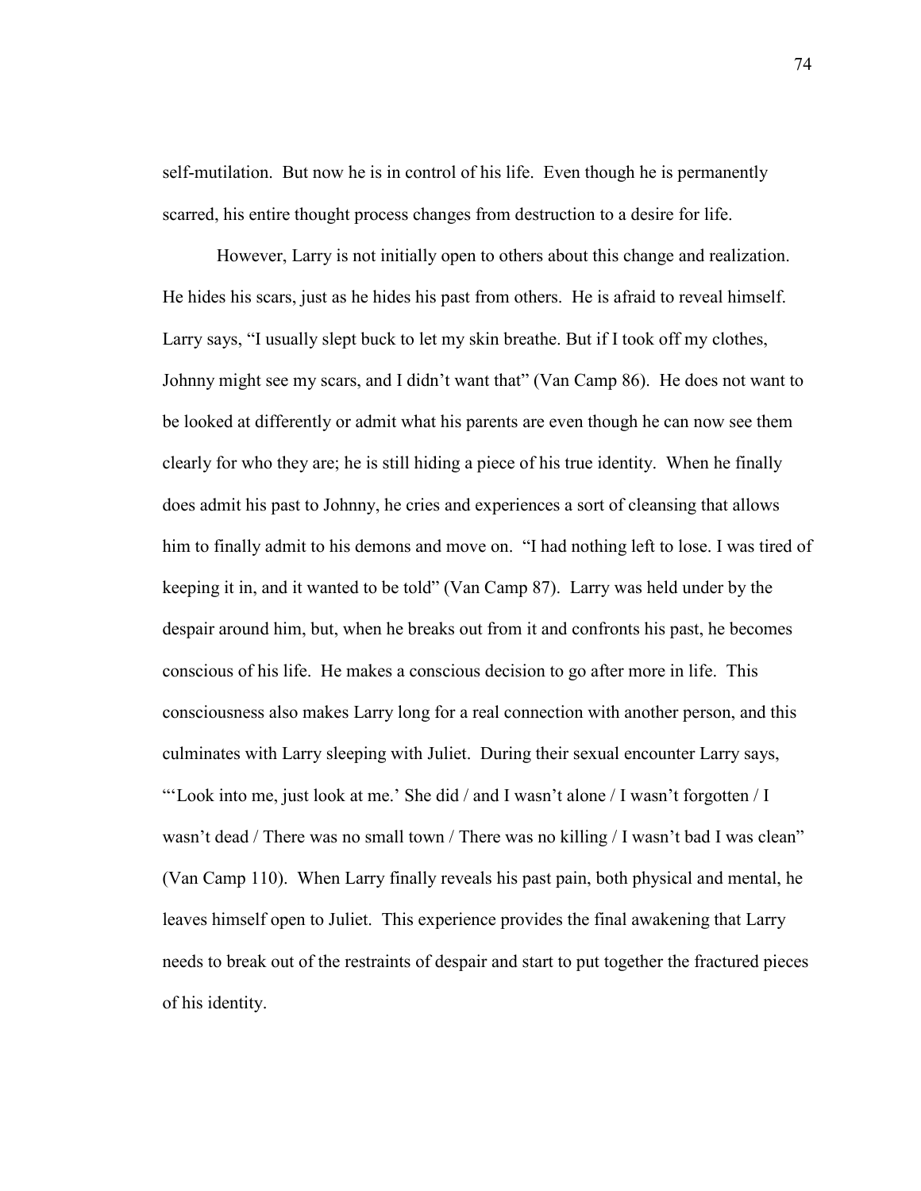self-mutilation. But now he is in control of his life. Even though he is permanently scarred, his entire thought process changes from destruction to a desire for life.

However, Larry is not initially open to others about this change and realization. He hides his scars, just as he hides his past from others. He is afraid to reveal himself. Larry says, "I usually slept buck to let my skin breathe. But if I took off my clothes, Johnny might see my scars, and I didn't want that" (Van Camp 86). He does not want to be looked at differently or admit what his parents are even though he can now see them clearly for who they are; he is still hiding a piece of his true identity. When he finally does admit his past to Johnny, he cries and experiences a sort of cleansing that allows him to finally admit to his demons and move on. "I had nothing left to lose. I was tired of keeping it in, and it wanted to be told" (Van Camp 87). Larry was held under by the despair around him, but, when he breaks out from it and confronts his past, he becomes conscious of his life. He makes a conscious decision to go after more in life. This consciousness also makes Larry long for a real connection with another person, and this culminates with Larry sleeping with Juliet. During their sexual encounter Larry says, "'Look into me, just look at me.' She did / and I wasn't alone / I wasn't forgotten / I wasn't dead / There was no small town / There was no killing / I wasn't bad I was clean" (Van Camp 110). When Larry finally reveals his past pain, both physical and mental, he leaves himself open to Juliet. This experience provides the final awakening that Larry needs to break out of the restraints of despair and start to put together the fractured pieces of his identity.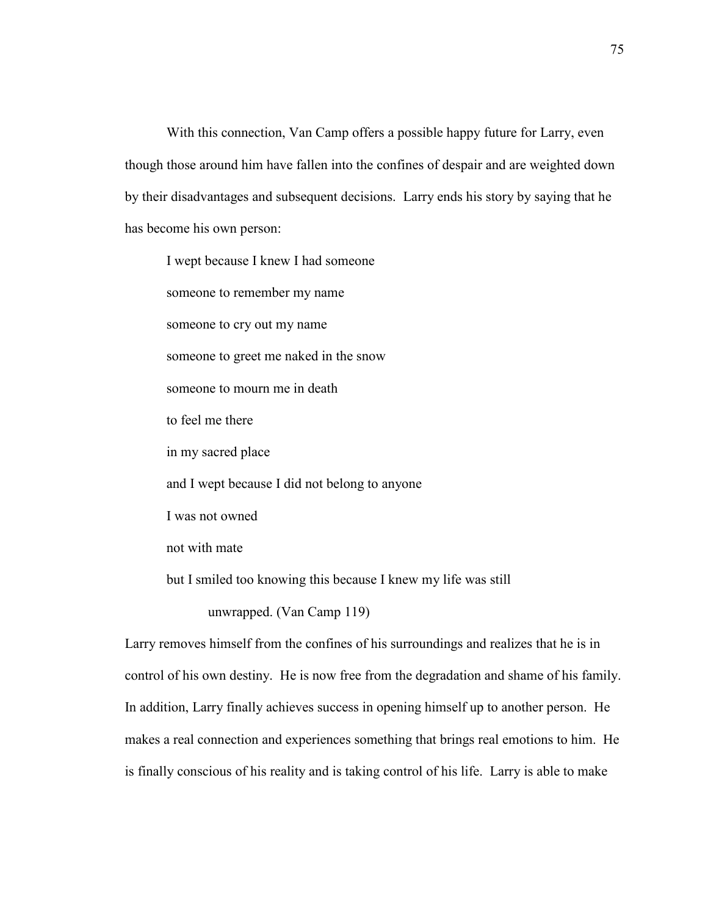With this connection, Van Camp offers a possible happy future for Larry, even though those around him have fallen into the confines of despair and are weighted down by their disadvantages and subsequent decisions. Larry ends his story by saying that he has become his own person:

> I wept because I knew I had someone
>
> someone to remember my name
>
> someone to cry out my name
>
> someone to greet me naked in the snow
>
> someone to mourn me in death
>
> to feel me there
>
> in my sacred place
>
> and I wept because I did not belong to anyone
>
> I was not owned
>
> not with mate
>
> but I smiled too knowing this because I knew my life was still
>
> unwrapped. (Van Camp 119)

Larry removes himself from the confines of his surroundings and realizes that he is in control of his own destiny. He is now free from the degradation and shame of his family. In addition, Larry finally achieves success in opening himself up to another person. He makes a real connection and experiences something that brings real emotions to him. He is finally conscious of his reality and is taking control of his life. Larry is able to make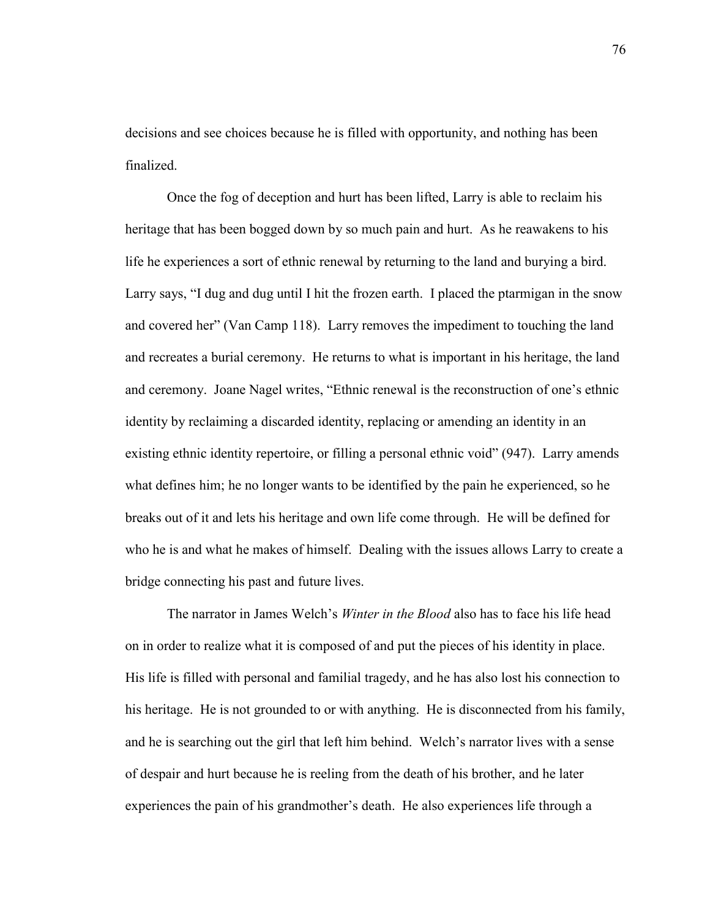decisions and see choices because he is filled with opportunity, and nothing has been finalized.

Once the fog of deception and hurt has been lifted, Larry is able to reclaim his heritage that has been bogged down by so much pain and hurt. As he reawakens to his life he experiences a sort of ethnic renewal by returning to the land and burying a bird. Larry says, "I dug and dug until I hit the frozen earth. I placed the ptarmigan in the snow and covered her" (Van Camp 118). Larry removes the impediment to touching the land and recreates a burial ceremony. He returns to what is important in his heritage, the land and ceremony. Joane Nagel writes, "Ethnic renewal is the reconstruction of one's ethnic identity by reclaiming a discarded identity, replacing or amending an identity in an existing ethnic identity repertoire, or filling a personal ethnic void" (947). Larry amends what defines him; he no longer wants to be identified by the pain he experienced, so he breaks out of it and lets his heritage and own life come through. He will be defined for who he is and what he makes of himself. Dealing with the issues allows Larry to create a bridge connecting his past and future lives.

The narrator in James Welch's *Winter in the Blood* also has to face his life head on in order to realize what it is composed of and put the pieces of his identity in place. His life is filled with personal and familial tragedy, and he has also lost his connection to his heritage. He is not grounded to or with anything. He is disconnected from his family, and he is searching out the girl that left him behind. Welch's narrator lives with a sense of despair and hurt because he is reeling from the death of his brother, and he later experiences the pain of his grandmother's death. He also experiences life through a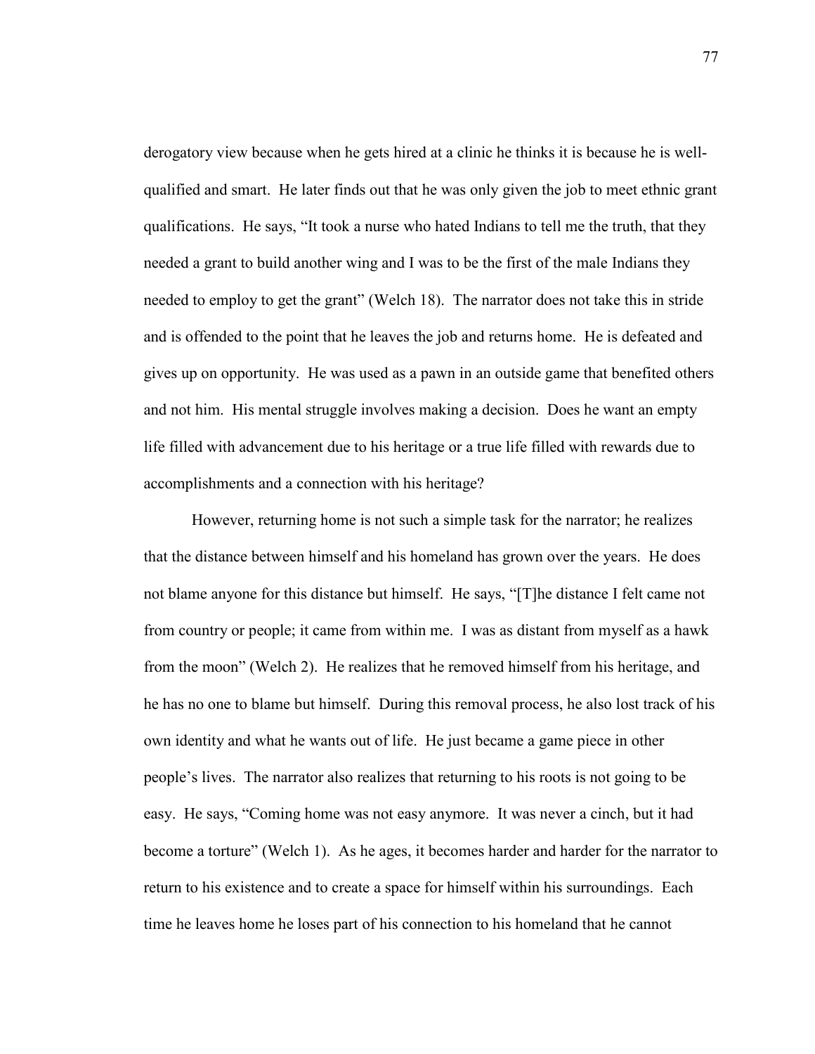derogatory view because when he gets hired at a clinic he thinks it is because he is well-qualified and smart. He later finds out that he was only given the job to meet ethnic grant qualifications. He says, "It took a nurse who hated Indians to tell me the truth, that they needed a grant to build another wing and I was to be the first of the male Indians they needed to employ to get the grant" (Welch 18). The narrator does not take this in stride and is offended to the point that he leaves the job and returns home. He is defeated and gives up on opportunity. He was used as a pawn in an outside game that benefited others and not him. His mental struggle involves making a decision. Does he want an empty life filled with advancement due to his heritage or a true life filled with rewards due to accomplishments and a connection with his heritage?

However, returning home is not such a simple task for the narrator; he realizes that the distance between himself and his homeland has grown over the years. He does not blame anyone for this distance but himself. He says, "[T]he distance I felt came not from country or people; it came from within me. I was as distant from myself as a hawk from the moon" (Welch 2). He realizes that he removed himself from his heritage, and he has no one to blame but himself. During this removal process, he also lost track of his own identity and what he wants out of life. He just became a game piece in other people's lives. The narrator also realizes that returning to his roots is not going to be easy. He says, "Coming home was not easy anymore. It was never a cinch, but it had become a torture" (Welch 1). As he ages, it becomes harder and harder for the narrator to return to his existence and to create a space for himself within his surroundings. Each time he leaves home he loses part of his connection to his homeland that he cannot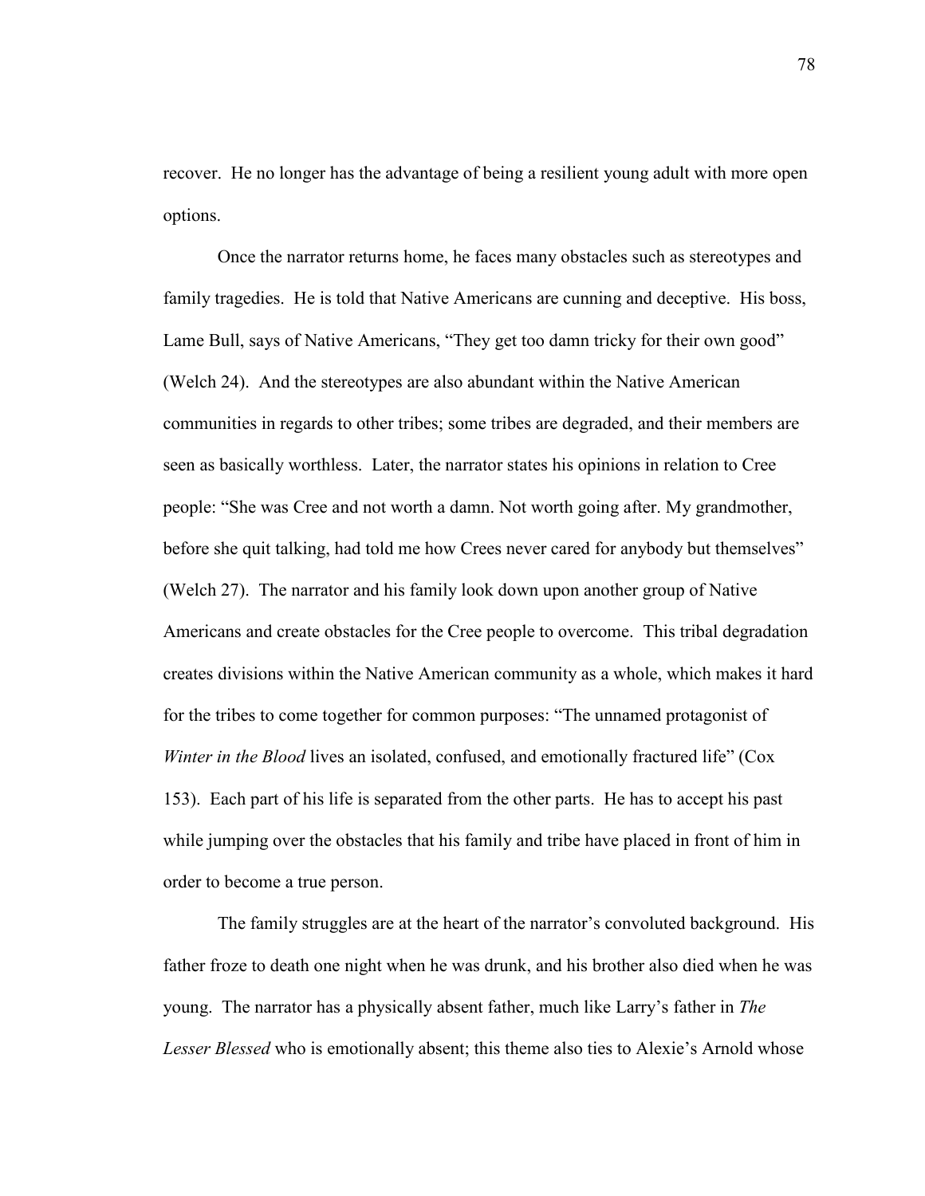recover. He no longer has the advantage of being a resilient young adult with more open options.

Once the narrator returns home, he faces many obstacles such as stereotypes and family tragedies. He is told that Native Americans are cunning and deceptive. His boss, Lame Bull, says of Native Americans, "They get too damn tricky for their own good" (Welch 24). And the stereotypes are also abundant within the Native American communities in regards to other tribes; some tribes are degraded, and their members are seen as basically worthless. Later, the narrator states his opinions in relation to Cree people: "She was Cree and not worth a damn. Not worth going after. My grandmother, before she quit talking, had told me how Crees never cared for anybody but themselves" (Welch 27). The narrator and his family look down upon another group of Native Americans and create obstacles for the Cree people to overcome. This tribal degradation creates divisions within the Native American community as a whole, which makes it hard for the tribes to come together for common purposes: "The unnamed protagonist of *Winter in the Blood* lives an isolated, confused, and emotionally fractured life" (Cox 153). Each part of his life is separated from the other parts. He has to accept his past while jumping over the obstacles that his family and tribe have placed in front of him in order to become a true person.

The family struggles are at the heart of the narrator's convoluted background. His father froze to death one night when he was drunk, and his brother also died when he was young. The narrator has a physically absent father, much like Larry's father in *The Lesser Blessed* who is emotionally absent; this theme also ties to Alexie's Arnold whose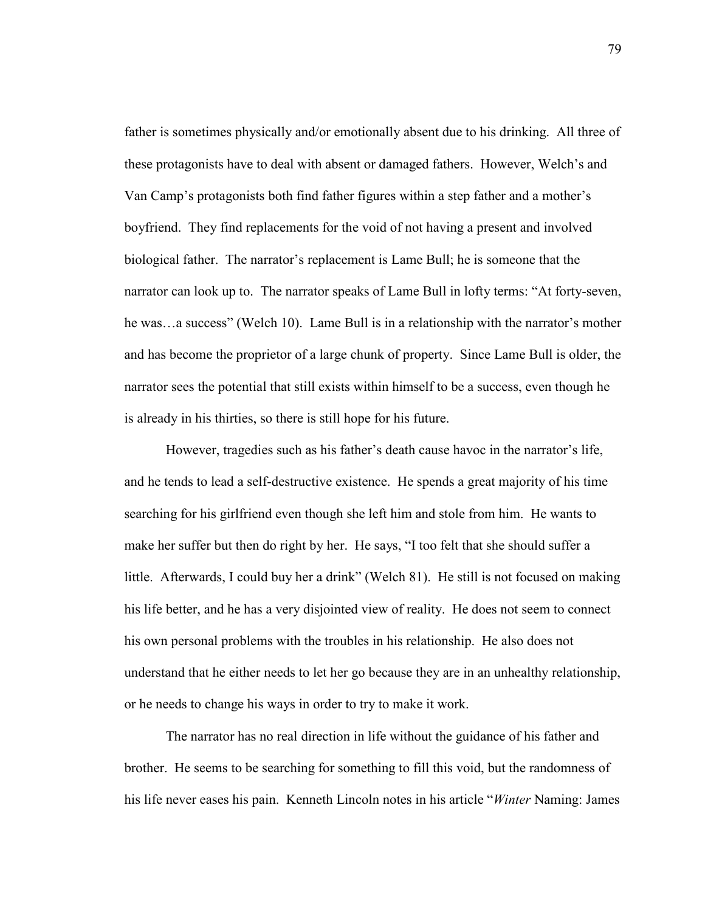father is sometimes physically and/or emotionally absent due to his drinking. All three of these protagonists have to deal with absent or damaged fathers. However, Welch's and Van Camp's protagonists both find father figures within a step father and a mother's boyfriend. They find replacements for the void of not having a present and involved biological father. The narrator's replacement is Lame Bull; he is someone that the narrator can look up to. The narrator speaks of Lame Bull in lofty terms: "At forty-seven, he was…a success" (Welch 10). Lame Bull is in a relationship with the narrator's mother and has become the proprietor of a large chunk of property. Since Lame Bull is older, the narrator sees the potential that still exists within himself to be a success, even though he is already in his thirties, so there is still hope for his future.

However, tragedies such as his father's death cause havoc in the narrator's life, and he tends to lead a self-destructive existence. He spends a great majority of his time searching for his girlfriend even though she left him and stole from him. He wants to make her suffer but then do right by her. He says, "I too felt that she should suffer a little. Afterwards, I could buy her a drink" (Welch 81). He still is not focused on making his life better, and he has a very disjointed view of reality. He does not seem to connect his own personal problems with the troubles in his relationship. He also does not understand that he either needs to let her go because they are in an unhealthy relationship, or he needs to change his ways in order to try to make it work.

The narrator has no real direction in life without the guidance of his father and brother. He seems to be searching for something to fill this void, but the randomness of his life never eases his pain. Kenneth Lincoln notes in his article "*Winter* Naming: James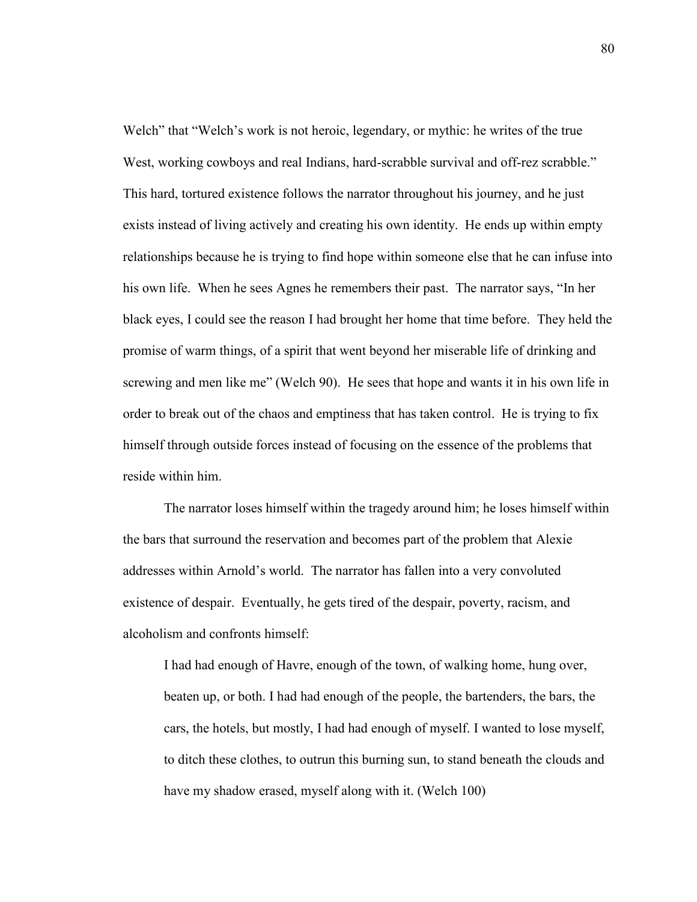Welch" that "Welch's work is not heroic, legendary, or mythic: he writes of the true West, working cowboys and real Indians, hard-scrabble survival and off-rez scrabble." This hard, tortured existence follows the narrator throughout his journey, and he just exists instead of living actively and creating his own identity. He ends up within empty relationships because he is trying to find hope within someone else that he can infuse into his own life. When he sees Agnes he remembers their past. The narrator says, "In her black eyes, I could see the reason I had brought her home that time before. They held the promise of warm things, of a spirit that went beyond her miserable life of drinking and screwing and men like me" (Welch 90). He sees that hope and wants it in his own life in order to break out of the chaos and emptiness that has taken control. He is trying to fix himself through outside forces instead of focusing on the essence of the problems that reside within him.

The narrator loses himself within the tragedy around him; he loses himself within the bars that surround the reservation and becomes part of the problem that Alexie addresses within Arnold's world. The narrator has fallen into a very convoluted existence of despair. Eventually, he gets tired of the despair, poverty, racism, and alcoholism and confronts himself:

> I had had enough of Havre, enough of the town, of walking home, hung over, beaten up, or both. I had had enough of the people, the bartenders, the bars, the cars, the hotels, but mostly, I had had enough of myself. I wanted to lose myself, to ditch these clothes, to outrun this burning sun, to stand beneath the clouds and have my shadow erased, myself along with it. (Welch 100)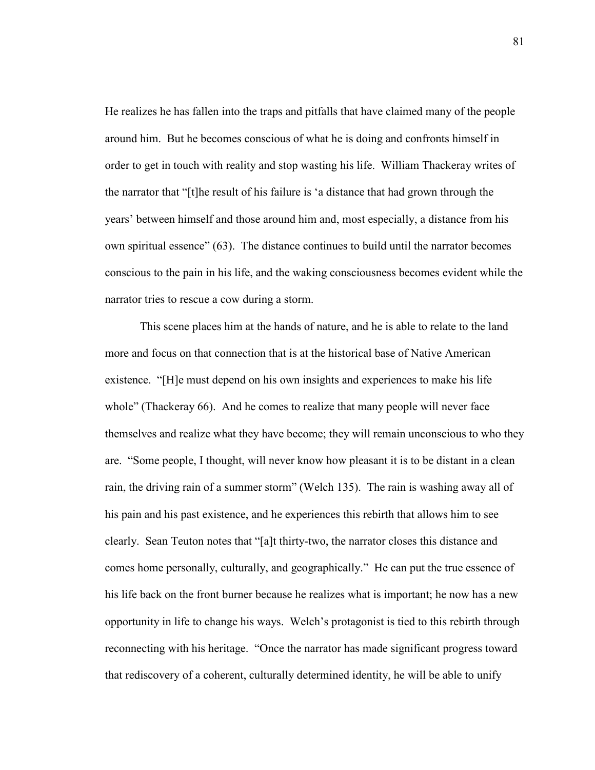He realizes he has fallen into the traps and pitfalls that have claimed many of the people around him. But he becomes conscious of what he is doing and confronts himself in order to get in touch with reality and stop wasting his life. William Thackeray writes of the narrator that "[t]he result of his failure is 'a distance that had grown through the years' between himself and those around him and, most especially, a distance from his own spiritual essence" (63). The distance continues to build until the narrator becomes conscious to the pain in his life, and the waking consciousness becomes evident while the narrator tries to rescue a cow during a storm.

This scene places him at the hands of nature, and he is able to relate to the land more and focus on that connection that is at the historical base of Native American existence. "[H]e must depend on his own insights and experiences to make his life whole" (Thackeray 66). And he comes to realize that many people will never face themselves and realize what they have become; they will remain unconscious to who they are. "Some people, I thought, will never know how pleasant it is to be distant in a clean rain, the driving rain of a summer storm" (Welch 135). The rain is washing away all of his pain and his past existence, and he experiences this rebirth that allows him to see clearly. Sean Teuton notes that "[a]t thirty-two, the narrator closes this distance and comes home personally, culturally, and geographically." He can put the true essence of his life back on the front burner because he realizes what is important; he now has a new opportunity in life to change his ways. Welch's protagonist is tied to this rebirth through reconnecting with his heritage. "Once the narrator has made significant progress toward that rediscovery of a coherent, culturally determined identity, he will be able to unify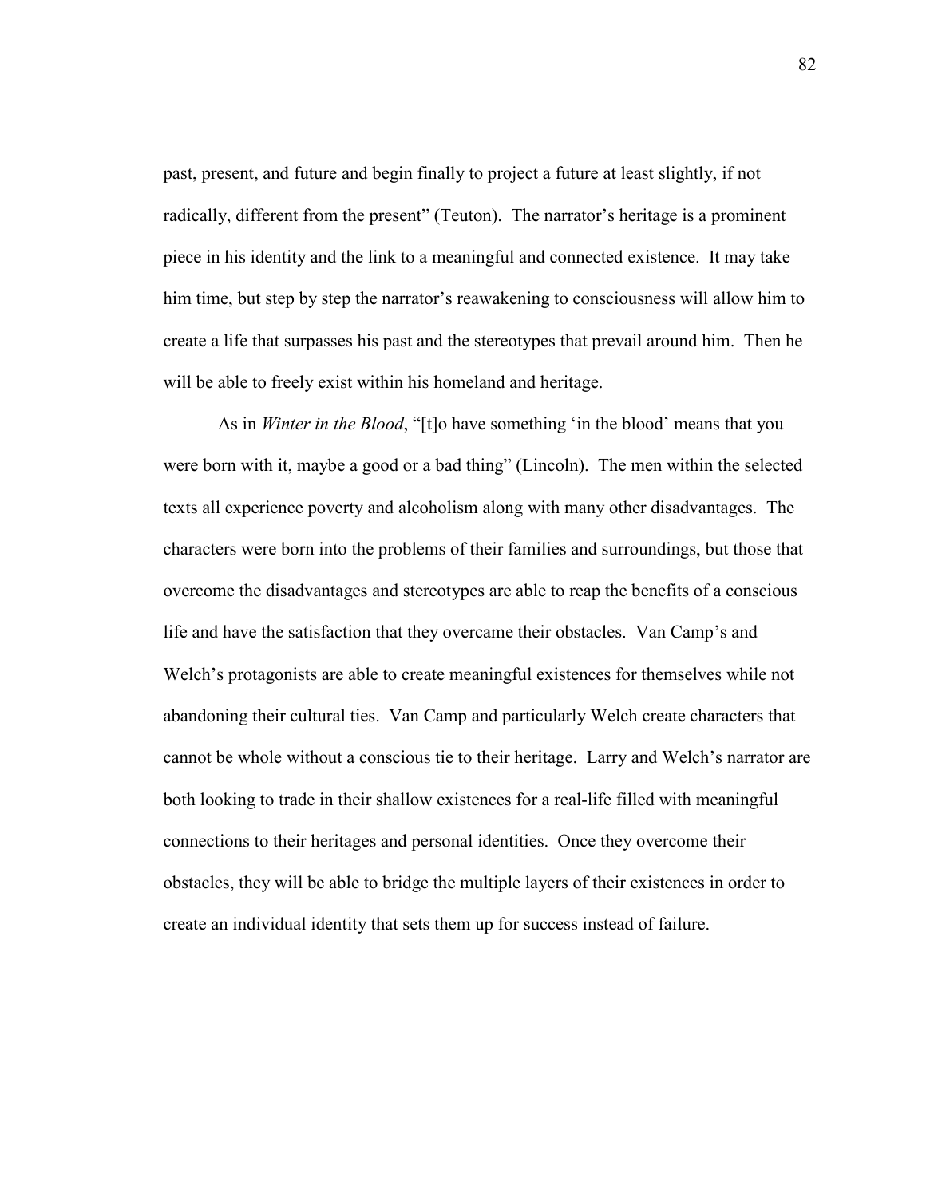past, present, and future and begin finally to project a future at least slightly, if not radically, different from the present" (Teuton). The narrator's heritage is a prominent piece in his identity and the link to a meaningful and connected existence. It may take him time, but step by step the narrator's reawakening to consciousness will allow him to create a life that surpasses his past and the stereotypes that prevail around him. Then he will be able to freely exist within his homeland and heritage.

As in *Winter in the Blood*, "[t]o have something 'in the blood' means that you were born with it, maybe a good or a bad thing" (Lincoln). The men within the selected texts all experience poverty and alcoholism along with many other disadvantages. The characters were born into the problems of their families and surroundings, but those that overcome the disadvantages and stereotypes are able to reap the benefits of a conscious life and have the satisfaction that they overcame their obstacles. Van Camp's and Welch's protagonists are able to create meaningful existences for themselves while not abandoning their cultural ties. Van Camp and particularly Welch create characters that cannot be whole without a conscious tie to their heritage. Larry and Welch's narrator are both looking to trade in their shallow existences for a real-life filled with meaningful connections to their heritages and personal identities. Once they overcome their obstacles, they will be able to bridge the multiple layers of their existences in order to create an individual identity that sets them up for success instead of failure.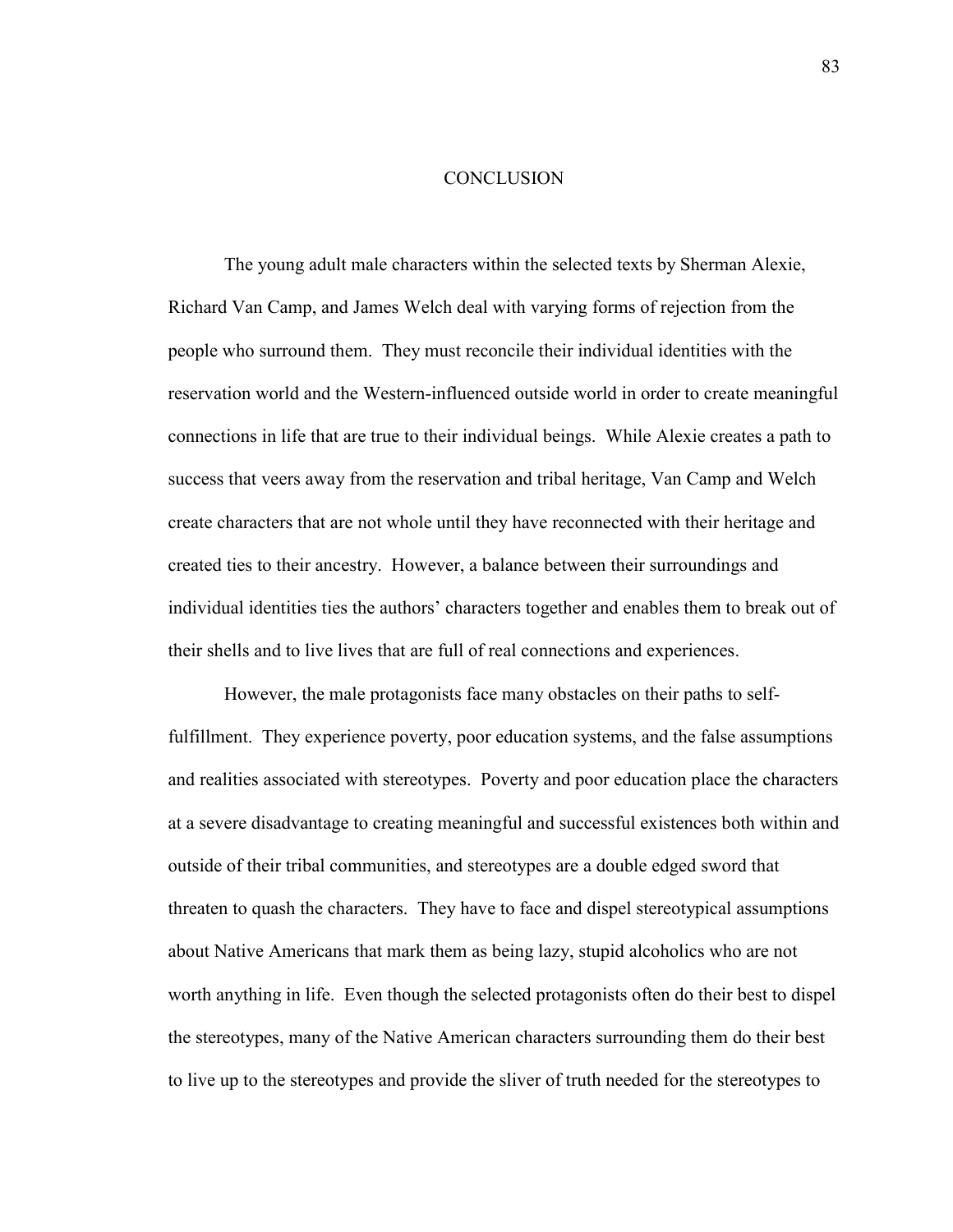# CONCLUSION

The young adult male characters within the selected texts by Sherman Alexie, Richard Van Camp, and James Welch deal with varying forms of rejection from the people who surround them. They must reconcile their individual identities with the reservation world and the Western-influenced outside world in order to create meaningful connections in life that are true to their individual beings. While Alexie creates a path to success that veers away from the reservation and tribal heritage, Van Camp and Welch create characters that are not whole until they have reconnected with their heritage and created ties to their ancestry. However, a balance between their surroundings and individual identities ties the authors' characters together and enables them to break out of their shells and to live lives that are full of real connections and experiences.

However, the male protagonists face many obstacles on their paths to self-fulfillment. They experience poverty, poor education systems, and the false assumptions and realities associated with stereotypes. Poverty and poor education place the characters at a severe disadvantage to creating meaningful and successful existences both within and outside of their tribal communities, and stereotypes are a double edged sword that threaten to quash the characters. They have to face and dispel stereotypical assumptions about Native Americans that mark them as being lazy, stupid alcoholics who are not worth anything in life. Even though the selected protagonists often do their best to dispel the stereotypes, many of the Native American characters surrounding them do their best to live up to the stereotypes and provide the sliver of truth needed for the stereotypes to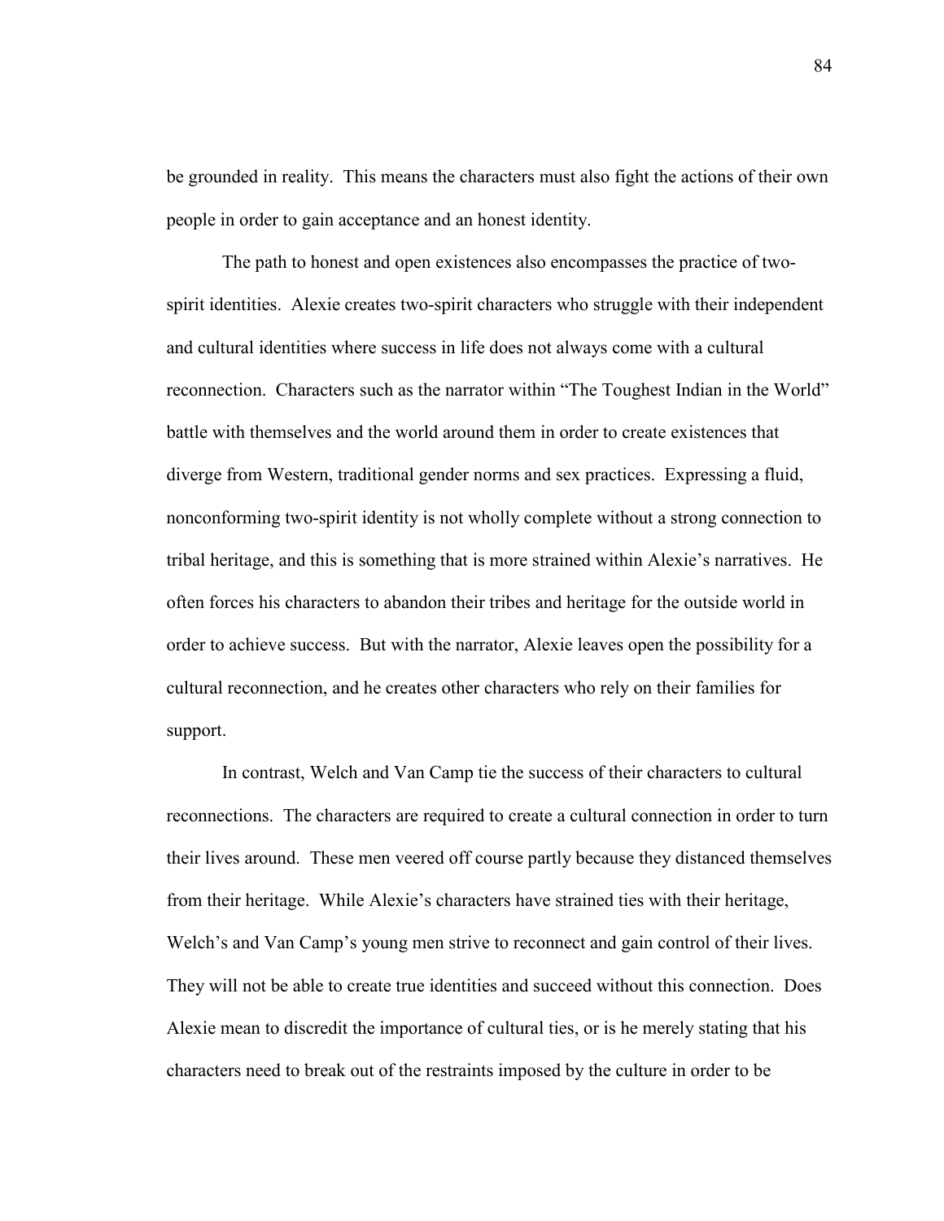be grounded in reality. This means the characters must also fight the actions of their own people in order to gain acceptance and an honest identity.

The path to honest and open existences also encompasses the practice of two-spirit identities. Alexie creates two-spirit characters who struggle with their independent and cultural identities where success in life does not always come with a cultural reconnection. Characters such as the narrator within "The Toughest Indian in the World" battle with themselves and the world around them in order to create existences that diverge from Western, traditional gender norms and sex practices. Expressing a fluid, nonconforming two-spirit identity is not wholly complete without a strong connection to tribal heritage, and this is something that is more strained within Alexie's narratives. He often forces his characters to abandon their tribes and heritage for the outside world in order to achieve success. But with the narrator, Alexie leaves open the possibility for a cultural reconnection, and he creates other characters who rely on their families for support.

In contrast, Welch and Van Camp tie the success of their characters to cultural reconnections. The characters are required to create a cultural connection in order to turn their lives around. These men veered off course partly because they distanced themselves from their heritage. While Alexie's characters have strained ties with their heritage, Welch's and Van Camp's young men strive to reconnect and gain control of their lives. They will not be able to create true identities and succeed without this connection. Does Alexie mean to discredit the importance of cultural ties, or is he merely stating that his characters need to break out of the restraints imposed by the culture in order to be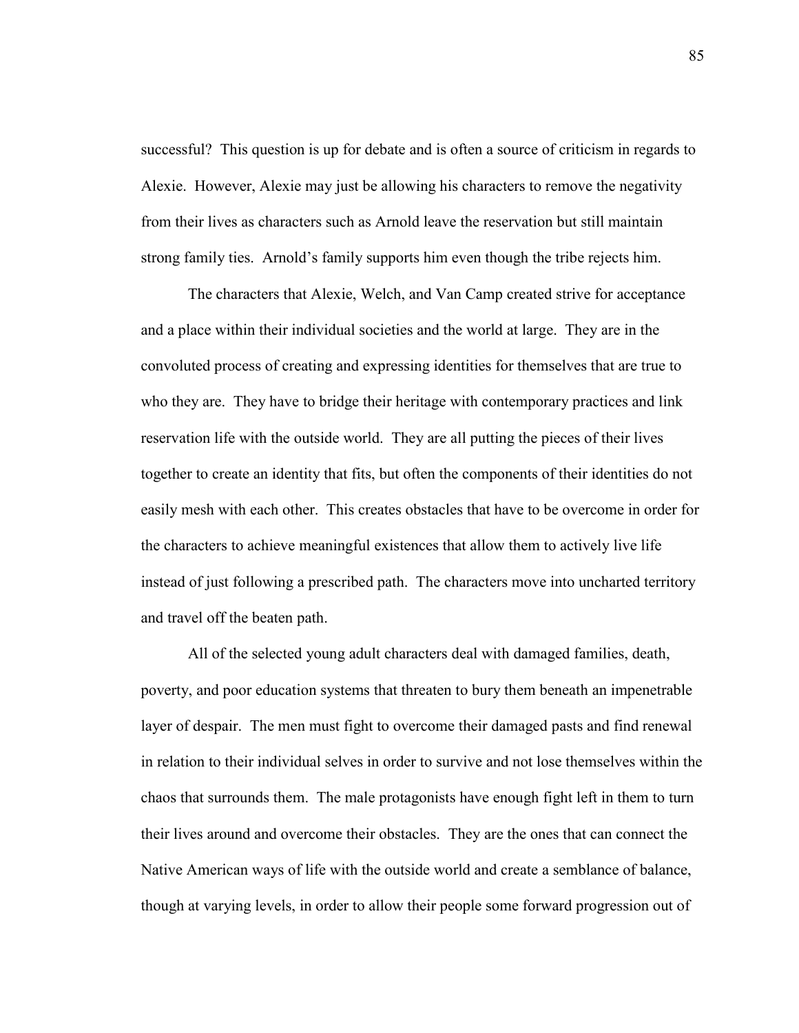successful? This question is up for debate and is often a source of criticism in regards to Alexie. However, Alexie may just be allowing his characters to remove the negativity from their lives as characters such as Arnold leave the reservation but still maintain strong family ties. Arnold's family supports him even though the tribe rejects him.

The characters that Alexie, Welch, and Van Camp created strive for acceptance and a place within their individual societies and the world at large. They are in the convoluted process of creating and expressing identities for themselves that are true to who they are. They have to bridge their heritage with contemporary practices and link reservation life with the outside world. They are all putting the pieces of their lives together to create an identity that fits, but often the components of their identities do not easily mesh with each other. This creates obstacles that have to be overcome in order for the characters to achieve meaningful existences that allow them to actively live life instead of just following a prescribed path. The characters move into uncharted territory and travel off the beaten path.

All of the selected young adult characters deal with damaged families, death, poverty, and poor education systems that threaten to bury them beneath an impenetrable layer of despair. The men must fight to overcome their damaged pasts and find renewal in relation to their individual selves in order to survive and not lose themselves within the chaos that surrounds them. The male protagonists have enough fight left in them to turn their lives around and overcome their obstacles. They are the ones that can connect the Native American ways of life with the outside world and create a semblance of balance, though at varying levels, in order to allow their people some forward progression out of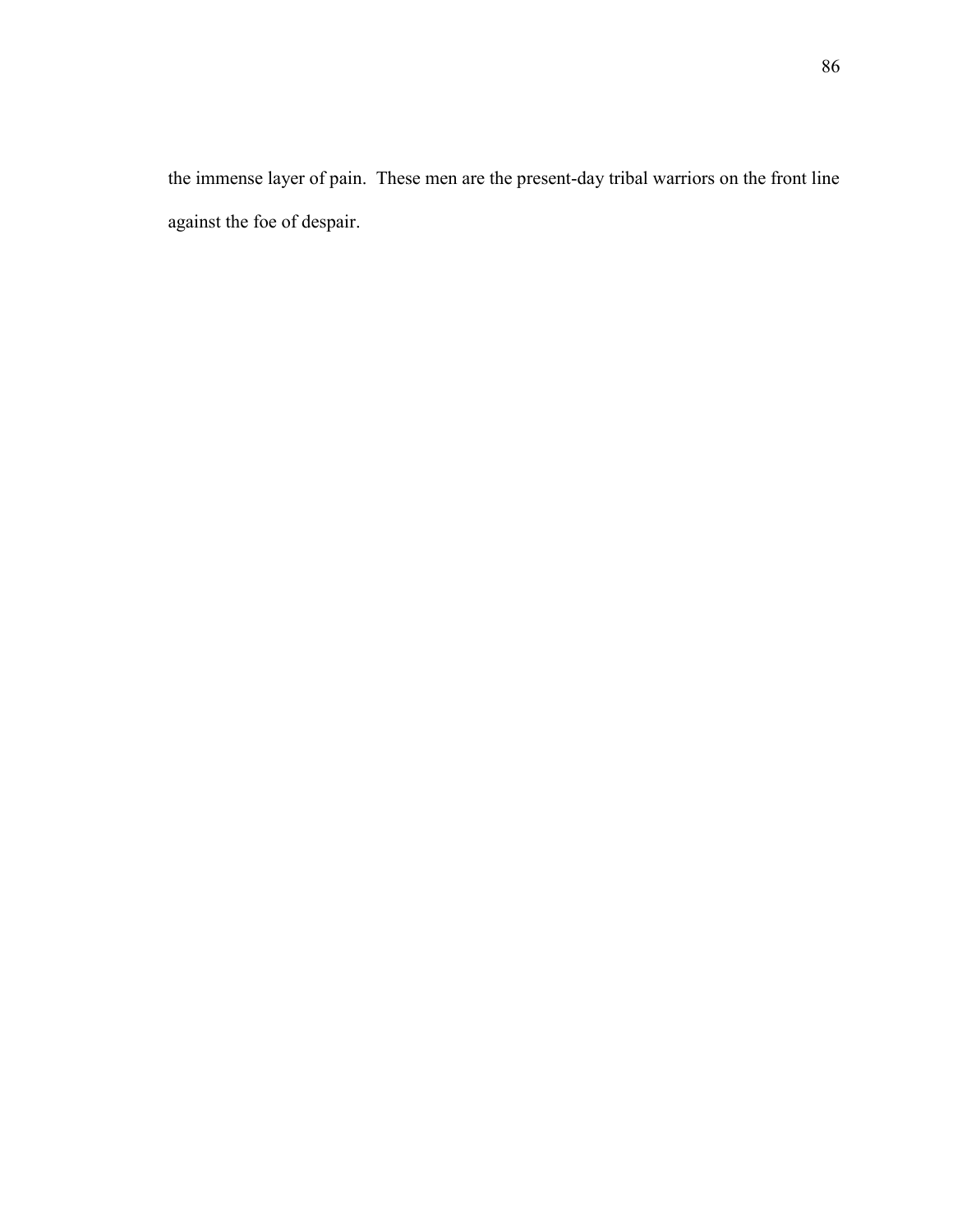the immense layer of pain.  These men are the present-day tribal warriors on the front line against the foe of despair.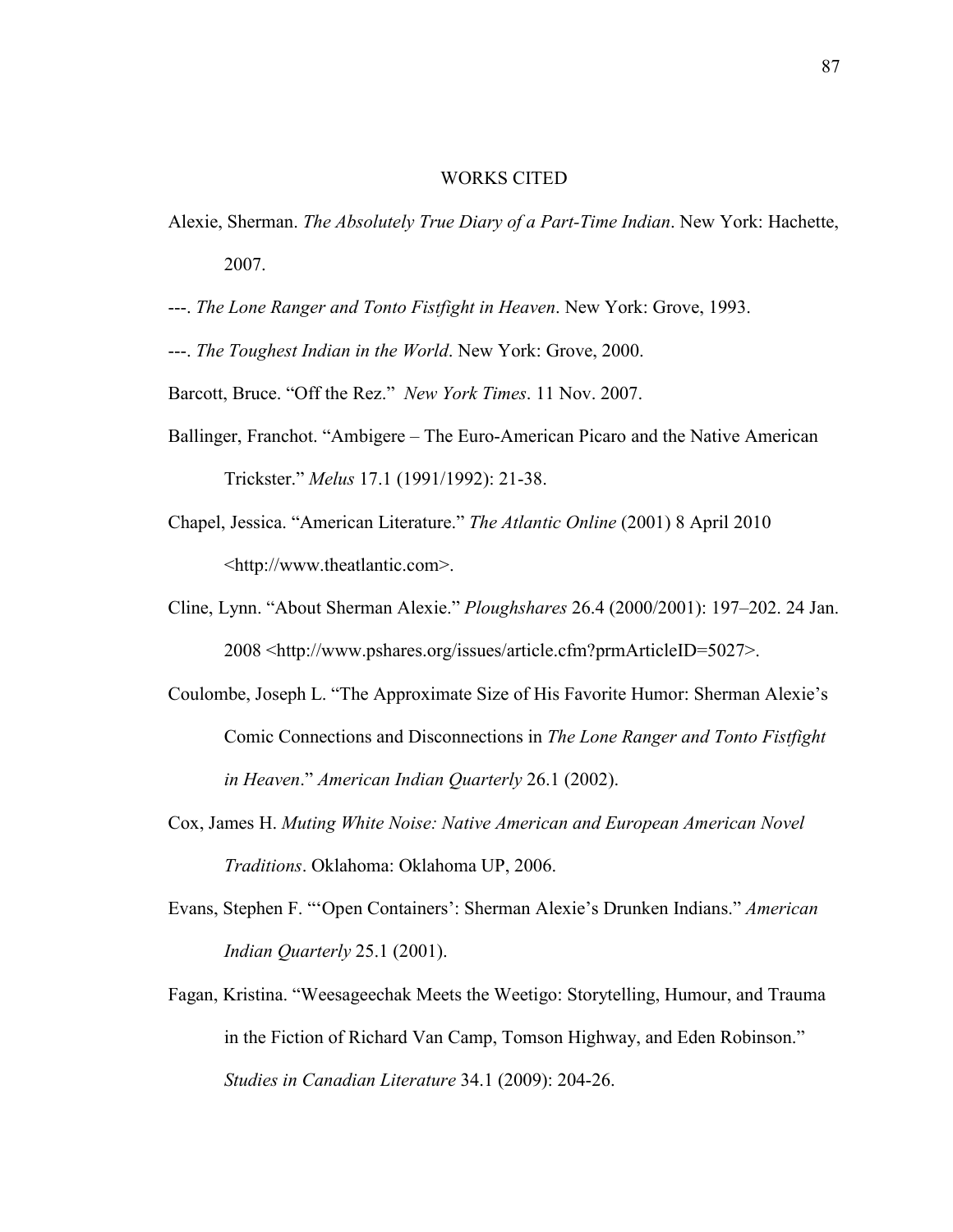# WORKS CITED

Alexie, Sherman. *The Absolutely True Diary of a Part-Time Indian*. New York: Hachette, 2007.

---. *The Lone Ranger and Tonto Fistfight in Heaven*. New York: Grove, 1993.

---. *The Toughest Indian in the World*. New York: Grove, 2000.

Barcott, Bruce. "Off the Rez." *New York Times*. 11 Nov. 2007.

Ballinger, Franchot. "Ambigere – The Euro-American Picaro and the Native American Trickster." *Melus* 17.1 (1991/1992): 21-38.

Chapel, Jessica. "American Literature." *The Atlantic Online* (2001) 8 April 2010 <http://www.theatlantic.com>.

Cline, Lynn. "About Sherman Alexie." *Ploughshares* 26.4 (2000/2001): 197–202. 24 Jan. 2008 <http://www.pshares.org/issues/article.cfm?prmArticleID=5027>.

Coulombe, Joseph L. "The Approximate Size of His Favorite Humor: Sherman Alexie's Comic Connections and Disconnections in *The Lone Ranger and Tonto Fistfight in Heaven*." *American Indian Quarterly* 26.1 (2002).

Cox, James H. *Muting White Noise: Native American and European American Novel Traditions*. Oklahoma: Oklahoma UP, 2006.

Evans, Stephen F. "'Open Containers': Sherman Alexie's Drunken Indians." *American Indian Quarterly* 25.1 (2001).

Fagan, Kristina. "Weesageechak Meets the Weetigo: Storytelling, Humour, and Trauma in the Fiction of Richard Van Camp, Tomson Highway, and Eden Robinson." *Studies in Canadian Literature* 34.1 (2009): 204-26.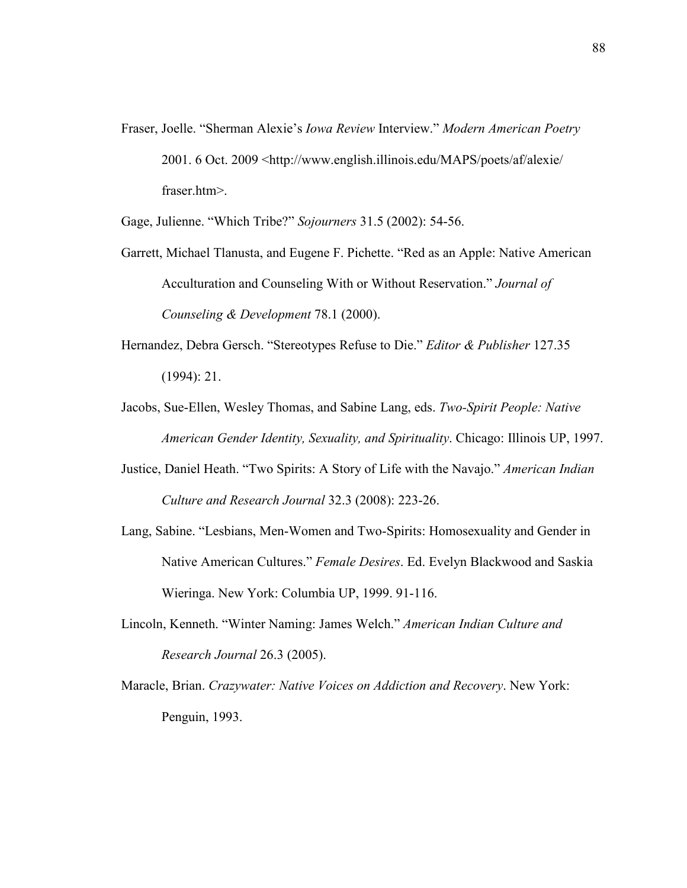Fraser, Joelle. "Sherman Alexie's *Iowa Review* Interview." *Modern American Poetry* 2001. 6 Oct. 2009 <http://www.english.illinois.edu/MAPS/poets/af/alexie/fraser.htm>.

Gage, Julienne. "Which Tribe?" *Sojourners* 31.5 (2002): 54-56.

Garrett, Michael Tlanusta, and Eugene F. Pichette. "Red as an Apple: Native American Acculturation and Counseling With or Without Reservation." *Journal of Counseling & Development* 78.1 (2000).

Hernandez, Debra Gersch. "Stereotypes Refuse to Die." *Editor & Publisher* 127.35 (1994): 21.

Jacobs, Sue-Ellen, Wesley Thomas, and Sabine Lang, eds. *Two-Spirit People: Native American Gender Identity, Sexuality, and Spirituality*. Chicago: Illinois UP, 1997.

Justice, Daniel Heath. "Two Spirits: A Story of Life with the Navajo." *American Indian Culture and Research Journal* 32.3 (2008): 223-26.

Lang, Sabine. "Lesbians, Men-Women and Two-Spirits: Homosexuality and Gender in Native American Cultures." *Female Desires*. Ed. Evelyn Blackwood and Saskia Wieringa. New York: Columbia UP, 1999. 91-116.

Lincoln, Kenneth. "Winter Naming: James Welch." *American Indian Culture and Research Journal* 26.3 (2005).

Maracle, Brian. *Crazywater: Native Voices on Addiction and Recovery*. New York: Penguin, 1993.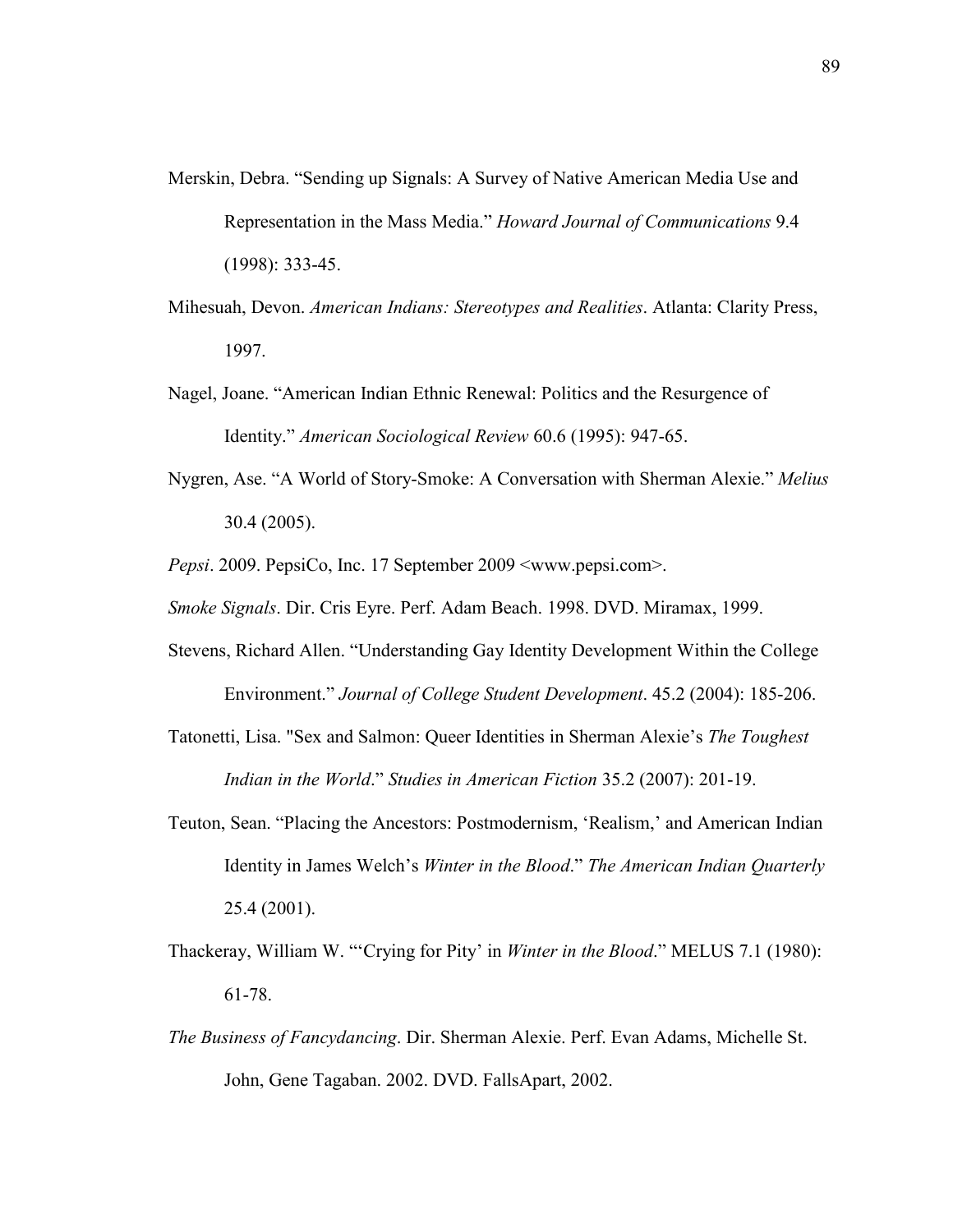Merskin, Debra. “Sending up Signals: A Survey of Native American Media Use and Representation in the Mass Media.” *Howard Journal of Communications* 9.4 (1998): 333-45.

Mihesuah, Devon. *American Indians: Stereotypes and Realities*. Atlanta: Clarity Press, 1997.

Nagel, Joane. “American Indian Ethnic Renewal: Politics and the Resurgence of Identity.” *American Sociological Review* 60.6 (1995): 947-65.

Nygren, Ase. “A World of Story-Smoke: A Conversation with Sherman Alexie.” *Melius* 30.4 (2005).

*Pepsi*. 2009. PepsiCo, Inc. 17 September 2009 <www.pepsi.com>.

*Smoke Signals*. Dir. Cris Eyre. Perf. Adam Beach. 1998. DVD. Miramax, 1999.

Stevens, Richard Allen. “Understanding Gay Identity Development Within the College Environment.” *Journal of College Student Development*. 45.2 (2004): 185-206.

Tatonetti, Lisa. "Sex and Salmon: Queer Identities in Sherman Alexie’s *The Toughest Indian in the World*.” *Studies in American Fiction* 35.2 (2007): 201-19.

Teuton, Sean. “Placing the Ancestors: Postmodernism, ‘Realism,’ and American Indian Identity in James Welch’s *Winter in the Blood*.” *The American Indian Quarterly* 25.4 (2001).

Thackeray, William W. “‘Crying for Pity’ in *Winter in the Blood*.” MELUS 7.1 (1980): 61-78.

*The Business of Fancydancing*. Dir. Sherman Alexie. Perf. Evan Adams, Michelle St. John, Gene Tagaban. 2002. DVD. FallsApart, 2002.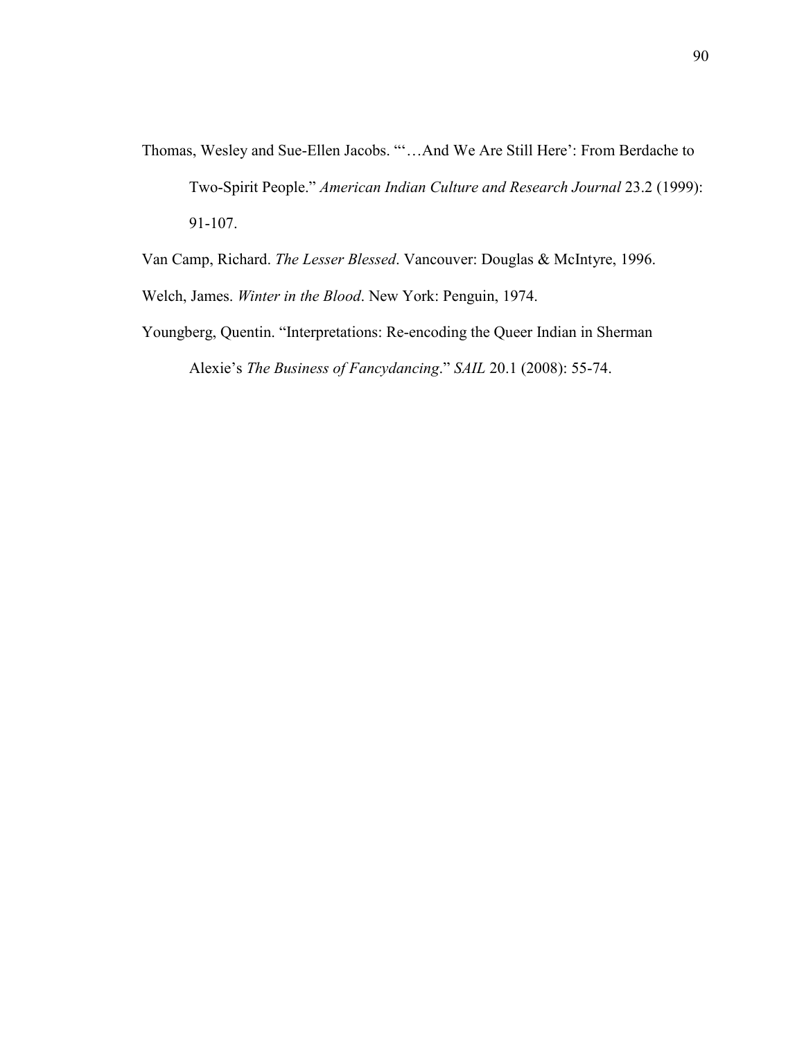Thomas, Wesley and Sue-Ellen Jacobs. "'…And We Are Still Here': From Berdache to Two-Spirit People." *American Indian Culture and Research Journal* 23.2 (1999): 91-107.

Van Camp, Richard. *The Lesser Blessed*. Vancouver: Douglas & McIntyre, 1996.

Welch, James. *Winter in the Blood*. New York: Penguin, 1974.

Youngberg, Quentin. "Interpretations: Re-encoding the Queer Indian in Sherman Alexie's *The Business of Fancydancing*." *SAIL* 20.1 (2008): 55-74.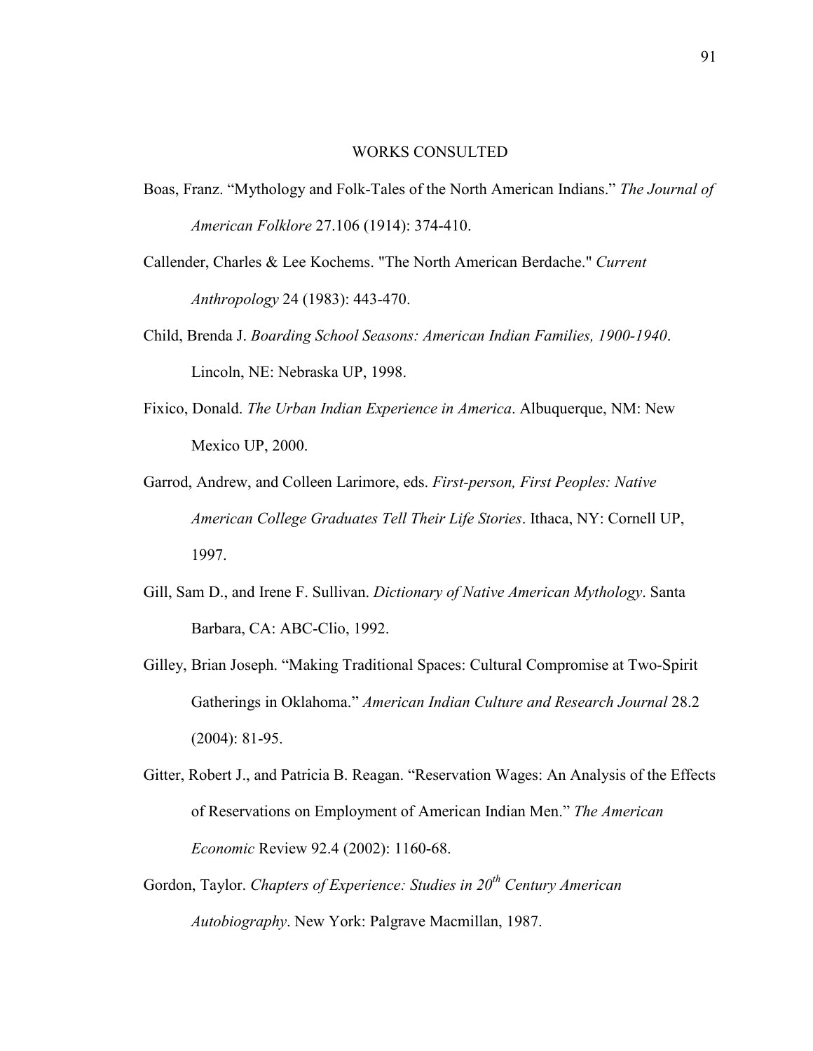# WORKS CONSULTED

Boas, Franz. “Mythology and Folk-Tales of the North American Indians.” *The Journal of American Folklore* 27.106 (1914): 374-410.

Callender, Charles & Lee Kochems. "The North American Berdache." *Current Anthropology* 24 (1983): 443-470.

Child, Brenda J. *Boarding School Seasons: American Indian Families, 1900-1940*. Lincoln, NE: Nebraska UP, 1998.

Fixico, Donald. *The Urban Indian Experience in America*. Albuquerque, NM: New Mexico UP, 2000.

Garrod, Andrew, and Colleen Larimore, eds. *First-person, First Peoples: Native American College Graduates Tell Their Life Stories*. Ithaca, NY: Cornell UP, 1997.

Gill, Sam D., and Irene F. Sullivan. *Dictionary of Native American Mythology*. Santa Barbara, CA: ABC-Clio, 1992.

Gilley, Brian Joseph. “Making Traditional Spaces: Cultural Compromise at Two-Spirit Gatherings in Oklahoma.” *American Indian Culture and Research Journal* 28.2 (2004): 81-95.

Gitter, Robert J., and Patricia B. Reagan. “Reservation Wages: An Analysis of the Effects of Reservations on Employment of American Indian Men.” *The American Economic* Review 92.4 (2002): 1160-68.

Gordon, Taylor. *Chapters of Experience: Studies in 20th Century American Autobiography*. New York: Palgrave Macmillan, 1987.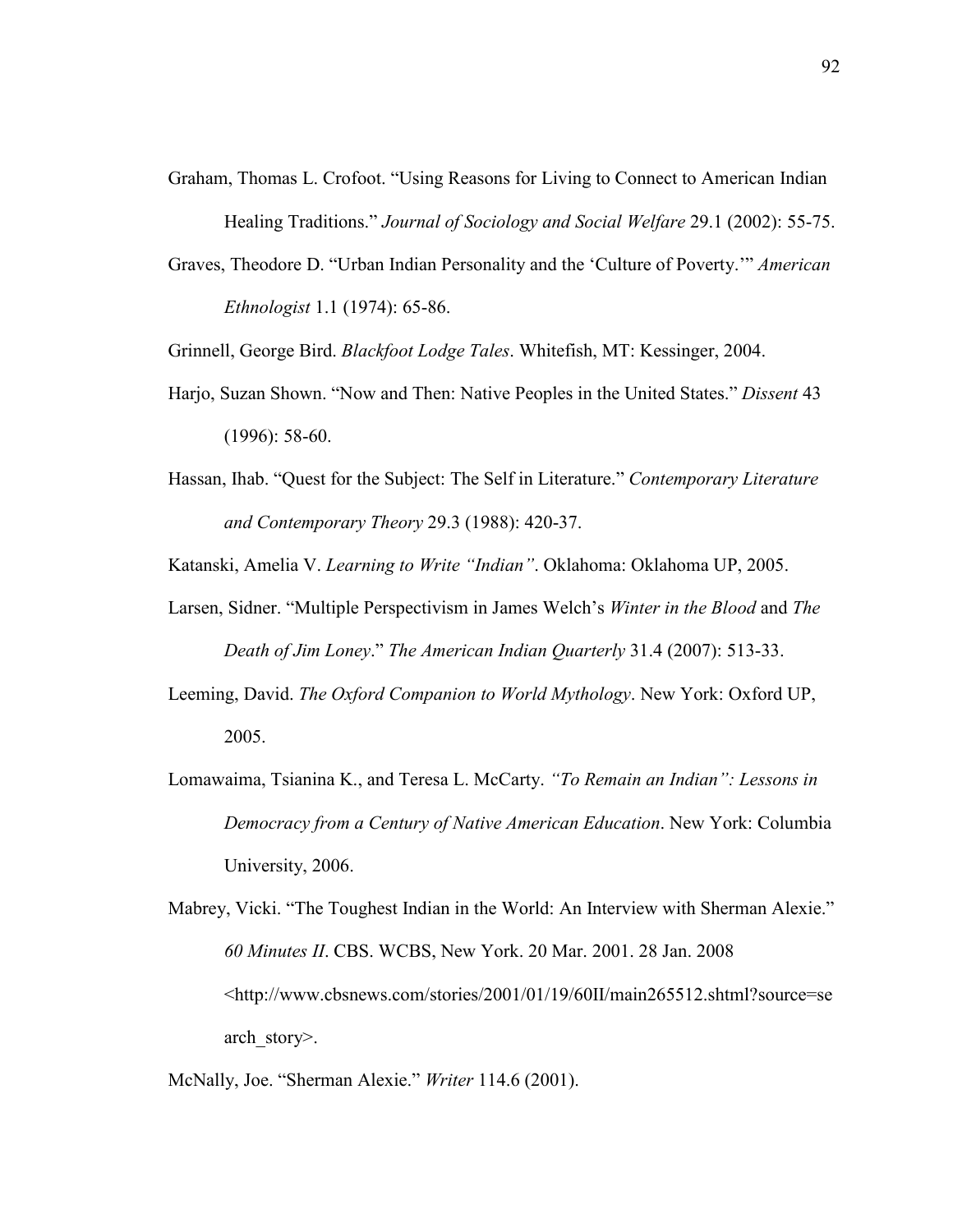Graham, Thomas L. Crofoot. “Using Reasons for Living to Connect to American Indian Healing Traditions.” *Journal of Sociology and Social Welfare* 29.1 (2002): 55-75.

Graves, Theodore D. “Urban Indian Personality and the ‘Culture of Poverty.’” *American Ethnologist* 1.1 (1974): 65-86.

Grinnell, George Bird. *Blackfoot Lodge Tales*. Whitefish, MT: Kessinger, 2004.

Harjo, Suzan Shown. “Now and Then: Native Peoples in the United States.” *Dissent* 43 (1996): 58-60.

Hassan, Ihab. “Quest for the Subject: The Self in Literature.” *Contemporary Literature and Contemporary Theory* 29.3 (1988): 420-37.

Katanski, Amelia V. *Learning to Write “Indian”*. Oklahoma: Oklahoma UP, 2005.

Larsen, Sidner. “Multiple Perspectivism in James Welch’s *Winter in the Blood* and *The Death of Jim Loney*.” *The American Indian Quarterly* 31.4 (2007): 513-33.

Leeming, David. *The Oxford Companion to World Mythology*. New York: Oxford UP, 2005.

Lomawaima, Tsianina K., and Teresa L. McCarty. *“To Remain an Indian”: Lessons in Democracy from a Century of Native American Education*. New York: Columbia University, 2006.

Mabrey, Vicki. “The Toughest Indian in the World: An Interview with Sherman Alexie.” *60 Minutes II*. CBS. WCBS, New York. 20 Mar. 2001. 28 Jan. 2008 <http://www.cbsnews.com/stories/2001/01/19/60II/main265512.shtml?source=search_story>.

McNally, Joe. “Sherman Alexie.” *Writer* 114.6 (2001).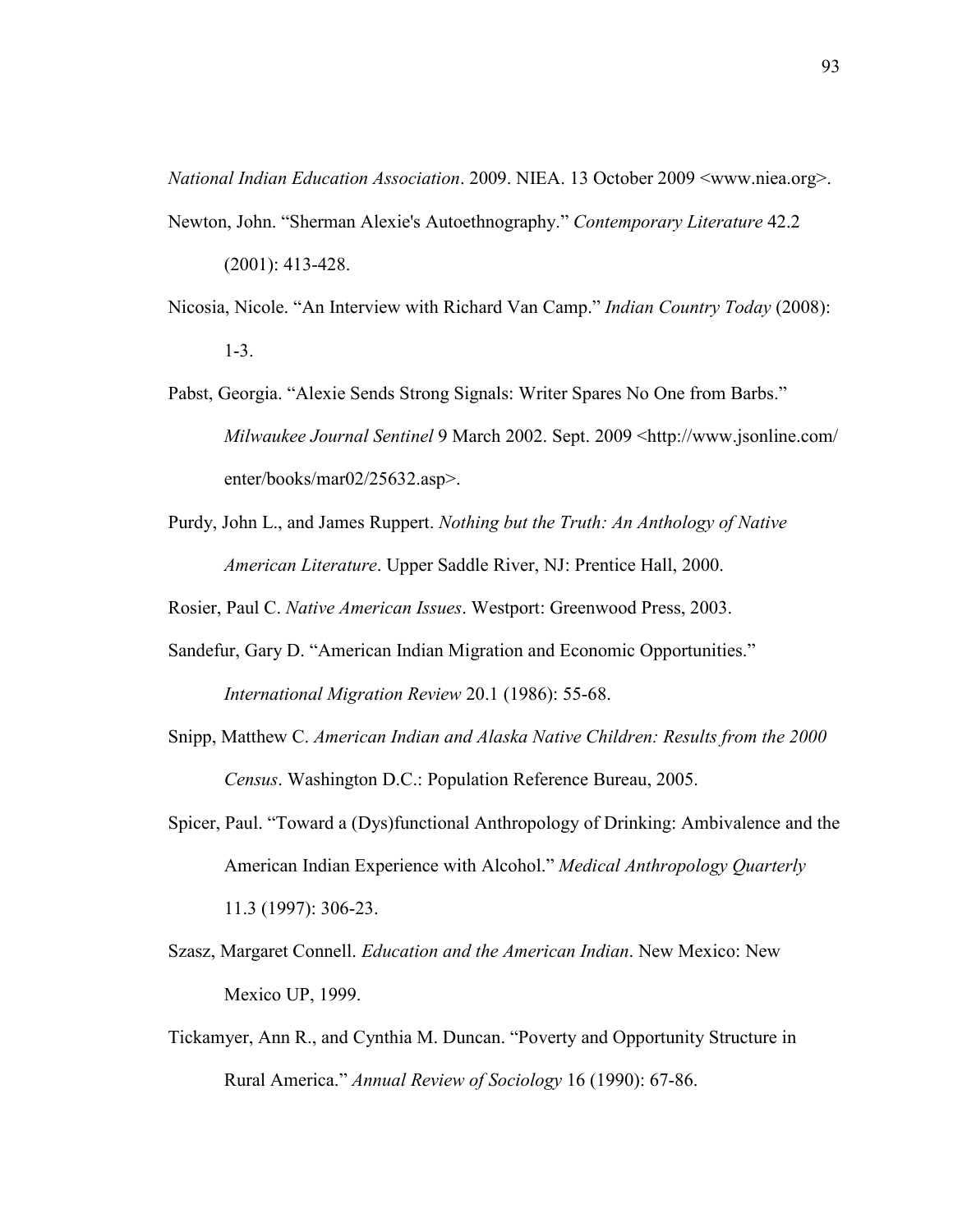*National Indian Education Association*. 2009. NIEA. 13 October 2009 <www.niea.org>.

Newton, John. "Sherman Alexie's Autoethnography." *Contemporary Literature* 42.2 (2001): 413-428.

Nicosia, Nicole. "An Interview with Richard Van Camp." *Indian Country Today* (2008): 1-3.

Pabst, Georgia. "Alexie Sends Strong Signals: Writer Spares No One from Barbs." *Milwaukee Journal Sentinel* 9 March 2002. Sept. 2009 <http://www.jsonline.com/enter/books/mar02/25632.asp>.

Purdy, John L., and James Ruppert. *Nothing but the Truth: An Anthology of Native American Literature*. Upper Saddle River, NJ: Prentice Hall, 2000.

Rosier, Paul C. *Native American Issues*. Westport: Greenwood Press, 2003.

Sandefur, Gary D. "American Indian Migration and Economic Opportunities." *International Migration Review* 20.1 (1986): 55-68.

Snipp, Matthew C. *American Indian and Alaska Native Children: Results from the 2000 Census*. Washington D.C.: Population Reference Bureau, 2005.

Spicer, Paul. "Toward a (Dys)functional Anthropology of Drinking: Ambivalence and the American Indian Experience with Alcohol." *Medical Anthropology Quarterly* 11.3 (1997): 306-23.

Szasz, Margaret Connell. *Education and the American Indian*. New Mexico: New Mexico UP, 1999.

Tickamyer, Ann R., and Cynthia M. Duncan. "Poverty and Opportunity Structure in Rural America." *Annual Review of Sociology* 16 (1990): 67-86.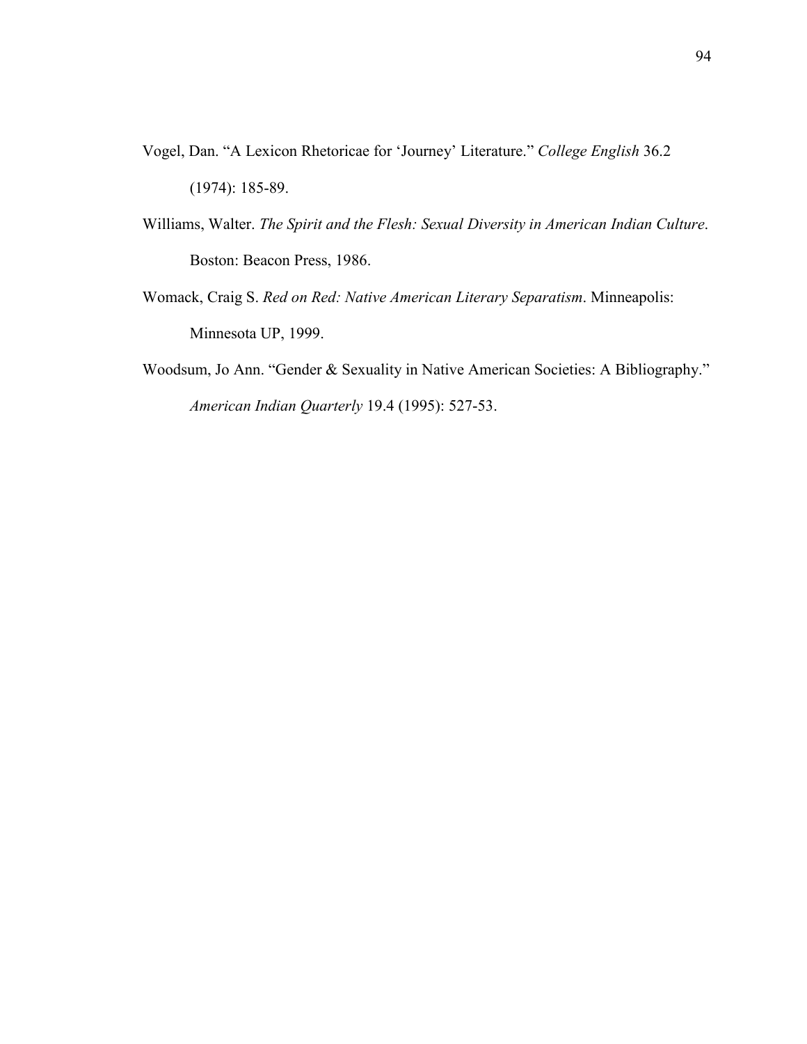Vogel, Dan. “A Lexicon Rhetoricae for ‘Journey’ Literature.” *College English* 36.2 (1974): 185-89.

Williams, Walter. *The Spirit and the Flesh: Sexual Diversity in American Indian Culture*. Boston: Beacon Press, 1986.

Womack, Craig S. *Red on Red: Native American Literary Separatism*. Minneapolis: Minnesota UP, 1999.

Woodsum, Jo Ann. “Gender & Sexuality in Native American Societies: A Bibliography.” *American Indian Quarterly* 19.4 (1995): 527-53.